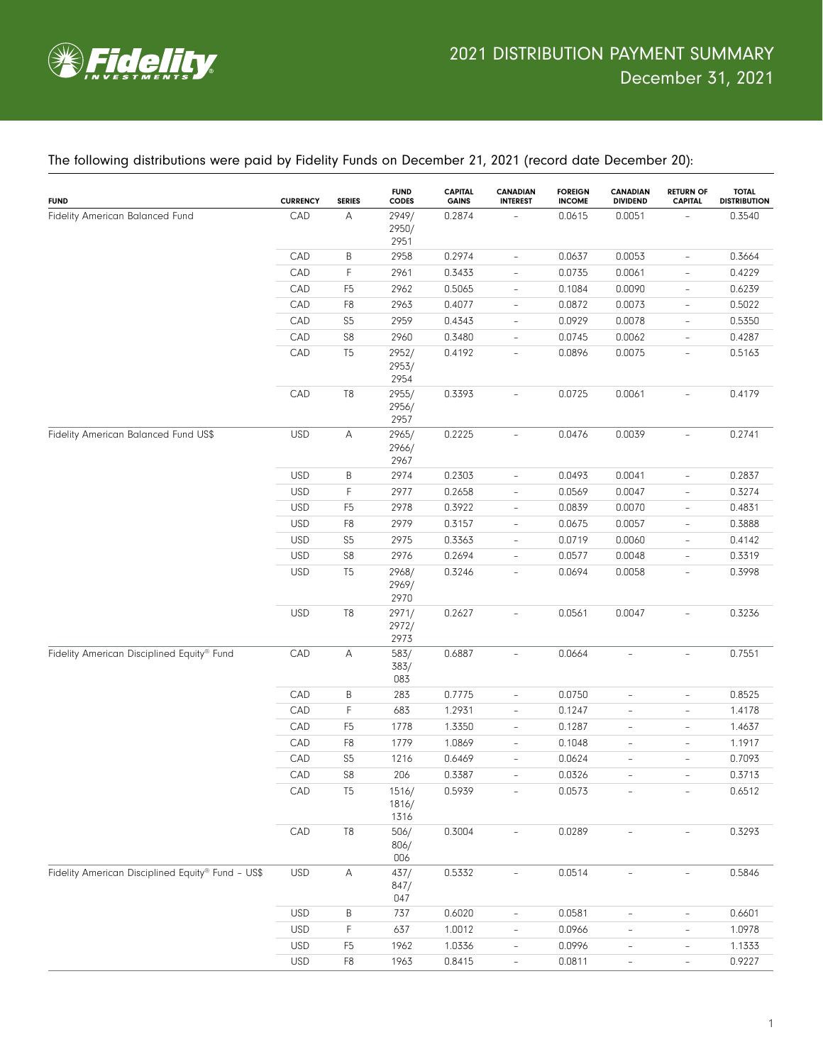# 2021 DISTRIBUTION PAYMENT SUMMARY

## December 31, 2021

The following distributions were paid by Fidelity Funds on December 21, 2021 (record date December 20):

| FUND | CURRENCY | SERIES | FUND CODES | CAPITAL GAINS | CANADIAN INTEREST | FOREIGN INCOME | CANADIAN DIVIDEND | RETURN OF CAPITAL | TOTAL DISTRIBUTION |
|---|---|---|---|---|---|---|---|---|---|
| Fidelity American Balanced Fund | CAD | A | 2949/ 2950/ 2951 | 0.2874 | – | 0.0615 | 0.0051 | – | 0.3540 |
| | CAD | B | 2958 | 0.2974 | – | 0.0637 | 0.0053 | – | 0.3664 |
| | CAD | F | 2961 | 0.3433 | – | 0.0735 | 0.0061 | – | 0.4229 |
| | CAD | F5 | 2962 | 0.5065 | – | 0.1084 | 0.0090 | – | 0.6239 |
| | CAD | F8 | 2963 | 0.4077 | – | 0.0872 | 0.0073 | – | 0.5022 |
| | CAD | S5 | 2959 | 0.4343 | – | 0.0929 | 0.0078 | – | 0.5350 |
| | CAD | S8 | 2960 | 0.3480 | – | 0.0745 | 0.0062 | – | 0.4287 |
| | CAD | T5 | 2952/ 2953/ 2954 | 0.4192 | – | 0.0896 | 0.0075 | – | 0.5163 |
| | CAD | T8 | 2955/ 2956/ 2957 | 0.3393 | – | 0.0725 | 0.0061 | – | 0.4179 |
| Fidelity American Balanced Fund US$ | USD | A | 2965/ 2966/ 2967 | 0.2225 | – | 0.0476 | 0.0039 | – | 0.2741 |
| | USD | B | 2974 | 0.2303 | – | 0.0493 | 0.0041 | – | 0.2837 |
| | USD | F | 2977 | 0.2658 | – | 0.0569 | 0.0047 | – | 0.3274 |
| | USD | F5 | 2978 | 0.3922 | – | 0.0839 | 0.0070 | – | 0.4831 |
| | USD | F8 | 2979 | 0.3157 | – | 0.0675 | 0.0057 | – | 0.3888 |
| | USD | S5 | 2975 | 0.3363 | – | 0.0719 | 0.0060 | – | 0.4142 |
| | USD | S8 | 2976 | 0.2694 | – | 0.0577 | 0.0048 | – | 0.3319 |
| | USD | T5 | 2968/ 2969/ 2970 | 0.3246 | – | 0.0694 | 0.0058 | – | 0.3998 |
| | USD | T8 | 2971/ 2972/ 2973 | 0.2627 | – | 0.0561 | 0.0047 | – | 0.3236 |
| Fidelity American Disciplined Equity® Fund | CAD | A | 583/ 383/ 083 | 0.6887 | – | 0.0664 | – | – | 0.7551 |
| | CAD | B | 283 | 0.7775 | – | 0.0750 | – | – | 0.8525 |
| | CAD | F | 683 | 1.2931 | – | 0.1247 | – | – | 1.4178 |
| | CAD | F5 | 1778 | 1.3350 | – | 0.1287 | – | – | 1.4637 |
| | CAD | F8 | 1779 | 1.0869 | – | 0.1048 | – | – | 1.1917 |
| | CAD | S5 | 1216 | 0.6469 | – | 0.0624 | – | – | 0.7093 |
| | CAD | S8 | 206 | 0.3387 | – | 0.0326 | – | – | 0.3713 |
| | CAD | T5 | 1516/ 1816/ 1316 | 0.5939 | – | 0.0573 | – | – | 0.6512 |
| | CAD | T8 | 506/ 806/ 006 | 0.3004 | – | 0.0289 | – | – | 0.3293 |
| Fidelity American Disciplined Equity® Fund – US$ | USD | A | 437/ 847/ 047 | 0.5332 | – | 0.0514 | – | – | 0.5846 |
| | USD | B | 737 | 0.6020 | – | 0.0581 | – | – | 0.6601 |
| | USD | F | 637 | 1.0012 | – | 0.0966 | – | – | 1.0978 |
| | USD | F5 | 1962 | 1.0336 | – | 0.0996 | – | – | 1.1333 |
| | USD | F8 | 1963 | 0.8415 | – | 0.0811 | – | – | 0.9227 |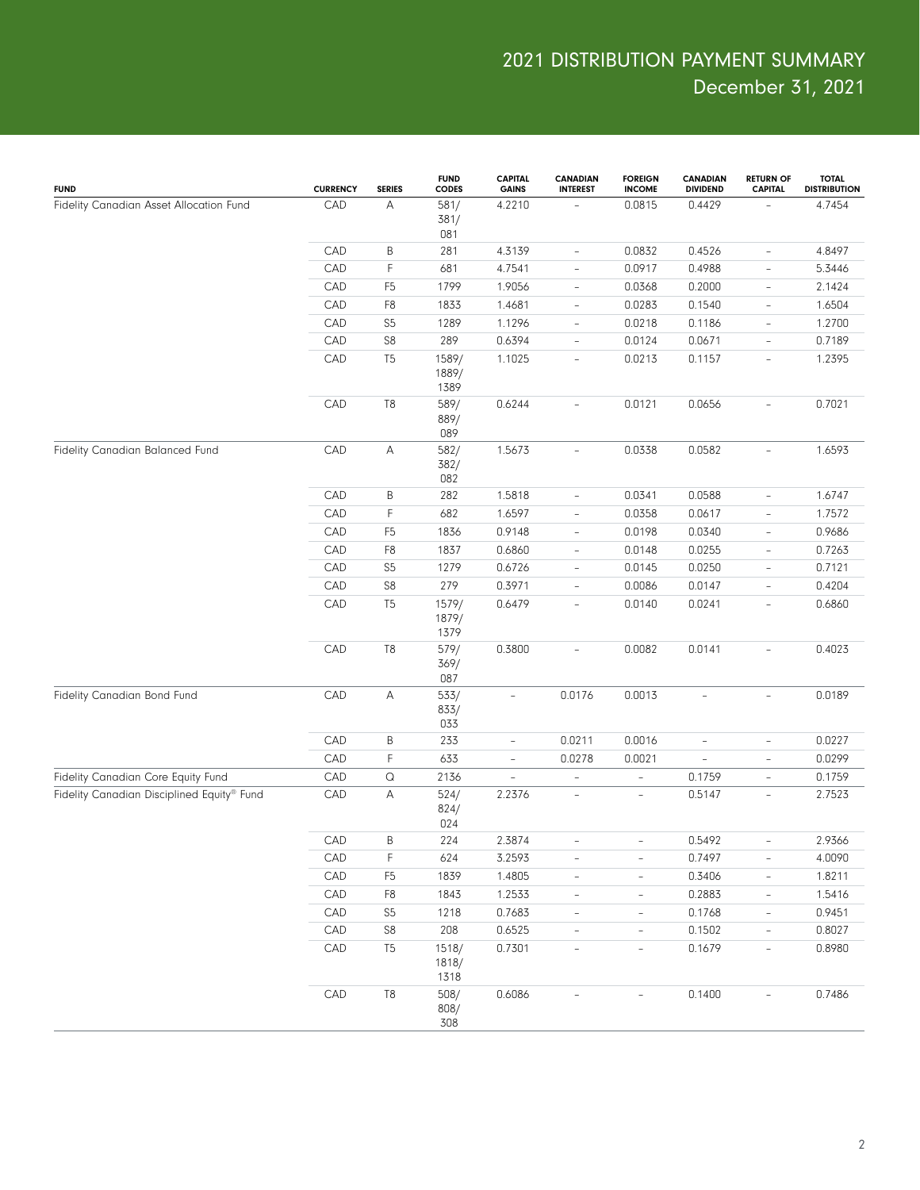# 2021 DISTRIBUTION PAYMENT SUMMARY
## December 31, 2021

| FUND | CURRENCY | SERIES | FUND CODES | CAPITAL GAINS | CANADIAN INTEREST | FOREIGN INCOME | CANADIAN DIVIDEND | RETURN OF CAPITAL | TOTAL DISTRIBUTION |
|---|---|---|---|---|---|---|---|---|---|
| Fidelity Canadian Asset Allocation Fund | CAD | A | 581/ 381/ 081 | 4.2210 | – | 0.0815 | 0.4429 | – | 4.7454 |
| | CAD | B | 281 | 4.3139 | – | 0.0832 | 0.4526 | – | 4.8497 |
| | CAD | F | 681 | 4.7541 | – | 0.0917 | 0.4988 | – | 5.3446 |
| | CAD | F5 | 1799 | 1.9056 | – | 0.0368 | 0.2000 | – | 2.1424 |
| | CAD | F8 | 1833 | 1.4681 | – | 0.0283 | 0.1540 | – | 1.6504 |
| | CAD | S5 | 1289 | 1.1296 | – | 0.0218 | 0.1186 | – | 1.2700 |
| | CAD | S8 | 289 | 0.6394 | – | 0.0124 | 0.0671 | – | 0.7189 |
| | CAD | T5 | 1589/ 1889/ 1389 | 1.1025 | – | 0.0213 | 0.1157 | – | 1.2395 |
| | CAD | T8 | 589/ 889/ 089 | 0.6244 | – | 0.0121 | 0.0656 | – | 0.7021 |
| Fidelity Canadian Balanced Fund | CAD | A | 582/ 382/ 082 | 1.5673 | – | 0.0338 | 0.0582 | – | 1.6593 |
| | CAD | B | 282 | 1.5818 | – | 0.0341 | 0.0588 | – | 1.6747 |
| | CAD | F | 682 | 1.6597 | – | 0.0358 | 0.0617 | – | 1.7572 |
| | CAD | F5 | 1836 | 0.9148 | – | 0.0198 | 0.0340 | – | 0.9686 |
| | CAD | F8 | 1837 | 0.6860 | – | 0.0148 | 0.0255 | – | 0.7263 |
| | CAD | S5 | 1279 | 0.6726 | – | 0.0145 | 0.0250 | – | 0.7121 |
| | CAD | S8 | 279 | 0.3971 | – | 0.0086 | 0.0147 | – | 0.4204 |
| | CAD | T5 | 1579/ 1879/ 1379 | 0.6479 | – | 0.0140 | 0.0241 | – | 0.6860 |
| | CAD | T8 | 579/ 369/ 087 | 0.3800 | – | 0.0082 | 0.0141 | – | 0.4023 |
| Fidelity Canadian Bond Fund | CAD | A | 533/ 833/ 033 | – | 0.0176 | 0.0013 | – | – | 0.0189 |
| | CAD | B | 233 | – | 0.0211 | 0.0016 | – | – | 0.0227 |
| | CAD | F | 633 | – | 0.0278 | 0.0021 | – | – | 0.0299 |
| Fidelity Canadian Core Equity Fund | CAD | Q | 2136 | – | – | – | 0.1759 | – | 0.1759 |
| Fidelity Canadian Disciplined Equity® Fund | CAD | A | 524/ 824/ 024 | 2.2376 | – | – | 0.5147 | – | 2.7523 |
| | CAD | B | 224 | 2.3874 | – | – | 0.5492 | – | 2.9366 |
| | CAD | F | 624 | 3.2593 | – | – | 0.7497 | – | 4.0090 |
| | CAD | F5 | 1839 | 1.4805 | – | – | 0.3406 | – | 1.8211 |
| | CAD | F8 | 1843 | 1.2533 | – | – | 0.2883 | – | 1.5416 |
| | CAD | S5 | 1218 | 0.7683 | – | – | 0.1768 | – | 0.9451 |
| | CAD | S8 | 208 | 0.6525 | – | – | 0.1502 | – | 0.8027 |
| | CAD | T5 | 1518/ 1818/ 1318 | 0.7301 | – | – | 0.1679 | – | 0.8980 |
| | CAD | T8 | 508/ 808/ 308 | 0.6086 | – | – | 0.1400 | – | 0.7486 |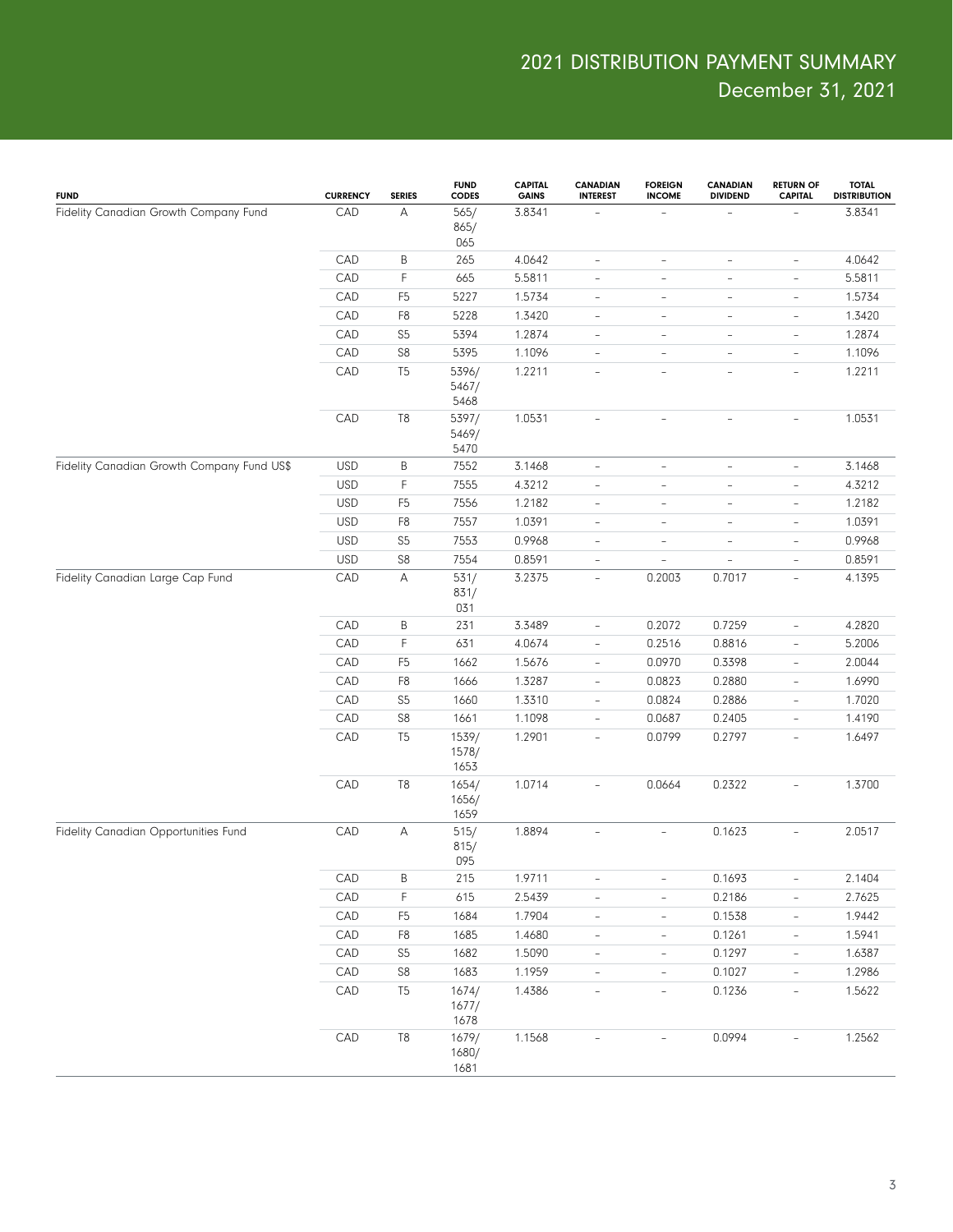# 2021 DISTRIBUTION PAYMENT SUMMARY

## December 31, 2021

| FUND | CURRENCY | SERIES | FUND CODES | CAPITAL GAINS | CANADIAN INTEREST | FOREIGN INCOME | CANADIAN DIVIDEND | RETURN OF CAPITAL | TOTAL DISTRIBUTION |
|---|---|---|---|---|---|---|---|---|---|
| Fidelity Canadian Growth Company Fund | CAD | A | 565/ 865/ 065 | 3.8341 | – | – | – | – | 3.8341 |
| | CAD | B | 265 | 4.0642 | – | – | – | – | 4.0642 |
| | CAD | F | 665 | 5.5811 | – | – | – | – | 5.5811 |
| | CAD | F5 | 5227 | 1.5734 | – | – | – | – | 1.5734 |
| | CAD | F8 | 5228 | 1.3420 | – | – | – | – | 1.3420 |
| | CAD | S5 | 5394 | 1.2874 | – | – | – | – | 1.2874 |
| | CAD | S8 | 5395 | 1.1096 | – | – | – | – | 1.1096 |
| | CAD | T5 | 5396/ 5467/ 5468 | 1.2211 | – | – | – | – | 1.2211 |
| | CAD | T8 | 5397/ 5469/ 5470 | 1.0531 | – | – | – | – | 1.0531 |
| Fidelity Canadian Growth Company Fund US$ | USD | B | 7552 | 3.1468 | – | – | – | – | 3.1468 |
| | USD | F | 7555 | 4.3212 | – | – | – | – | 4.3212 |
| | USD | F5 | 7556 | 1.2182 | – | – | – | – | 1.2182 |
| | USD | F8 | 7557 | 1.0391 | – | – | – | – | 1.0391 |
| | USD | S5 | 7553 | 0.9968 | – | – | – | – | 0.9968 |
| | USD | S8 | 7554 | 0.8591 | – | – | – | – | 0.8591 |
| Fidelity Canadian Large Cap Fund | CAD | A | 531/ 831/ 031 | 3.2375 | – | 0.2003 | 0.7017 | – | 4.1395 |
| | CAD | B | 231 | 3.3489 | – | 0.2072 | 0.7259 | – | 4.2820 |
| | CAD | F | 631 | 4.0674 | – | 0.2516 | 0.8816 | – | 5.2006 |
| | CAD | F5 | 1662 | 1.5676 | – | 0.0970 | 0.3398 | – | 2.0044 |
| | CAD | F8 | 1666 | 1.3287 | – | 0.0823 | 0.2880 | – | 1.6990 |
| | CAD | S5 | 1660 | 1.3310 | – | 0.0824 | 0.2886 | – | 1.7020 |
| | CAD | S8 | 1661 | 1.1098 | – | 0.0687 | 0.2405 | – | 1.4190 |
| | CAD | T5 | 1539/ 1578/ 1653 | 1.2901 | – | 0.0799 | 0.2797 | – | 1.6497 |
| | CAD | T8 | 1654/ 1656/ 1659 | 1.0714 | – | 0.0664 | 0.2322 | – | 1.3700 |
| Fidelity Canadian Opportunities Fund | CAD | A | 515/ 815/ 095 | 1.8894 | – | – | 0.1623 | – | 2.0517 |
| | CAD | B | 215 | 1.9711 | – | – | 0.1693 | – | 2.1404 |
| | CAD | F | 615 | 2.5439 | – | – | 0.2186 | – | 2.7625 |
| | CAD | F5 | 1684 | 1.7904 | – | – | 0.1538 | – | 1.9442 |
| | CAD | F8 | 1685 | 1.4680 | – | – | 0.1261 | – | 1.5941 |
| | CAD | S5 | 1682 | 1.5090 | – | – | 0.1297 | – | 1.6387 |
| | CAD | S8 | 1683 | 1.1959 | – | – | 0.1027 | – | 1.2986 |
| | CAD | T5 | 1674/ 1677/ 1678 | 1.4386 | – | – | 0.1236 | – | 1.5622 |
| | CAD | T8 | 1679/ 1680/ 1681 | 1.1568 | – | – | 0.0994 | – | 1.2562 |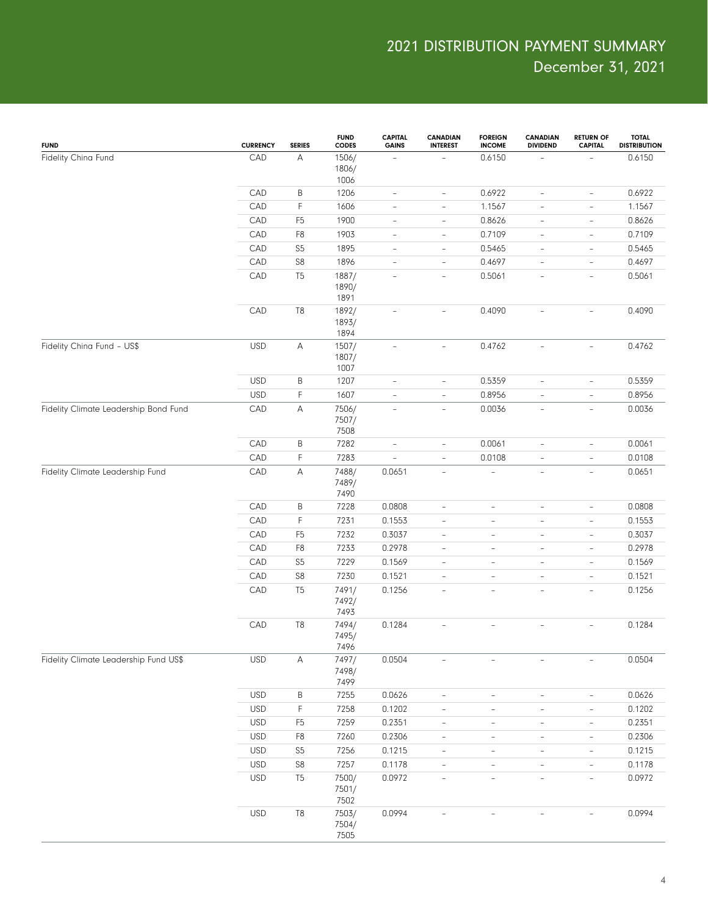# 2021 DISTRIBUTION PAYMENT SUMMARY
## December 31, 2021

| FUND | CURRENCY | SERIES | FUND CODES | CAPITAL GAINS | CANADIAN INTEREST | FOREIGN INCOME | CANADIAN DIVIDEND | RETURN OF CAPITAL | TOTAL DISTRIBUTION |
|---|---|---|---|---|---|---|---|---|---|
| Fidelity China Fund | CAD | A | 1506/ 1806/ 1006 | – | – | 0.6150 | – | – | 0.6150 |
| | CAD | B | 1206 | – | – | 0.6922 | – | – | 0.6922 |
| | CAD | F | 1606 | – | – | 1.1567 | – | – | 1.1567 |
| | CAD | F5 | 1900 | – | – | 0.8626 | – | – | 0.8626 |
| | CAD | F8 | 1903 | – | – | 0.7109 | – | – | 0.7109 |
| | CAD | S5 | 1895 | – | – | 0.5465 | – | – | 0.5465 |
| | CAD | S8 | 1896 | – | – | 0.4697 | – | – | 0.4697 |
| | CAD | T5 | 1887/ 1890/ 1891 | – | – | 0.5061 | – | – | 0.5061 |
| | CAD | T8 | 1892/ 1893/ 1894 | – | – | 0.4090 | – | – | 0.4090 |
| Fidelity China Fund – US$ | USD | A | 1507/ 1807/ 1007 | – | – | 0.4762 | – | – | 0.4762 |
| | USD | B | 1207 | – | – | 0.5359 | – | – | 0.5359 |
| | USD | F | 1607 | – | – | 0.8956 | – | – | 0.8956 |
| Fidelity Climate Leadership Bond Fund | CAD | A | 7506/ 7507/ 7508 | – | – | 0.0036 | – | – | 0.0036 |
| | CAD | B | 7282 | – | – | 0.0061 | – | – | 0.0061 |
| | CAD | F | 7283 | – | – | 0.0108 | – | – | 0.0108 |
| Fidelity Climate Leadership Fund | CAD | A | 7488/ 7489/ 7490 | 0.0651 | – | – | – | – | 0.0651 |
| | CAD | B | 7228 | 0.0808 | – | – | – | – | 0.0808 |
| | CAD | F | 7231 | 0.1553 | – | – | – | – | 0.1553 |
| | CAD | F5 | 7232 | 0.3037 | – | – | – | – | 0.3037 |
| | CAD | F8 | 7233 | 0.2978 | – | – | – | – | 0.2978 |
| | CAD | S5 | 7229 | 0.1569 | – | – | – | – | 0.1569 |
| | CAD | S8 | 7230 | 0.1521 | – | – | – | – | 0.1521 |
| | CAD | T5 | 7491/ 7492/ 7493 | 0.1256 | – | – | – | – | 0.1256 |
| | CAD | T8 | 7494/ 7495/ 7496 | 0.1284 | – | – | – | – | 0.1284 |
| Fidelity Climate Leadership Fund US$ | USD | A | 7497/ 7498/ 7499 | 0.0504 | – | – | – | – | 0.0504 |
| | USD | B | 7255 | 0.0626 | – | – | – | – | 0.0626 |
| | USD | F | 7258 | 0.1202 | – | – | – | – | 0.1202 |
| | USD | F5 | 7259 | 0.2351 | – | – | – | – | 0.2351 |
| | USD | F8 | 7260 | 0.2306 | – | – | – | – | 0.2306 |
| | USD | S5 | 7256 | 0.1215 | – | – | – | – | 0.1215 |
| | USD | S8 | 7257 | 0.1178 | – | – | – | – | 0.1178 |
| | USD | T5 | 7500/ 7501/ 7502 | 0.0972 | – | – | – | – | 0.0972 |
| | USD | T8 | 7503/ 7504/ 7505 | 0.0994 | – | – | – | – | 0.0994 |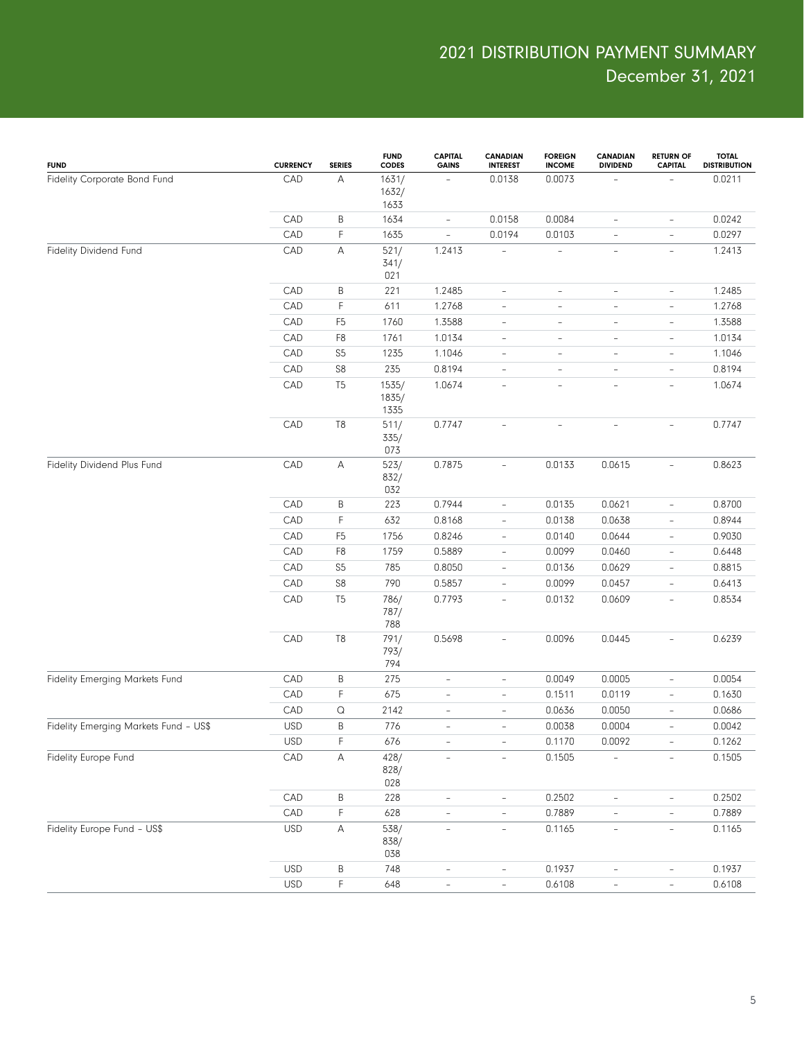# 2021 DISTRIBUTION PAYMENT SUMMARY

## December 31, 2021

| FUND | CURRENCY | SERIES | FUND CODES | CAPITAL GAINS | CANADIAN INTEREST | FOREIGN INCOME | CANADIAN DIVIDEND | RETURN OF CAPITAL | TOTAL DISTRIBUTION |
|---|---|---|---|---|---|---|---|---|---|
| Fidelity Corporate Bond Fund | CAD | A | 1631/ 1632/ 1633 | – | 0.0138 | 0.0073 | – | – | 0.0211 |
| | CAD | B | 1634 | – | 0.0158 | 0.0084 | – | – | 0.0242 |
| | CAD | F | 1635 | – | 0.0194 | 0.0103 | – | – | 0.0297 |
| Fidelity Dividend Fund | CAD | A | 521/ 341/ 021 | 1.2413 | – | – | – | – | 1.2413 |
| | CAD | B | 221 | 1.2485 | – | – | – | – | 1.2485 |
| | CAD | F | 611 | 1.2768 | – | – | – | – | 1.2768 |
| | CAD | F5 | 1760 | 1.3588 | – | – | – | – | 1.3588 |
| | CAD | F8 | 1761 | 1.0134 | – | – | – | – | 1.0134 |
| | CAD | S5 | 1235 | 1.1046 | – | – | – | – | 1.1046 |
| | CAD | S8 | 235 | 0.8194 | – | – | – | – | 0.8194 |
| | CAD | T5 | 1535/ 1835/ 1335 | 1.0674 | – | – | – | – | 1.0674 |
| | CAD | T8 | 511/ 335/ 073 | 0.7747 | – | – | – | – | 0.7747 |
| Fidelity Dividend Plus Fund | CAD | A | 523/ 832/ 032 | 0.7875 | – | 0.0133 | 0.0615 | – | 0.8623 |
| | CAD | B | 223 | 0.7944 | – | 0.0135 | 0.0621 | – | 0.8700 |
| | CAD | F | 632 | 0.8168 | – | 0.0138 | 0.0638 | – | 0.8944 |
| | CAD | F5 | 1756 | 0.8246 | – | 0.0140 | 0.0644 | – | 0.9030 |
| | CAD | F8 | 1759 | 0.5889 | – | 0.0099 | 0.0460 | – | 0.6448 |
| | CAD | S5 | 785 | 0.8050 | – | 0.0136 | 0.0629 | – | 0.8815 |
| | CAD | S8 | 790 | 0.5857 | – | 0.0099 | 0.0457 | – | 0.6413 |
| | CAD | T5 | 786/ 787/ 788 | 0.7793 | – | 0.0132 | 0.0609 | – | 0.8534 |
| | CAD | T8 | 791/ 793/ 794 | 0.5698 | – | 0.0096 | 0.0445 | – | 0.6239 |
| Fidelity Emerging Markets Fund | CAD | B | 275 | – | – | 0.0049 | 0.0005 | – | 0.0054 |
| | CAD | F | 675 | – | – | 0.1511 | 0.0119 | – | 0.1630 |
| | CAD | Q | 2142 | – | – | 0.0636 | 0.0050 | – | 0.0686 |
| Fidelity Emerging Markets Fund – US$ | USD | B | 776 | – | – | 0.0038 | 0.0004 | – | 0.0042 |
| | USD | F | 676 | – | – | 0.1170 | 0.0092 | – | 0.1262 |
| Fidelity Europe Fund | CAD | A | 428/ 828/ 028 | – | – | 0.1505 | – | – | 0.1505 |
| | CAD | B | 228 | – | – | 0.2502 | – | – | 0.2502 |
| | CAD | F | 628 | – | – | 0.7889 | – | – | 0.7889 |
| Fidelity Europe Fund – US$ | USD | A | 538/ 838/ 038 | – | – | 0.1165 | – | – | 0.1165 |
| | USD | B | 748 | – | – | 0.1937 | – | – | 0.1937 |
| | USD | F | 648 | – | – | 0.6108 | – | – | 0.6108 |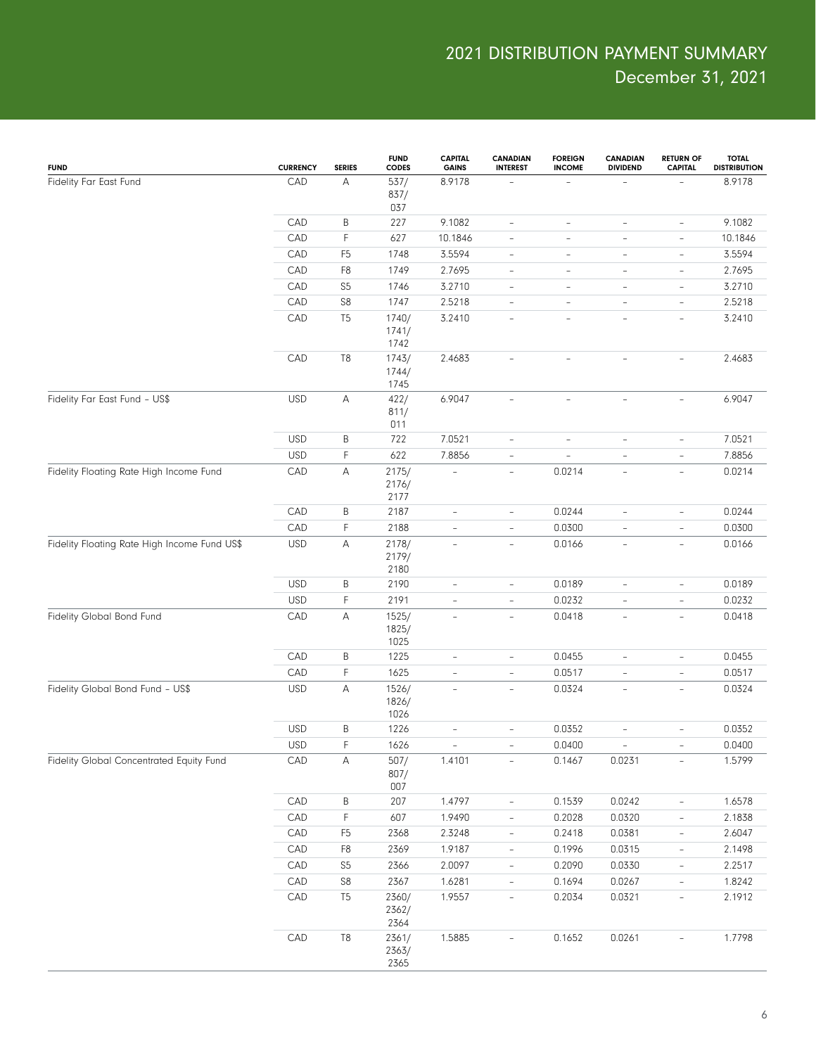# 2021 DISTRIBUTION PAYMENT SUMMARY

## December 31, 2021

| FUND | CURRENCY | SERIES | FUND CODES | CAPITAL GAINS | CANADIAN INTEREST | FOREIGN INCOME | CANADIAN DIVIDEND | RETURN OF CAPITAL | TOTAL DISTRIBUTION |
|---|---|---|---|---|---|---|---|---|---|
| Fidelity Far East Fund | CAD | A | 537/ 837/ 037 | 8.9178 | – | – | – | – | 8.9178 |
| | CAD | B | 227 | 9.1082 | – | – | – | – | 9.1082 |
| | CAD | F | 627 | 10.1846 | – | – | – | – | 10.1846 |
| | CAD | F5 | 1748 | 3.5594 | – | – | – | – | 3.5594 |
| | CAD | F8 | 1749 | 2.7695 | – | – | – | – | 2.7695 |
| | CAD | S5 | 1746 | 3.2710 | – | – | – | – | 3.2710 |
| | CAD | S8 | 1747 | 2.5218 | – | – | – | – | 2.5218 |
| | CAD | T5 | 1740/ 1741/ 1742 | 3.2410 | – | – | – | – | 3.2410 |
| | CAD | T8 | 1743/ 1744/ 1745 | 2.4683 | – | – | – | – | 2.4683 |
| Fidelity Far East Fund – US$ | USD | A | 422/ 811/ 011 | 6.9047 | – | – | – | – | 6.9047 |
| | USD | B | 722 | 7.0521 | – | – | – | – | 7.0521 |
| | USD | F | 622 | 7.8856 | – | – | – | – | 7.8856 |
| Fidelity Floating Rate High Income Fund | CAD | A | 2175/ 2176/ 2177 | – | – | 0.0214 | – | – | 0.0214 |
| | CAD | B | 2187 | – | – | 0.0244 | – | – | 0.0244 |
| | CAD | F | 2188 | – | – | 0.0300 | – | – | 0.0300 |
| Fidelity Floating Rate High Income Fund US$ | USD | A | 2178/ 2179/ 2180 | – | – | 0.0166 | – | – | 0.0166 |
| | USD | B | 2190 | – | – | 0.0189 | – | – | 0.0189 |
| | USD | F | 2191 | – | – | 0.0232 | – | – | 0.0232 |
| Fidelity Global Bond Fund | CAD | A | 1525/ 1825/ 1025 | – | – | 0.0418 | – | – | 0.0418 |
| | CAD | B | 1225 | – | – | 0.0455 | – | – | 0.0455 |
| | CAD | F | 1625 | – | – | 0.0517 | – | – | 0.0517 |
| Fidelity Global Bond Fund – US$ | USD | A | 1526/ 1826/ 1026 | – | – | 0.0324 | – | – | 0.0324 |
| | USD | B | 1226 | – | – | 0.0352 | – | – | 0.0352 |
| | USD | F | 1626 | – | – | 0.0400 | – | – | 0.0400 |
| Fidelity Global Concentrated Equity Fund | CAD | A | 507/ 807/ 007 | 1.4101 | – | 0.1467 | 0.0231 | – | 1.5799 |
| | CAD | B | 207 | 1.4797 | – | 0.1539 | 0.0242 | – | 1.6578 |
| | CAD | F | 607 | 1.9490 | – | 0.2028 | 0.0320 | – | 2.1838 |
| | CAD | F5 | 2368 | 2.3248 | – | 0.2418 | 0.0381 | – | 2.6047 |
| | CAD | F8 | 2369 | 1.9187 | – | 0.1996 | 0.0315 | – | 2.1498 |
| | CAD | S5 | 2366 | 2.0097 | – | 0.2090 | 0.0330 | – | 2.2517 |
| | CAD | S8 | 2367 | 1.6281 | – | 0.1694 | 0.0267 | – | 1.8242 |
| | CAD | T5 | 2360/ 2362/ 2364 | 1.9557 | – | 0.2034 | 0.0321 | – | 2.1912 |
| | CAD | T8 | 2361/ 2363/ 2365 | 1.5885 | – | 0.1652 | 0.0261 | – | 1.7798 |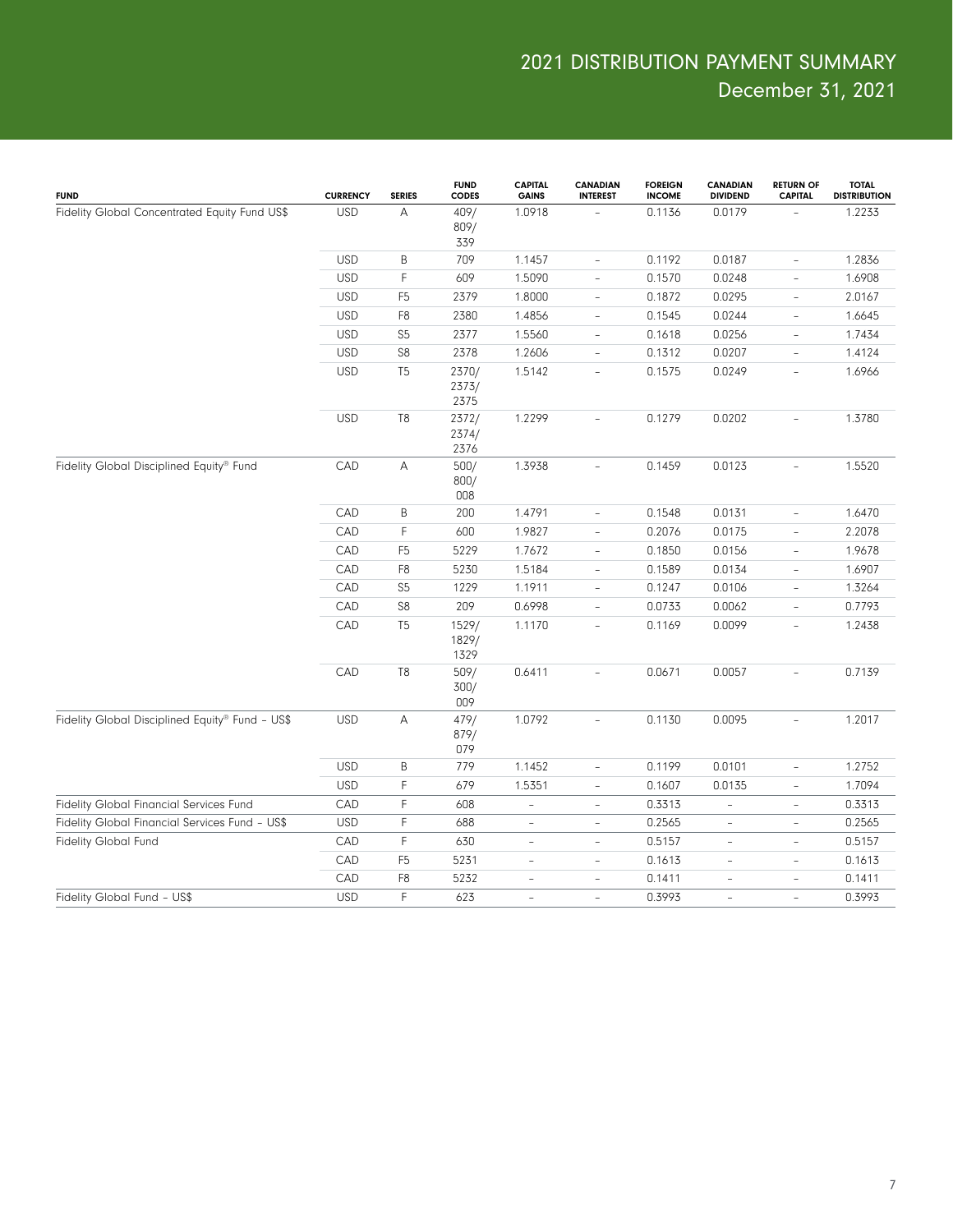# 2021 DISTRIBUTION PAYMENT SUMMARY
## December 31, 2021

| FUND | CURRENCY | SERIES | FUND CODES | CAPITAL GAINS | CANADIAN INTEREST | FOREIGN INCOME | CANADIAN DIVIDEND | RETURN OF CAPITAL | TOTAL DISTRIBUTION |
|---|---|---|---|---|---|---|---|---|---|
| Fidelity Global Concentrated Equity Fund US$ | USD | A | 409/ 809/ 339 | 1.0918 | – | 0.1136 | 0.0179 | – | 1.2233 |
| | USD | B | 709 | 1.1457 | – | 0.1192 | 0.0187 | – | 1.2836 |
| | USD | F | 609 | 1.5090 | – | 0.1570 | 0.0248 | – | 1.6908 |
| | USD | F5 | 2379 | 1.8000 | – | 0.1872 | 0.0295 | – | 2.0167 |
| | USD | F8 | 2380 | 1.4856 | – | 0.1545 | 0.0244 | – | 1.6645 |
| | USD | S5 | 2377 | 1.5560 | – | 0.1618 | 0.0256 | – | 1.7434 |
| | USD | S8 | 2378 | 1.2606 | – | 0.1312 | 0.0207 | – | 1.4124 |
| | USD | T5 | 2370/ 2373/ 2375 | 1.5142 | – | 0.1575 | 0.0249 | – | 1.6966 |
| | USD | T8 | 2372/ 2374/ 2376 | 1.2299 | – | 0.1279 | 0.0202 | – | 1.3780 |
| Fidelity Global Disciplined Equity® Fund | CAD | A | 500/ 800/ 008 | 1.3938 | – | 0.1459 | 0.0123 | – | 1.5520 |
| | CAD | B | 200 | 1.4791 | – | 0.1548 | 0.0131 | – | 1.6470 |
| | CAD | F | 600 | 1.9827 | – | 0.2076 | 0.0175 | – | 2.2078 |
| | CAD | F5 | 5229 | 1.7672 | – | 0.1850 | 0.0156 | – | 1.9678 |
| | CAD | F8 | 5230 | 1.5184 | – | 0.1589 | 0.0134 | – | 1.6907 |
| | CAD | S5 | 1229 | 1.1911 | – | 0.1247 | 0.0106 | – | 1.3264 |
| | CAD | S8 | 209 | 0.6998 | – | 0.0733 | 0.0062 | – | 0.7793 |
| | CAD | T5 | 1529/ 1829/ 1329 | 1.1170 | – | 0.1169 | 0.0099 | – | 1.2438 |
| | CAD | T8 | 509/ 300/ 009 | 0.6411 | – | 0.0671 | 0.0057 | – | 0.7139 |
| Fidelity Global Disciplined Equity® Fund – US$ | USD | A | 479/ 879/ 079 | 1.0792 | – | 0.1130 | 0.0095 | – | 1.2017 |
| | USD | B | 779 | 1.1452 | – | 0.1199 | 0.0101 | – | 1.2752 |
| | USD | F | 679 | 1.5351 | – | 0.1607 | 0.0135 | – | 1.7094 |
| Fidelity Global Financial Services Fund | CAD | F | 608 | – | – | 0.3313 | – | – | 0.3313 |
| Fidelity Global Financial Services Fund – US$ | USD | F | 688 | – | – | 0.2565 | – | – | 0.2565 |
| Fidelity Global Fund | CAD | F | 630 | – | – | 0.5157 | – | – | 0.5157 |
| | CAD | F5 | 5231 | – | – | 0.1613 | – | – | 0.1613 |
| | CAD | F8 | 5232 | – | – | 0.1411 | – | – | 0.1411 |
| Fidelity Global Fund – US$ | USD | F | 623 | – | – | 0.3993 | – | – | 0.3993 |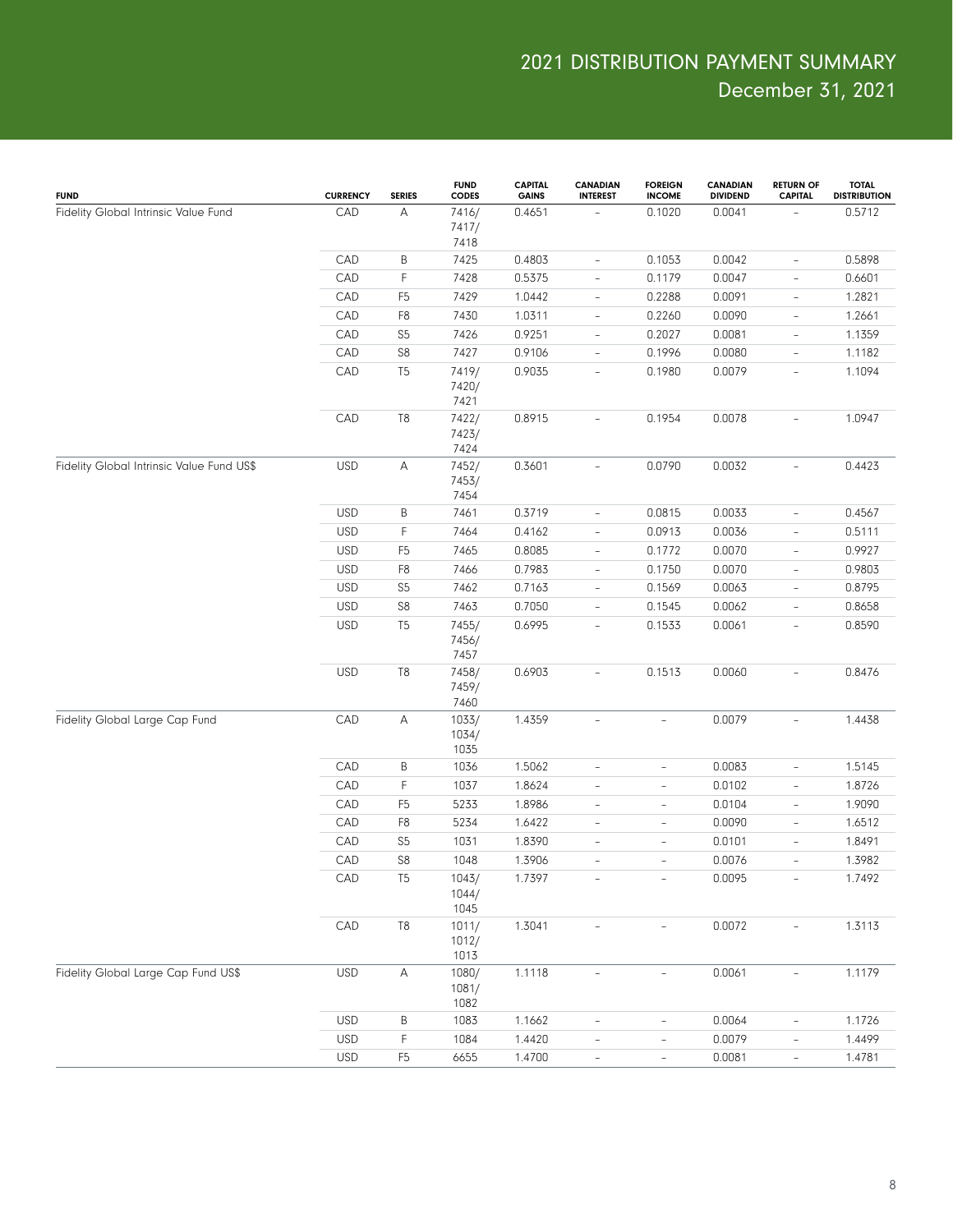# 2021 DISTRIBUTION PAYMENT SUMMARY

## December 31, 2021

| FUND | CURRENCY | SERIES | FUND CODES | CAPITAL GAINS | CANADIAN INTEREST | FOREIGN INCOME | CANADIAN DIVIDEND | RETURN OF CAPITAL | TOTAL DISTRIBUTION |
|---|---|---|---|---|---|---|---|---|---|
| Fidelity Global Intrinsic Value Fund | CAD | A | 7416/ 7417/ 7418 | 0.4651 | – | 0.1020 | 0.0041 | – | 0.5712 |
| | CAD | B | 7425 | 0.4803 | – | 0.1053 | 0.0042 | – | 0.5898 |
| | CAD | F | 7428 | 0.5375 | – | 0.1179 | 0.0047 | – | 0.6601 |
| | CAD | F5 | 7429 | 1.0442 | – | 0.2288 | 0.0091 | – | 1.2821 |
| | CAD | F8 | 7430 | 1.0311 | – | 0.2260 | 0.0090 | – | 1.2661 |
| | CAD | S5 | 7426 | 0.9251 | – | 0.2027 | 0.0081 | – | 1.1359 |
| | CAD | S8 | 7427 | 0.9106 | – | 0.1996 | 0.0080 | – | 1.1182 |
| | CAD | T5 | 7419/ 7420/ 7421 | 0.9035 | – | 0.1980 | 0.0079 | – | 1.1094 |
| | CAD | T8 | 7422/ 7423/ 7424 | 0.8915 | – | 0.1954 | 0.0078 | – | 1.0947 |
| Fidelity Global Intrinsic Value Fund US$ | USD | A | 7452/ 7453/ 7454 | 0.3601 | – | 0.0790 | 0.0032 | – | 0.4423 |
| | USD | B | 7461 | 0.3719 | – | 0.0815 | 0.0033 | – | 0.4567 |
| | USD | F | 7464 | 0.4162 | – | 0.0913 | 0.0036 | – | 0.5111 |
| | USD | F5 | 7465 | 0.8085 | – | 0.1772 | 0.0070 | – | 0.9927 |
| | USD | F8 | 7466 | 0.7983 | – | 0.1750 | 0.0070 | – | 0.9803 |
| | USD | S5 | 7462 | 0.7163 | – | 0.1569 | 0.0063 | – | 0.8795 |
| | USD | S8 | 7463 | 0.7050 | – | 0.1545 | 0.0062 | – | 0.8658 |
| | USD | T5 | 7455/ 7456/ 7457 | 0.6995 | – | 0.1533 | 0.0061 | – | 0.8590 |
| | USD | T8 | 7458/ 7459/ 7460 | 0.6903 | – | 0.1513 | 0.0060 | – | 0.8476 |
| Fidelity Global Large Cap Fund | CAD | A | 1033/ 1034/ 1035 | 1.4359 | – | – | 0.0079 | – | 1.4438 |
| | CAD | B | 1036 | 1.5062 | – | – | 0.0083 | – | 1.5145 |
| | CAD | F | 1037 | 1.8624 | – | – | 0.0102 | – | 1.8726 |
| | CAD | F5 | 5233 | 1.8986 | – | – | 0.0104 | – | 1.9090 |
| | CAD | F8 | 5234 | 1.6422 | – | – | 0.0090 | – | 1.6512 |
| | CAD | S5 | 1031 | 1.8390 | – | – | 0.0101 | – | 1.8491 |
| | CAD | S8 | 1048 | 1.3906 | – | – | 0.0076 | – | 1.3982 |
| | CAD | T5 | 1043/ 1044/ 1045 | 1.7397 | – | – | 0.0095 | – | 1.7492 |
| | CAD | T8 | 1011/ 1012/ 1013 | 1.3041 | – | – | 0.0072 | – | 1.3113 |
| Fidelity Global Large Cap Fund US$ | USD | A | 1080/ 1081/ 1082 | 1.1118 | – | – | 0.0061 | – | 1.1179 |
| | USD | B | 1083 | 1.1662 | – | – | 0.0064 | – | 1.1726 |
| | USD | F | 1084 | 1.4420 | – | – | 0.0079 | – | 1.4499 |
| | USD | F5 | 6655 | 1.4700 | – | – | 0.0081 | – | 1.4781 |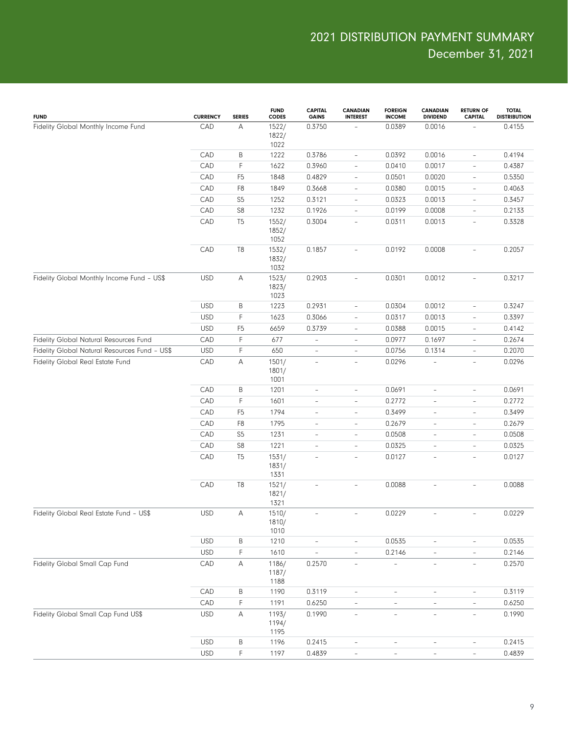# 2021 DISTRIBUTION PAYMENT SUMMARY
## December 31, 2021

| FUND | CURRENCY | SERIES | FUND CODES | CAPITAL GAINS | CANADIAN INTEREST | FOREIGN INCOME | CANADIAN DIVIDEND | RETURN OF CAPITAL | TOTAL DISTRIBUTION |
|---|---|---|---|---|---|---|---|---|---|
| Fidelity Global Monthly Income Fund | CAD | A | 1522/ 1822/ 1022 | 0.3750 | – | 0.0389 | 0.0016 | – | 0.4155 |
| | CAD | B | 1222 | 0.3786 | – | 0.0392 | 0.0016 | – | 0.4194 |
| | CAD | F | 1622 | 0.3960 | – | 0.0410 | 0.0017 | – | 0.4387 |
| | CAD | F5 | 1848 | 0.4829 | – | 0.0501 | 0.0020 | – | 0.5350 |
| | CAD | F8 | 1849 | 0.3668 | – | 0.0380 | 0.0015 | – | 0.4063 |
| | CAD | S5 | 1252 | 0.3121 | – | 0.0323 | 0.0013 | – | 0.3457 |
| | CAD | S8 | 1232 | 0.1926 | – | 0.0199 | 0.0008 | – | 0.2133 |
| | CAD | T5 | 1552/ 1852/ 1052 | 0.3004 | – | 0.0311 | 0.0013 | – | 0.3328 |
| | CAD | T8 | 1532/ 1832/ 1032 | 0.1857 | – | 0.0192 | 0.0008 | – | 0.2057 |
| Fidelity Global Monthly Income Fund – US$ | USD | A | 1523/ 1823/ 1023 | 0.2903 | – | 0.0301 | 0.0012 | – | 0.3217 |
| | USD | B | 1223 | 0.2931 | – | 0.0304 | 0.0012 | – | 0.3247 |
| | USD | F | 1623 | 0.3066 | – | 0.0317 | 0.0013 | – | 0.3397 |
| | USD | F5 | 6659 | 0.3739 | – | 0.0388 | 0.0015 | – | 0.4142 |
| Fidelity Global Natural Resources Fund | CAD | F | 677 | – | – | 0.0977 | 0.1697 | – | 0.2674 |
| Fidelity Global Natural Resources Fund – US$ | USD | F | 650 | – | – | 0.0756 | 0.1314 | – | 0.2070 |
| Fidelity Global Real Estate Fund | CAD | A | 1501/ 1801/ 1001 | – | – | 0.0296 | – | – | 0.0296 |
| | CAD | B | 1201 | – | – | 0.0691 | – | – | 0.0691 |
| | CAD | F | 1601 | – | – | 0.2772 | – | – | 0.2772 |
| | CAD | F5 | 1794 | – | – | 0.3499 | – | – | 0.3499 |
| | CAD | F8 | 1795 | – | – | 0.2679 | – | – | 0.2679 |
| | CAD | S5 | 1231 | – | – | 0.0508 | – | – | 0.0508 |
| | CAD | S8 | 1221 | – | – | 0.0325 | – | – | 0.0325 |
| | CAD | T5 | 1531/ 1831/ 1331 | – | – | 0.0127 | – | – | 0.0127 |
| | CAD | T8 | 1521/ 1821/ 1321 | – | – | 0.0088 | – | – | 0.0088 |
| Fidelity Global Real Estate Fund – US$ | USD | A | 1510/ 1810/ 1010 | – | – | 0.0229 | – | – | 0.0229 |
| | USD | B | 1210 | – | – | 0.0535 | – | – | 0.0535 |
| | USD | F | 1610 | – | – | 0.2146 | – | – | 0.2146 |
| Fidelity Global Small Cap Fund | CAD | A | 1186/ 1187/ 1188 | 0.2570 | – | – | – | – | 0.2570 |
| | CAD | B | 1190 | 0.3119 | – | – | – | – | 0.3119 |
| | CAD | F | 1191 | 0.6250 | – | – | – | – | 0.6250 |
| Fidelity Global Small Cap Fund US$ | USD | A | 1193/ 1194/ 1195 | 0.1990 | – | – | – | – | 0.1990 |
| | USD | B | 1196 | 0.2415 | – | – | – | – | 0.2415 |
| | USD | F | 1197 | 0.4839 | – | – | – | – | 0.4839 |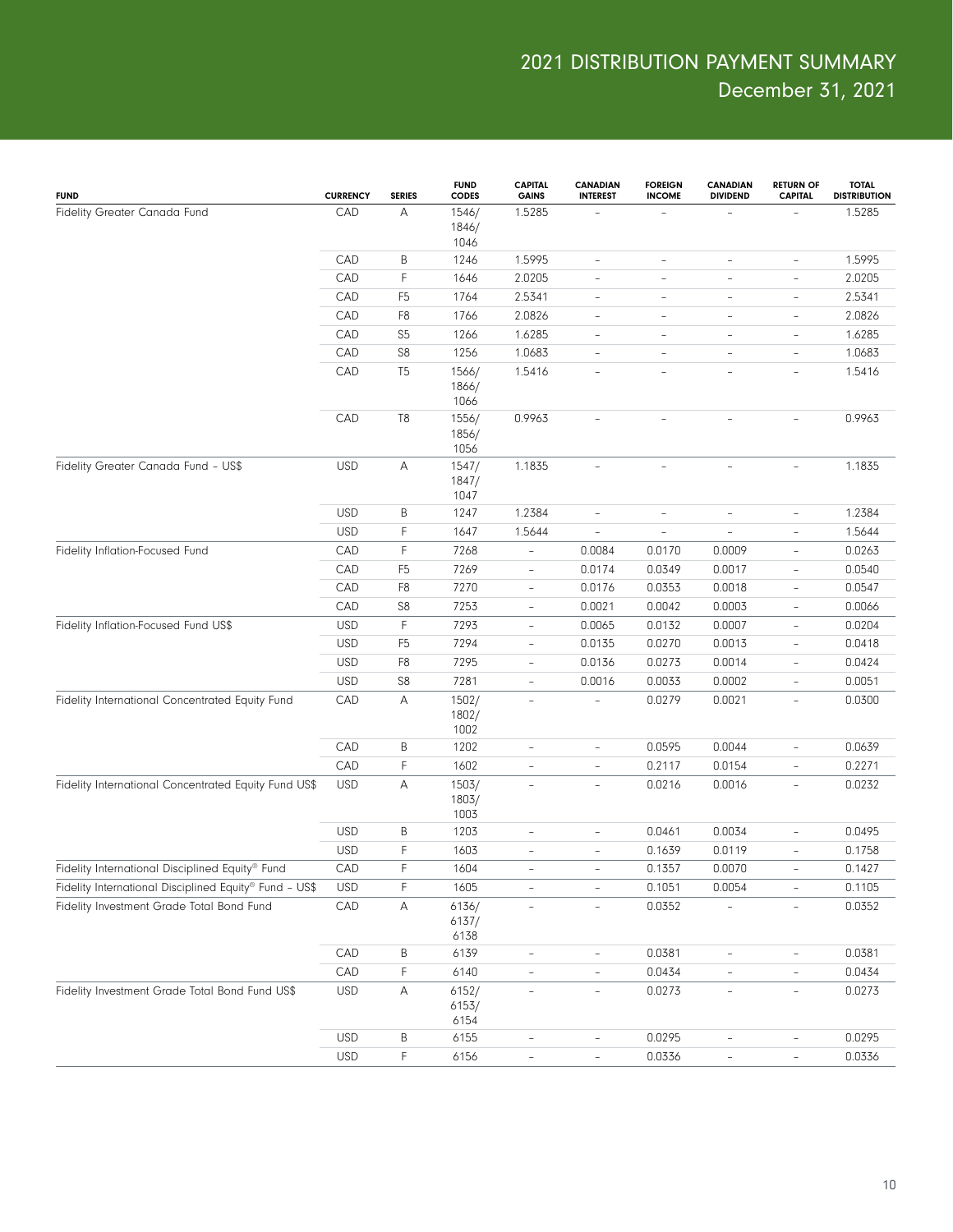# 2021 DISTRIBUTION PAYMENT SUMMARY

December 31, 2021

| FUND | CURRENCY | SERIES | FUND CODES | CAPITAL GAINS | CANADIAN INTEREST | FOREIGN INCOME | CANADIAN DIVIDEND | RETURN OF CAPITAL | TOTAL DISTRIBUTION |
|---|---|---|---|---|---|---|---|---|---|
| Fidelity Greater Canada Fund | CAD | A | 1546/ 1846/ 1046 | 1.5285 | – | – | – | – | 1.5285 |
| | CAD | B | 1246 | 1.5995 | – | – | – | – | 1.5995 |
| | CAD | F | 1646 | 2.0205 | – | – | – | – | 2.0205 |
| | CAD | F5 | 1764 | 2.5341 | – | – | – | – | 2.5341 |
| | CAD | F8 | 1766 | 2.0826 | – | – | – | – | 2.0826 |
| | CAD | S5 | 1266 | 1.6285 | – | – | – | – | 1.6285 |
| | CAD | S8 | 1256 | 1.0683 | – | – | – | – | 1.0683 |
| | CAD | T5 | 1566/ 1866/ 1066 | 1.5416 | – | – | – | – | 1.5416 |
| | CAD | T8 | 1556/ 1856/ 1056 | 0.9963 | – | – | – | – | 0.9963 |
| Fidelity Greater Canada Fund – US$ | USD | A | 1547/ 1847/ 1047 | 1.1835 | – | – | – | – | 1.1835 |
| | USD | B | 1247 | 1.2384 | – | – | – | – | 1.2384 |
| | USD | F | 1647 | 1.5644 | – | – | – | – | 1.5644 |
| Fidelity Inflation-Focused Fund | CAD | F | 7268 | – | 0.0084 | 0.0170 | 0.0009 | – | 0.0263 |
| | CAD | F5 | 7269 | – | 0.0174 | 0.0349 | 0.0017 | – | 0.0540 |
| | CAD | F8 | 7270 | – | 0.0176 | 0.0353 | 0.0018 | – | 0.0547 |
| | CAD | S8 | 7253 | – | 0.0021 | 0.0042 | 0.0003 | – | 0.0066 |
| Fidelity Inflation-Focused Fund US$ | USD | F | 7293 | – | 0.0065 | 0.0132 | 0.0007 | – | 0.0204 |
| | USD | F5 | 7294 | – | 0.0135 | 0.0270 | 0.0013 | – | 0.0418 |
| | USD | F8 | 7295 | – | 0.0136 | 0.0273 | 0.0014 | – | 0.0424 |
| | USD | S8 | 7281 | – | 0.0016 | 0.0033 | 0.0002 | – | 0.0051 |
| Fidelity International Concentrated Equity Fund | CAD | A | 1502/ 1802/ 1002 | – | – | 0.0279 | 0.0021 | – | 0.0300 |
| | CAD | B | 1202 | – | – | 0.0595 | 0.0044 | – | 0.0639 |
| | CAD | F | 1602 | – | – | 0.2117 | 0.0154 | – | 0.2271 |
| Fidelity International Concentrated Equity Fund US$ | USD | A | 1503/ 1803/ 1003 | – | – | 0.0216 | 0.0016 | – | 0.0232 |
| | USD | B | 1203 | – | – | 0.0461 | 0.0034 | – | 0.0495 |
| | USD | F | 1603 | – | – | 0.1639 | 0.0119 | – | 0.1758 |
| Fidelity International Disciplined Equity® Fund | CAD | F | 1604 | – | – | 0.1357 | 0.0070 | – | 0.1427 |
| Fidelity International Disciplined Equity® Fund – US$ | USD | F | 1605 | – | – | 0.1051 | 0.0054 | – | 0.1105 |
| Fidelity Investment Grade Total Bond Fund | CAD | A | 6136/ 6137/ 6138 | – | – | 0.0352 | – | – | 0.0352 |
| | CAD | B | 6139 | – | – | 0.0381 | – | – | 0.0381 |
| | CAD | F | 6140 | – | – | 0.0434 | – | – | 0.0434 |
| Fidelity Investment Grade Total Bond Fund US$ | USD | A | 6152/ 6153/ 6154 | – | – | 0.0273 | – | – | 0.0273 |
| | USD | B | 6155 | – | – | 0.0295 | – | – | 0.0295 |
| | USD | F | 6156 | – | – | 0.0336 | – | – | 0.0336 |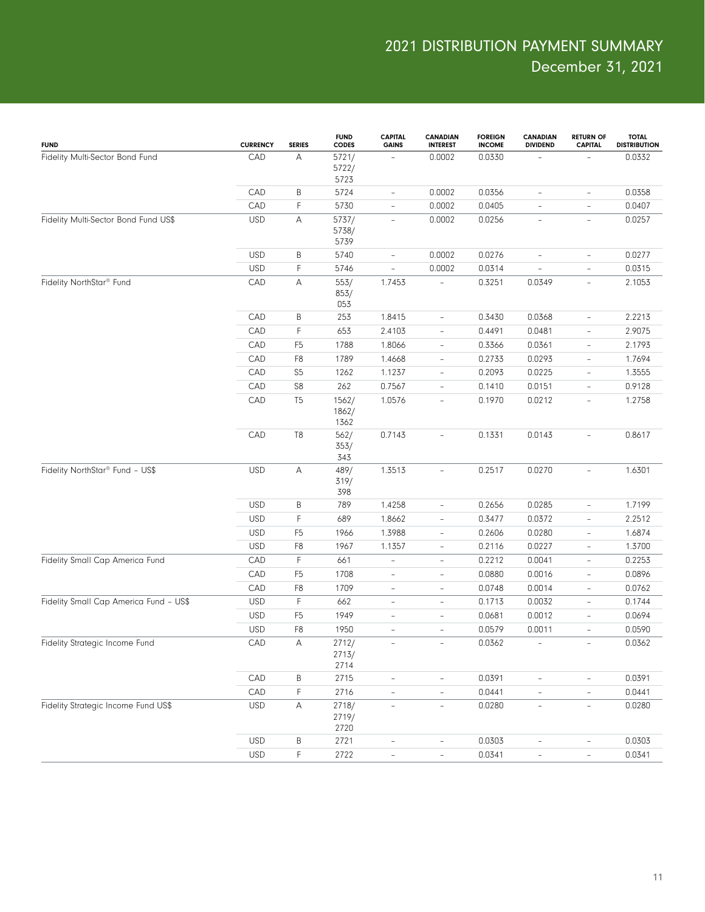# 2021 DISTRIBUTION PAYMENT SUMMARY

## December 31, 2021

| FUND | CURRENCY | SERIES | FUND CODES | CAPITAL GAINS | CANADIAN INTEREST | FOREIGN INCOME | CANADIAN DIVIDEND | RETURN OF CAPITAL | TOTAL DISTRIBUTION |
|---|---|---|---|---|---|---|---|---|---|
| Fidelity Multi-Sector Bond Fund | CAD | A | 5721/ 5722/ 5723 | – | 0.0002 | 0.0330 | – | – | 0.0332 |
| | CAD | B | 5724 | – | 0.0002 | 0.0356 | – | – | 0.0358 |
| | CAD | F | 5730 | – | 0.0002 | 0.0405 | – | – | 0.0407 |
| Fidelity Multi-Sector Bond Fund US$ | USD | A | 5737/ 5738/ 5739 | – | 0.0002 | 0.0256 | – | – | 0.0257 |
| | USD | B | 5740 | – | 0.0002 | 0.0276 | – | – | 0.0277 |
| | USD | F | 5746 | – | 0.0002 | 0.0314 | – | – | 0.0315 |
| Fidelity NorthStar® Fund | CAD | A | 553/ 853/ 053 | 1.7453 | – | 0.3251 | 0.0349 | – | 2.1053 |
| | CAD | B | 253 | 1.8415 | – | 0.3430 | 0.0368 | – | 2.2213 |
| | CAD | F | 653 | 2.4103 | – | 0.4491 | 0.0481 | – | 2.9075 |
| | CAD | F5 | 1788 | 1.8066 | – | 0.3366 | 0.0361 | – | 2.1793 |
| | CAD | F8 | 1789 | 1.4668 | – | 0.2733 | 0.0293 | – | 1.7694 |
| | CAD | S5 | 1262 | 1.1237 | – | 0.2093 | 0.0225 | – | 1.3555 |
| | CAD | S8 | 262 | 0.7567 | – | 0.1410 | 0.0151 | – | 0.9128 |
| | CAD | T5 | 1562/ 1862/ 1362 | 1.0576 | – | 0.1970 | 0.0212 | – | 1.2758 |
| | CAD | T8 | 562/ 353/ 343 | 0.7143 | – | 0.1331 | 0.0143 | – | 0.8617 |
| Fidelity NorthStar® Fund – US$ | USD | A | 489/ 319/ 398 | 1.3513 | – | 0.2517 | 0.0270 | – | 1.6301 |
| | USD | B | 789 | 1.4258 | – | 0.2656 | 0.0285 | – | 1.7199 |
| | USD | F | 689 | 1.8662 | – | 0.3477 | 0.0372 | – | 2.2512 |
| | USD | F5 | 1966 | 1.3988 | – | 0.2606 | 0.0280 | – | 1.6874 |
| | USD | F8 | 1967 | 1.1357 | – | 0.2116 | 0.0227 | – | 1.3700 |
| Fidelity Small Cap America Fund | CAD | F | 661 | – | – | 0.2212 | 0.0041 | – | 0.2253 |
| | CAD | F5 | 1708 | – | – | 0.0880 | 0.0016 | – | 0.0896 |
| | CAD | F8 | 1709 | – | – | 0.0748 | 0.0014 | – | 0.0762 |
| Fidelity Small Cap America Fund – US$ | USD | F | 662 | – | – | 0.1713 | 0.0032 | – | 0.1744 |
| | USD | F5 | 1949 | – | – | 0.0681 | 0.0012 | – | 0.0694 |
| | USD | F8 | 1950 | – | – | 0.0579 | 0.0011 | – | 0.0590 |
| Fidelity Strategic Income Fund | CAD | A | 2712/ 2713/ 2714 | – | – | 0.0362 | – | – | 0.0362 |
| | CAD | B | 2715 | – | – | 0.0391 | – | – | 0.0391 |
| | CAD | F | 2716 | – | – | 0.0441 | – | – | 0.0441 |
| Fidelity Strategic Income Fund US$ | USD | A | 2718/ 2719/ 2720 | – | – | 0.0280 | – | – | 0.0280 |
| | USD | B | 2721 | – | – | 0.0303 | – | – | 0.0303 |
| | USD | F | 2722 | – | – | 0.0341 | – | – | 0.0341 |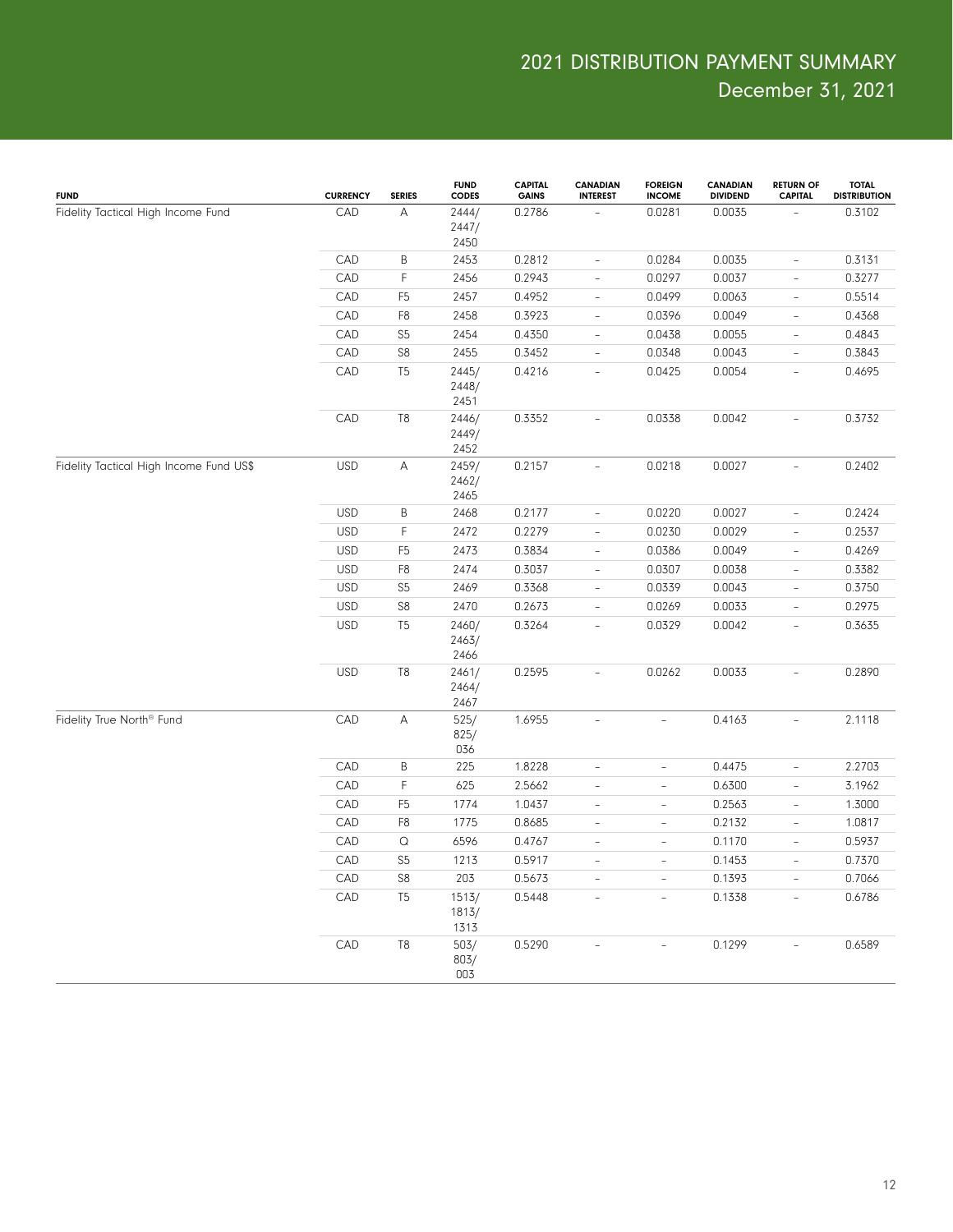# 2021 DISTRIBUTION PAYMENT SUMMARY

## December 31, 2021

| FUND | CURRENCY | SERIES | FUND CODES | CAPITAL GAINS | CANADIAN INTEREST | FOREIGN INCOME | CANADIAN DIVIDEND | RETURN OF CAPITAL | TOTAL DISTRIBUTION |
|---|---|---|---|---|---|---|---|---|---|
| Fidelity Tactical High Income Fund | CAD | A | 2444/ 2447/ 2450 | 0.2786 | – | 0.0281 | 0.0035 | – | 0.3102 |
| | CAD | B | 2453 | 0.2812 | – | 0.0284 | 0.0035 | – | 0.3131 |
| | CAD | F | 2456 | 0.2943 | – | 0.0297 | 0.0037 | – | 0.3277 |
| | CAD | F5 | 2457 | 0.4952 | – | 0.0499 | 0.0063 | – | 0.5514 |
| | CAD | F8 | 2458 | 0.3923 | – | 0.0396 | 0.0049 | – | 0.4368 |
| | CAD | S5 | 2454 | 0.4350 | – | 0.0438 | 0.0055 | – | 0.4843 |
| | CAD | S8 | 2455 | 0.3452 | – | 0.0348 | 0.0043 | – | 0.3843 |
| | CAD | T5 | 2445/ 2448/ 2451 | 0.4216 | – | 0.0425 | 0.0054 | – | 0.4695 |
| | CAD | T8 | 2446/ 2449/ 2452 | 0.3352 | – | 0.0338 | 0.0042 | – | 0.3732 |
| Fidelity Tactical High Income Fund US$ | USD | A | 2459/ 2462/ 2465 | 0.2157 | – | 0.0218 | 0.0027 | – | 0.2402 |
| | USD | B | 2468 | 0.2177 | – | 0.0220 | 0.0027 | – | 0.2424 |
| | USD | F | 2472 | 0.2279 | – | 0.0230 | 0.0029 | – | 0.2537 |
| | USD | F5 | 2473 | 0.3834 | – | 0.0386 | 0.0049 | – | 0.4269 |
| | USD | F8 | 2474 | 0.3037 | – | 0.0307 | 0.0038 | – | 0.3382 |
| | USD | S5 | 2469 | 0.3368 | – | 0.0339 | 0.0043 | – | 0.3750 |
| | USD | S8 | 2470 | 0.2673 | – | 0.0269 | 0.0033 | – | 0.2975 |
| | USD | T5 | 2460/ 2463/ 2466 | 0.3264 | – | 0.0329 | 0.0042 | – | 0.3635 |
| | USD | T8 | 2461/ 2464/ 2467 | 0.2595 | – | 0.0262 | 0.0033 | – | 0.2890 |
| Fidelity True North® Fund | CAD | A | 525/ 825/ 036 | 1.6955 | – | – | 0.4163 | – | 2.1118 |
| | CAD | B | 225 | 1.8228 | – | – | 0.4475 | – | 2.2703 |
| | CAD | F | 625 | 2.5662 | – | – | 0.6300 | – | 3.1962 |
| | CAD | F5 | 1774 | 1.0437 | – | – | 0.2563 | – | 1.3000 |
| | CAD | F8 | 1775 | 0.8685 | – | – | 0.2132 | – | 1.0817 |
| | CAD | Q | 6596 | 0.4767 | – | – | 0.1170 | – | 0.5937 |
| | CAD | S5 | 1213 | 0.5917 | – | – | 0.1453 | – | 0.7370 |
| | CAD | S8 | 203 | 0.5673 | – | – | 0.1393 | – | 0.7066 |
| | CAD | T5 | 1513/ 1813/ 1313 | 0.5448 | – | – | 0.1338 | – | 0.6786 |
| | CAD | T8 | 503/ 803/ 003 | 0.5290 | – | – | 0.1299 | – | 0.6589 |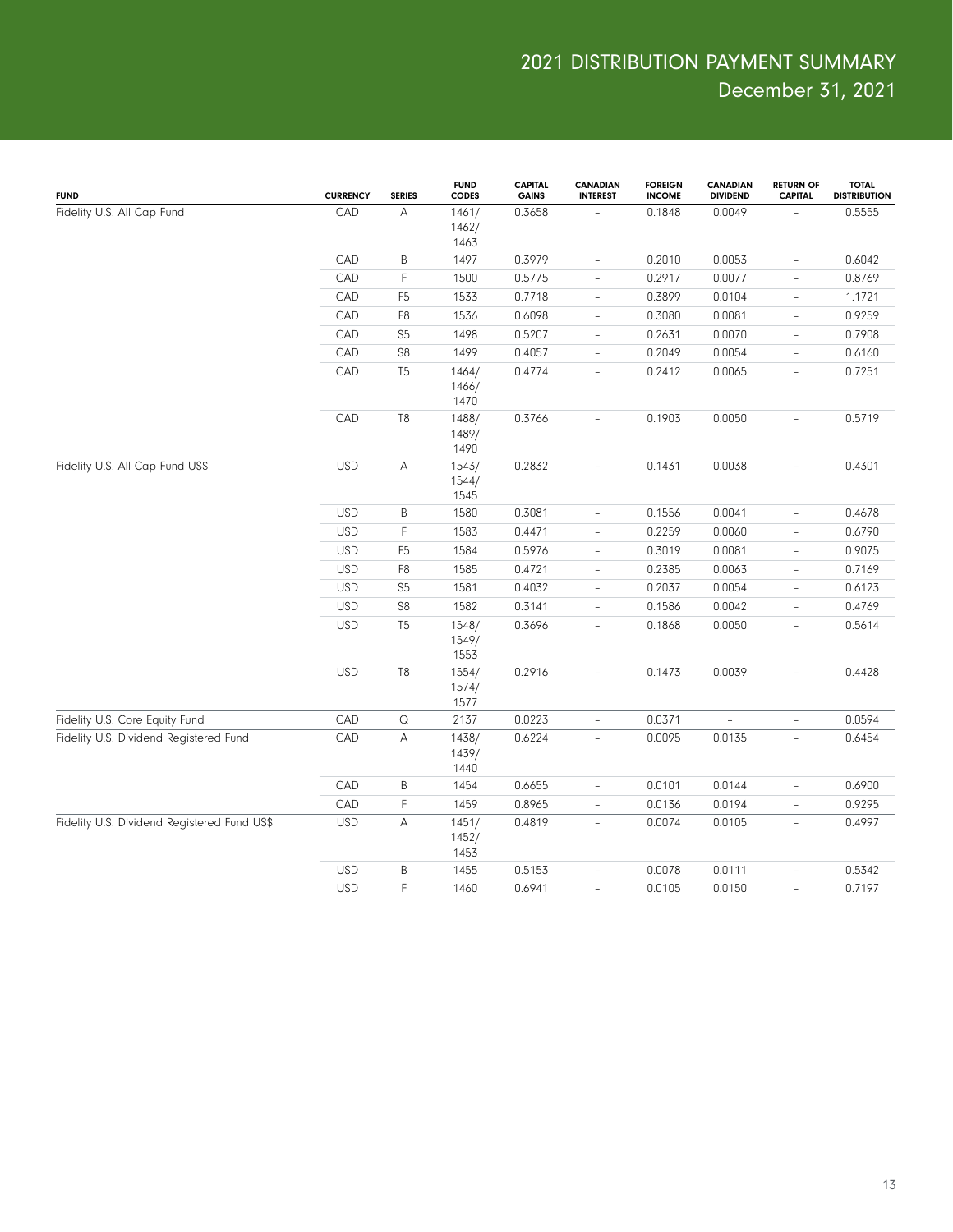# 2021 DISTRIBUTION PAYMENT SUMMARY
## December 31, 2021

| FUND | CURRENCY | SERIES | FUND CODES | CAPITAL GAINS | CANADIAN INTEREST | FOREIGN INCOME | CANADIAN DIVIDEND | RETURN OF CAPITAL | TOTAL DISTRIBUTION |
|---|---|---|---|---|---|---|---|---|---|
| Fidelity U.S. All Cap Fund | CAD | A | 1461/ 1462/ 1463 | 0.3658 | – | 0.1848 | 0.0049 | – | 0.5555 |
| | CAD | B | 1497 | 0.3979 | – | 0.2010 | 0.0053 | – | 0.6042 |
| | CAD | F | 1500 | 0.5775 | – | 0.2917 | 0.0077 | – | 0.8769 |
| | CAD | F5 | 1533 | 0.7718 | – | 0.3899 | 0.0104 | – | 1.1721 |
| | CAD | F8 | 1536 | 0.6098 | – | 0.3080 | 0.0081 | – | 0.9259 |
| | CAD | S5 | 1498 | 0.5207 | – | 0.2631 | 0.0070 | – | 0.7908 |
| | CAD | S8 | 1499 | 0.4057 | – | 0.2049 | 0.0054 | – | 0.6160 |
| | CAD | T5 | 1464/ 1466/ 1470 | 0.4774 | – | 0.2412 | 0.0065 | – | 0.7251 |
| | CAD | T8 | 1488/ 1489/ 1490 | 0.3766 | – | 0.1903 | 0.0050 | – | 0.5719 |
| Fidelity U.S. All Cap Fund US$ | USD | A | 1543/ 1544/ 1545 | 0.2832 | – | 0.1431 | 0.0038 | – | 0.4301 |
| | USD | B | 1580 | 0.3081 | – | 0.1556 | 0.0041 | – | 0.4678 |
| | USD | F | 1583 | 0.4471 | – | 0.2259 | 0.0060 | – | 0.6790 |
| | USD | F5 | 1584 | 0.5976 | – | 0.3019 | 0.0081 | – | 0.9075 |
| | USD | F8 | 1585 | 0.4721 | – | 0.2385 | 0.0063 | – | 0.7169 |
| | USD | S5 | 1581 | 0.4032 | – | 0.2037 | 0.0054 | – | 0.6123 |
| | USD | S8 | 1582 | 0.3141 | – | 0.1586 | 0.0042 | – | 0.4769 |
| | USD | T5 | 1548/ 1549/ 1553 | 0.3696 | – | 0.1868 | 0.0050 | – | 0.5614 |
| | USD | T8 | 1554/ 1574/ 1577 | 0.2916 | – | 0.1473 | 0.0039 | – | 0.4428 |
| Fidelity U.S. Core Equity Fund | CAD | Q | 2137 | 0.0223 | – | 0.0371 | – | – | 0.0594 |
| Fidelity U.S. Dividend Registered Fund | CAD | A | 1438/ 1439/ 1440 | 0.6224 | – | 0.0095 | 0.0135 | – | 0.6454 |
| | CAD | B | 1454 | 0.6655 | – | 0.0101 | 0.0144 | – | 0.6900 |
| | CAD | F | 1459 | 0.8965 | – | 0.0136 | 0.0194 | – | 0.9295 |
| Fidelity U.S. Dividend Registered Fund US$ | USD | A | 1451/ 1452/ 1453 | 0.4819 | – | 0.0074 | 0.0105 | – | 0.4997 |
| | USD | B | 1455 | 0.5153 | – | 0.0078 | 0.0111 | – | 0.5342 |
| | USD | F | 1460 | 0.6941 | – | 0.0105 | 0.0150 | – | 0.7197 |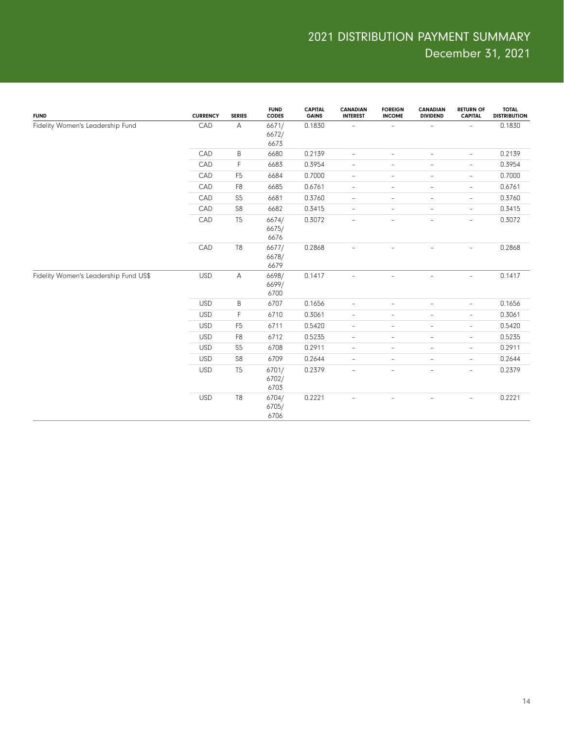# 2021 DISTRIBUTION PAYMENT SUMMARY
## December 31, 2021

| FUND | CURRENCY | SERIES | FUND CODES | CAPITAL GAINS | CANADIAN INTEREST | FOREIGN INCOME | CANADIAN DIVIDEND | RETURN OF CAPITAL | TOTAL DISTRIBUTION |
|---|---|---|---|---|---|---|---|---|---|
| Fidelity Women's Leadership Fund | CAD | A | 6671/ 6672/ 6673 | 0.1830 | – | – | – | – | 0.1830 |
| | CAD | B | 6680 | 0.2139 | – | – | – | – | 0.2139 |
| | CAD | F | 6683 | 0.3954 | – | – | – | – | 0.3954 |
| | CAD | F5 | 6684 | 0.7000 | – | – | – | – | 0.7000 |
| | CAD | F8 | 6685 | 0.6761 | – | – | – | – | 0.6761 |
| | CAD | S5 | 6681 | 0.3760 | – | – | – | – | 0.3760 |
| | CAD | S8 | 6682 | 0.3415 | – | – | – | – | 0.3415 |
| | CAD | T5 | 6674/ 6675/ 6676 | 0.3072 | – | – | – | – | 0.3072 |
| | CAD | T8 | 6677/ 6678/ 6679 | 0.2868 | – | – | – | – | 0.2868 |
| Fidelity Women's Leadership Fund US$ | USD | A | 6698/ 6699/ 6700 | 0.1417 | – | – | – | – | 0.1417 |
| | USD | B | 6707 | 0.1656 | – | – | – | – | 0.1656 |
| | USD | F | 6710 | 0.3061 | – | – | – | – | 0.3061 |
| | USD | F5 | 6711 | 0.5420 | – | – | – | – | 0.5420 |
| | USD | F8 | 6712 | 0.5235 | – | – | – | – | 0.5235 |
| | USD | S5 | 6708 | 0.2911 | – | – | – | – | 0.2911 |
| | USD | S8 | 6709 | 0.2644 | – | – | – | – | 0.2644 |
| | USD | T5 | 6701/ 6702/ 6703 | 0.2379 | – | – | – | – | 0.2379 |
| | USD | T8 | 6704/ 6705/ 6706 | 0.2221 | – | – | – | – | 0.2221 |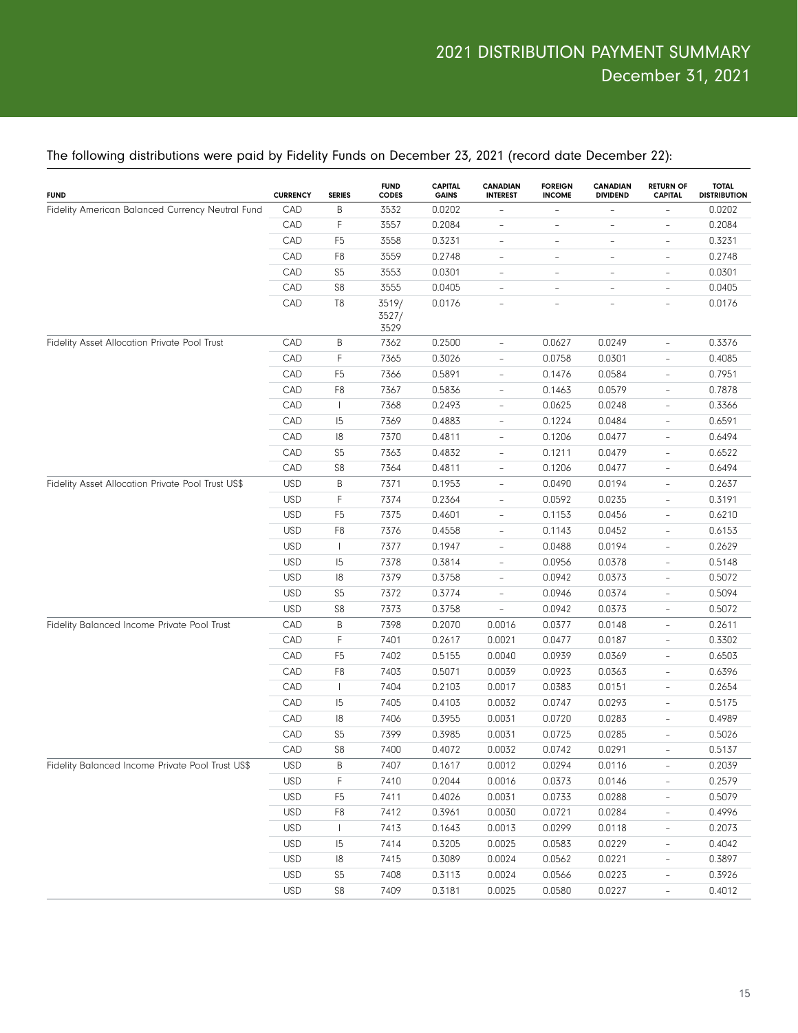# 2021 DISTRIBUTION PAYMENT SUMMARY

## December 31, 2021

The following distributions were paid by Fidelity Funds on December 23, 2021 (record date December 22):

| FUND | CURRENCY | SERIES | FUND CODES | CAPITAL GAINS | CANADIAN INTEREST | FOREIGN INCOME | CANADIAN DIVIDEND | RETURN OF CAPITAL | TOTAL DISTRIBUTION |
|---|---|---|---|---|---|---|---|---|---|
| Fidelity American Balanced Currency Neutral Fund | CAD | B | 3532 | 0.0202 | – | – | – | – | 0.0202 |
| | CAD | F | 3557 | 0.2084 | – | – | – | – | 0.2084 |
| | CAD | F5 | 3558 | 0.3231 | – | – | – | – | 0.3231 |
| | CAD | F8 | 3559 | 0.2748 | – | – | – | – | 0.2748 |
| | CAD | S5 | 3553 | 0.0301 | – | – | – | – | 0.0301 |
| | CAD | S8 | 3555 | 0.0405 | – | – | – | – | 0.0405 |
| | CAD | T8 | 3519/ 3527/ 3529 | 0.0176 | – | – | – | – | 0.0176 |
| Fidelity Asset Allocation Private Pool Trust | CAD | B | 7362 | 0.2500 | – | 0.0627 | 0.0249 | – | 0.3376 |
| | CAD | F | 7365 | 0.3026 | – | 0.0758 | 0.0301 | – | 0.4085 |
| | CAD | F5 | 7366 | 0.5891 | – | 0.1476 | 0.0584 | – | 0.7951 |
| | CAD | F8 | 7367 | 0.5836 | – | 0.1463 | 0.0579 | – | 0.7878 |
| | CAD | I | 7368 | 0.2493 | – | 0.0625 | 0.0248 | – | 0.3366 |
| | CAD | I5 | 7369 | 0.4883 | – | 0.1224 | 0.0484 | – | 0.6591 |
| | CAD | I8 | 7370 | 0.4811 | – | 0.1206 | 0.0477 | – | 0.6494 |
| | CAD | S5 | 7363 | 0.4832 | – | 0.1211 | 0.0479 | – | 0.6522 |
| | CAD | S8 | 7364 | 0.4811 | – | 0.1206 | 0.0477 | – | 0.6494 |
| Fidelity Asset Allocation Private Pool Trust US$ | USD | B | 7371 | 0.1953 | – | 0.0490 | 0.0194 | – | 0.2637 |
| | USD | F | 7374 | 0.2364 | – | 0.0592 | 0.0235 | – | 0.3191 |
| | USD | F5 | 7375 | 0.4601 | – | 0.1153 | 0.0456 | – | 0.6210 |
| | USD | F8 | 7376 | 0.4558 | – | 0.1143 | 0.0452 | – | 0.6153 |
| | USD | I | 7377 | 0.1947 | – | 0.0488 | 0.0194 | – | 0.2629 |
| | USD | I5 | 7378 | 0.3814 | – | 0.0956 | 0.0378 | – | 0.5148 |
| | USD | I8 | 7379 | 0.3758 | – | 0.0942 | 0.0373 | – | 0.5072 |
| | USD | S5 | 7372 | 0.3774 | – | 0.0946 | 0.0374 | – | 0.5094 |
| | USD | S8 | 7373 | 0.3758 | – | 0.0942 | 0.0373 | – | 0.5072 |
| Fidelity Balanced Income Private Pool Trust | CAD | B | 7398 | 0.2070 | 0.0016 | 0.0377 | 0.0148 | – | 0.2611 |
| | CAD | F | 7401 | 0.2617 | 0.0021 | 0.0477 | 0.0187 | – | 0.3302 |
| | CAD | F5 | 7402 | 0.5155 | 0.0040 | 0.0939 | 0.0369 | – | 0.6503 |
| | CAD | F8 | 7403 | 0.5071 | 0.0039 | 0.0923 | 0.0363 | – | 0.6396 |
| | CAD | I | 7404 | 0.2103 | 0.0017 | 0.0383 | 0.0151 | – | 0.2654 |
| | CAD | I5 | 7405 | 0.4103 | 0.0032 | 0.0747 | 0.0293 | – | 0.5175 |
| | CAD | I8 | 7406 | 0.3955 | 0.0031 | 0.0720 | 0.0283 | – | 0.4989 |
| | CAD | S5 | 7399 | 0.3985 | 0.0031 | 0.0725 | 0.0285 | – | 0.5026 |
| | CAD | S8 | 7400 | 0.4072 | 0.0032 | 0.0742 | 0.0291 | – | 0.5137 |
| Fidelity Balanced Income Private Pool Trust US$ | USD | B | 7407 | 0.1617 | 0.0012 | 0.0294 | 0.0116 | – | 0.2039 |
| | USD | F | 7410 | 0.2044 | 0.0016 | 0.0373 | 0.0146 | – | 0.2579 |
| | USD | F5 | 7411 | 0.4026 | 0.0031 | 0.0733 | 0.0288 | – | 0.5079 |
| | USD | F8 | 7412 | 0.3961 | 0.0030 | 0.0721 | 0.0284 | – | 0.4996 |
| | USD | I | 7413 | 0.1643 | 0.0013 | 0.0299 | 0.0118 | – | 0.2073 |
| | USD | I5 | 7414 | 0.3205 | 0.0025 | 0.0583 | 0.0229 | – | 0.4042 |
| | USD | I8 | 7415 | 0.3089 | 0.0024 | 0.0562 | 0.0221 | – | 0.3897 |
| | USD | S5 | 7408 | 0.3113 | 0.0024 | 0.0566 | 0.0223 | – | 0.3926 |
| | USD | S8 | 7409 | 0.3181 | 0.0025 | 0.0580 | 0.0227 | – | 0.4012 |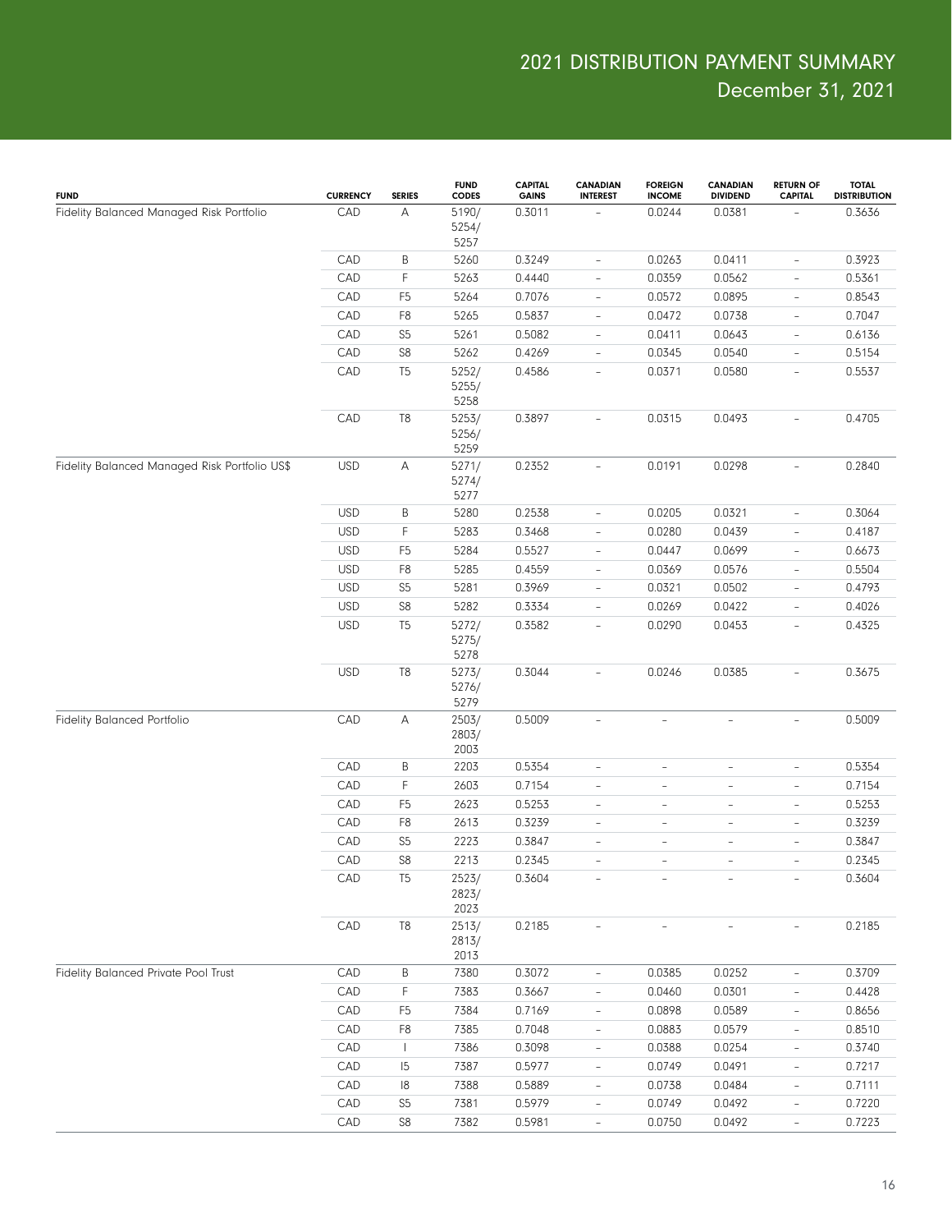# 2021 DISTRIBUTION PAYMENT SUMMARY

## December 31, 2021

| FUND | CURRENCY | SERIES | FUND CODES | CAPITAL GAINS | CANADIAN INTEREST | FOREIGN INCOME | CANADIAN DIVIDEND | RETURN OF CAPITAL | TOTAL DISTRIBUTION |
|---|---|---|---|---|---|---|---|---|---|
| Fidelity Balanced Managed Risk Portfolio | CAD | A | 5190/ 5254/ 5257 | 0.3011 | – | 0.0244 | 0.0381 | – | 0.3636 |
| | CAD | B | 5260 | 0.3249 | – | 0.0263 | 0.0411 | – | 0.3923 |
| | CAD | F | 5263 | 0.4440 | – | 0.0359 | 0.0562 | – | 0.5361 |
| | CAD | F5 | 5264 | 0.7076 | – | 0.0572 | 0.0895 | – | 0.8543 |
| | CAD | F8 | 5265 | 0.5837 | – | 0.0472 | 0.0738 | – | 0.7047 |
| | CAD | S5 | 5261 | 0.5082 | – | 0.0411 | 0.0643 | – | 0.6136 |
| | CAD | S8 | 5262 | 0.4269 | – | 0.0345 | 0.0540 | – | 0.5154 |
| | CAD | T5 | 5252/ 5255/ 5258 | 0.4586 | – | 0.0371 | 0.0580 | – | 0.5537 |
| | CAD | T8 | 5253/ 5256/ 5259 | 0.3897 | – | 0.0315 | 0.0493 | – | 0.4705 |
| Fidelity Balanced Managed Risk Portfolio US$ | USD | A | 5271/ 5274/ 5277 | 0.2352 | – | 0.0191 | 0.0298 | – | 0.2840 |
| | USD | B | 5280 | 0.2538 | – | 0.0205 | 0.0321 | – | 0.3064 |
| | USD | F | 5283 | 0.3468 | – | 0.0280 | 0.0439 | – | 0.4187 |
| | USD | F5 | 5284 | 0.5527 | – | 0.0447 | 0.0699 | – | 0.6673 |
| | USD | F8 | 5285 | 0.4559 | – | 0.0369 | 0.0576 | – | 0.5504 |
| | USD | S5 | 5281 | 0.3969 | – | 0.0321 | 0.0502 | – | 0.4793 |
| | USD | S8 | 5282 | 0.3334 | – | 0.0269 | 0.0422 | – | 0.4026 |
| | USD | T5 | 5272/ 5275/ 5278 | 0.3582 | – | 0.0290 | 0.0453 | – | 0.4325 |
| | USD | T8 | 5273/ 5276/ 5279 | 0.3044 | – | 0.0246 | 0.0385 | – | 0.3675 |
| Fidelity Balanced Portfolio | CAD | A | 2503/ 2803/ 2003 | 0.5009 | – | – | – | – | 0.5009 |
| | CAD | B | 2203 | 0.5354 | – | – | – | – | 0.5354 |
| | CAD | F | 2603 | 0.7154 | – | – | – | – | 0.7154 |
| | CAD | F5 | 2623 | 0.5253 | – | – | – | – | 0.5253 |
| | CAD | F8 | 2613 | 0.3239 | – | – | – | – | 0.3239 |
| | CAD | S5 | 2223 | 0.3847 | – | – | – | – | 0.3847 |
| | CAD | S8 | 2213 | 0.2345 | – | – | – | – | 0.2345 |
| | CAD | T5 | 2523/ 2823/ 2023 | 0.3604 | – | – | – | – | 0.3604 |
| | CAD | T8 | 2513/ 2813/ 2013 | 0.2185 | – | – | – | – | 0.2185 |
| Fidelity Balanced Private Pool Trust | CAD | B | 7380 | 0.3072 | – | 0.0385 | 0.0252 | – | 0.3709 |
| | CAD | F | 7383 | 0.3667 | – | 0.0460 | 0.0301 | – | 0.4428 |
| | CAD | F5 | 7384 | 0.7169 | – | 0.0898 | 0.0589 | – | 0.8656 |
| | CAD | F8 | 7385 | 0.7048 | – | 0.0883 | 0.0579 | – | 0.8510 |
| | CAD | I | 7386 | 0.3098 | – | 0.0388 | 0.0254 | – | 0.3740 |
| | CAD | I5 | 7387 | 0.5977 | – | 0.0749 | 0.0491 | – | 0.7217 |
| | CAD | I8 | 7388 | 0.5889 | – | 0.0738 | 0.0484 | – | 0.7111 |
| | CAD | S5 | 7381 | 0.5979 | – | 0.0749 | 0.0492 | – | 0.7220 |
| | CAD | S8 | 7382 | 0.5981 | – | 0.0750 | 0.0492 | – | 0.7223 |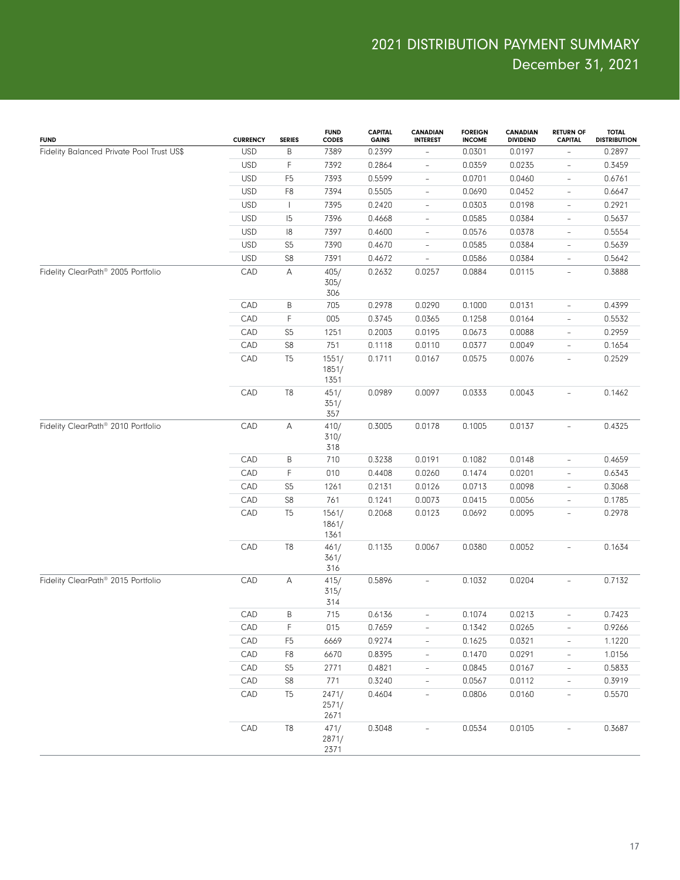# 2021 DISTRIBUTION PAYMENT SUMMARY
## December 31, 2021

| FUND | CURRENCY | SERIES | FUND CODES | CAPITAL GAINS | CANADIAN INTEREST | FOREIGN INCOME | CANADIAN DIVIDEND | RETURN OF CAPITAL | TOTAL DISTRIBUTION |
|---|---|---|---|---|---|---|---|---|---|
| Fidelity Balanced Private Pool Trust US$ | USD | B | 7389 | 0.2399 | – | 0.0301 | 0.0197 | – | 0.2897 |
| | USD | F | 7392 | 0.2864 | – | 0.0359 | 0.0235 | – | 0.3459 |
| | USD | F5 | 7393 | 0.5599 | – | 0.0701 | 0.0460 | – | 0.6761 |
| | USD | F8 | 7394 | 0.5505 | – | 0.0690 | 0.0452 | – | 0.6647 |
| | USD | I | 7395 | 0.2420 | – | 0.0303 | 0.0198 | – | 0.2921 |
| | USD | I5 | 7396 | 0.4668 | – | 0.0585 | 0.0384 | – | 0.5637 |
| | USD | I8 | 7397 | 0.4600 | – | 0.0576 | 0.0378 | – | 0.5554 |
| | USD | S5 | 7390 | 0.4670 | – | 0.0585 | 0.0384 | – | 0.5639 |
| | USD | S8 | 7391 | 0.4672 | – | 0.0586 | 0.0384 | – | 0.5642 |
| Fidelity ClearPath® 2005 Portfolio | CAD | A | 405/ 305/ 306 | 0.2632 | 0.0257 | 0.0884 | 0.0115 | – | 0.3888 |
| | CAD | B | 705 | 0.2978 | 0.0290 | 0.1000 | 0.0131 | – | 0.4399 |
| | CAD | F | 005 | 0.3745 | 0.0365 | 0.1258 | 0.0164 | – | 0.5532 |
| | CAD | S5 | 1251 | 0.2003 | 0.0195 | 0.0673 | 0.0088 | – | 0.2959 |
| | CAD | S8 | 751 | 0.1118 | 0.0110 | 0.0377 | 0.0049 | – | 0.1654 |
| | CAD | T5 | 1551/ 1851/ 1351 | 0.1711 | 0.0167 | 0.0575 | 0.0076 | – | 0.2529 |
| | CAD | T8 | 451/ 351/ 357 | 0.0989 | 0.0097 | 0.0333 | 0.0043 | – | 0.1462 |
| Fidelity ClearPath® 2010 Portfolio | CAD | A | 410/ 310/ 318 | 0.3005 | 0.0178 | 0.1005 | 0.0137 | – | 0.4325 |
| | CAD | B | 710 | 0.3238 | 0.0191 | 0.1082 | 0.0148 | – | 0.4659 |
| | CAD | F | 010 | 0.4408 | 0.0260 | 0.1474 | 0.0201 | – | 0.6343 |
| | CAD | S5 | 1261 | 0.2131 | 0.0126 | 0.0713 | 0.0098 | – | 0.3068 |
| | CAD | S8 | 761 | 0.1241 | 0.0073 | 0.0415 | 0.0056 | – | 0.1785 |
| | CAD | T5 | 1561/ 1861/ 1361 | 0.2068 | 0.0123 | 0.0692 | 0.0095 | – | 0.2978 |
| | CAD | T8 | 461/ 361/ 316 | 0.1135 | 0.0067 | 0.0380 | 0.0052 | – | 0.1634 |
| Fidelity ClearPath® 2015 Portfolio | CAD | A | 415/ 315/ 314 | 0.5896 | – | 0.1032 | 0.0204 | – | 0.7132 |
| | CAD | B | 715 | 0.6136 | – | 0.1074 | 0.0213 | – | 0.7423 |
| | CAD | F | 015 | 0.7659 | – | 0.1342 | 0.0265 | – | 0.9266 |
| | CAD | F5 | 6669 | 0.9274 | – | 0.1625 | 0.0321 | – | 1.1220 |
| | CAD | F8 | 6670 | 0.8395 | – | 0.1470 | 0.0291 | – | 1.0156 |
| | CAD | S5 | 2771 | 0.4821 | – | 0.0845 | 0.0167 | – | 0.5833 |
| | CAD | S8 | 771 | 0.3240 | – | 0.0567 | 0.0112 | – | 0.3919 |
| | CAD | T5 | 2471/ 2571/ 2671 | 0.4604 | – | 0.0806 | 0.0160 | – | 0.5570 |
| | CAD | T8 | 471/ 2871/ 2371 | 0.3048 | – | 0.0534 | 0.0105 | – | 0.3687 |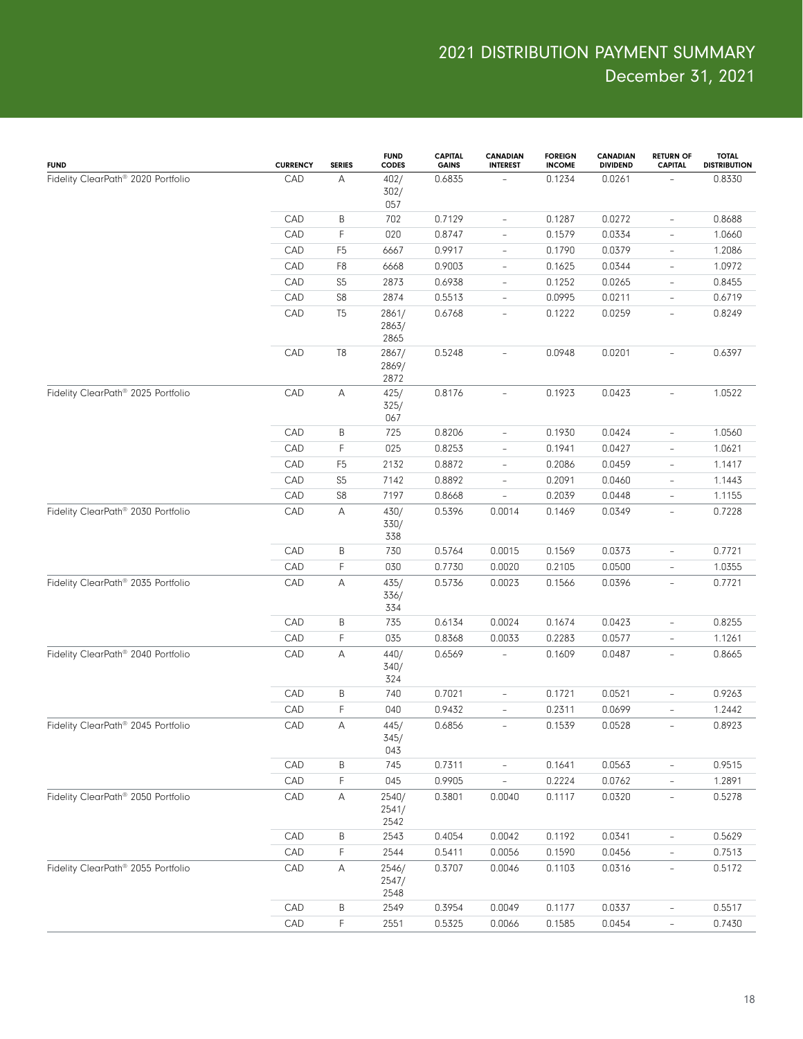# 2021 DISTRIBUTION PAYMENT SUMMARY

## December 31, 2021

| FUND | CURRENCY | SERIES | FUND CODES | CAPITAL GAINS | CANADIAN INTEREST | FOREIGN INCOME | CANADIAN DIVIDEND | RETURN OF CAPITAL | TOTAL DISTRIBUTION |
|---|---|---|---|---|---|---|---|---|---|
| Fidelity ClearPath® 2020 Portfolio | CAD | A | 402/ 302/ 057 | 0.6835 | – | 0.1234 | 0.0261 | – | 0.8330 |
| | CAD | B | 702 | 0.7129 | – | 0.1287 | 0.0272 | – | 0.8688 |
| | CAD | F | 020 | 0.8747 | – | 0.1579 | 0.0334 | – | 1.0660 |
| | CAD | F5 | 6667 | 0.9917 | – | 0.1790 | 0.0379 | – | 1.2086 |
| | CAD | F8 | 6668 | 0.9003 | – | 0.1625 | 0.0344 | – | 1.0972 |
| | CAD | S5 | 2873 | 0.6938 | – | 0.1252 | 0.0265 | – | 0.8455 |
| | CAD | S8 | 2874 | 0.5513 | – | 0.0995 | 0.0211 | – | 0.6719 |
| | CAD | T5 | 2861/ 2863/ 2865 | 0.6768 | – | 0.1222 | 0.0259 | – | 0.8249 |
| | CAD | T8 | 2867/ 2869/ 2872 | 0.5248 | – | 0.0948 | 0.0201 | – | 0.6397 |
| Fidelity ClearPath® 2025 Portfolio | CAD | A | 425/ 325/ 067 | 0.8176 | – | 0.1923 | 0.0423 | – | 1.0522 |
| | CAD | B | 725 | 0.8206 | – | 0.1930 | 0.0424 | – | 1.0560 |
| | CAD | F | 025 | 0.8253 | – | 0.1941 | 0.0427 | – | 1.0621 |
| | CAD | F5 | 2132 | 0.8872 | – | 0.2086 | 0.0459 | – | 1.1417 |
| | CAD | S5 | 7142 | 0.8892 | – | 0.2091 | 0.0460 | – | 1.1443 |
| | CAD | S8 | 7197 | 0.8668 | – | 0.2039 | 0.0448 | – | 1.1155 |
| Fidelity ClearPath® 2030 Portfolio | CAD | A | 430/ 330/ 338 | 0.5396 | 0.0014 | 0.1469 | 0.0349 | – | 0.7228 |
| | CAD | B | 730 | 0.5764 | 0.0015 | 0.1569 | 0.0373 | – | 0.7721 |
| | CAD | F | 030 | 0.7730 | 0.0020 | 0.2105 | 0.0500 | – | 1.0355 |
| Fidelity ClearPath® 2035 Portfolio | CAD | A | 435/ 336/ 334 | 0.5736 | 0.0023 | 0.1566 | 0.0396 | – | 0.7721 |
| | CAD | B | 735 | 0.6134 | 0.0024 | 0.1674 | 0.0423 | – | 0.8255 |
| | CAD | F | 035 | 0.8368 | 0.0033 | 0.2283 | 0.0577 | – | 1.1261 |
| Fidelity ClearPath® 2040 Portfolio | CAD | A | 440/ 340/ 324 | 0.6569 | – | 0.1609 | 0.0487 | – | 0.8665 |
| | CAD | B | 740 | 0.7021 | – | 0.1721 | 0.0521 | – | 0.9263 |
| | CAD | F | 040 | 0.9432 | – | 0.2311 | 0.0699 | – | 1.2442 |
| Fidelity ClearPath® 2045 Portfolio | CAD | A | 445/ 345/ 043 | 0.6856 | – | 0.1539 | 0.0528 | – | 0.8923 |
| | CAD | B | 745 | 0.7311 | – | 0.1641 | 0.0563 | – | 0.9515 |
| | CAD | F | 045 | 0.9905 | – | 0.2224 | 0.0762 | – | 1.2891 |
| Fidelity ClearPath® 2050 Portfolio | CAD | A | 2540/ 2541/ 2542 | 0.3801 | 0.0040 | 0.1117 | 0.0320 | – | 0.5278 |
| | CAD | B | 2543 | 0.4054 | 0.0042 | 0.1192 | 0.0341 | – | 0.5629 |
| | CAD | F | 2544 | 0.5411 | 0.0056 | 0.1590 | 0.0456 | – | 0.7513 |
| Fidelity ClearPath® 2055 Portfolio | CAD | A | 2546/ 2547/ 2548 | 0.3707 | 0.0046 | 0.1103 | 0.0316 | – | 0.5172 |
| | CAD | B | 2549 | 0.3954 | 0.0049 | 0.1177 | 0.0337 | – | 0.5517 |
| | CAD | F | 2551 | 0.5325 | 0.0066 | 0.1585 | 0.0454 | – | 0.7430 |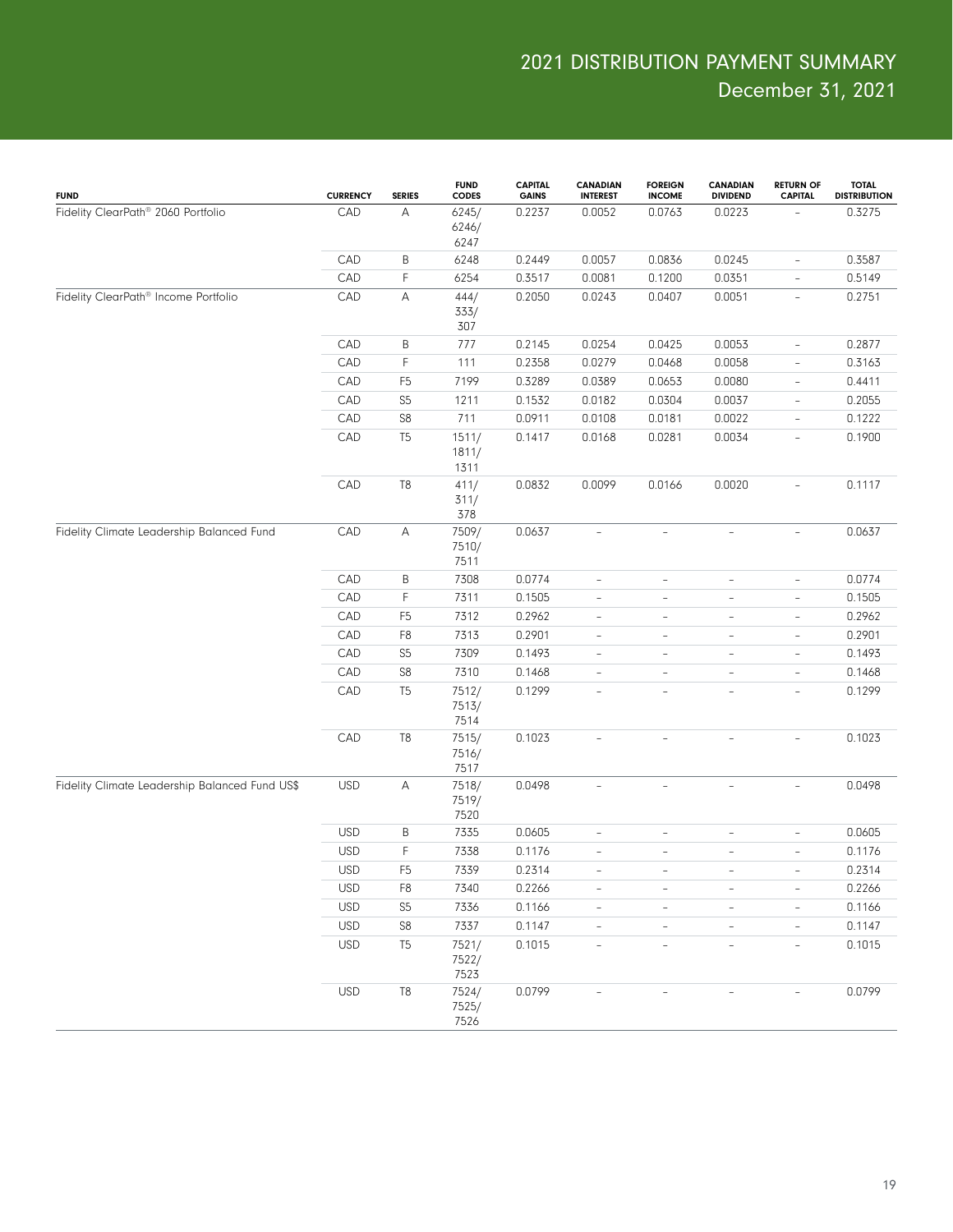# 2021 DISTRIBUTION PAYMENT SUMMARY
## December 31, 2021

| FUND | CURRENCY | SERIES | FUND CODES | CAPITAL GAINS | CANADIAN INTEREST | FOREIGN INCOME | CANADIAN DIVIDEND | RETURN OF CAPITAL | TOTAL DISTRIBUTION |
|---|---|---|---|---|---|---|---|---|---|
| Fidelity ClearPath® 2060 Portfolio | CAD | A | 6245/ 6246/ 6247 | 0.2237 | 0.0052 | 0.0763 | 0.0223 | – | 0.3275 |
| | CAD | B | 6248 | 0.2449 | 0.0057 | 0.0836 | 0.0245 | – | 0.3587 |
| | CAD | F | 6254 | 0.3517 | 0.0081 | 0.1200 | 0.0351 | – | 0.5149 |
| Fidelity ClearPath® Income Portfolio | CAD | A | 444/ 333/ 307 | 0.2050 | 0.0243 | 0.0407 | 0.0051 | – | 0.2751 |
| | CAD | B | 777 | 0.2145 | 0.0254 | 0.0425 | 0.0053 | – | 0.2877 |
| | CAD | F | 111 | 0.2358 | 0.0279 | 0.0468 | 0.0058 | – | 0.3163 |
| | CAD | F5 | 7199 | 0.3289 | 0.0389 | 0.0653 | 0.0080 | – | 0.4411 |
| | CAD | S5 | 1211 | 0.1532 | 0.0182 | 0.0304 | 0.0037 | – | 0.2055 |
| | CAD | S8 | 711 | 0.0911 | 0.0108 | 0.0181 | 0.0022 | – | 0.1222 |
| | CAD | T5 | 1511/ 1811/ 1311 | 0.1417 | 0.0168 | 0.0281 | 0.0034 | – | 0.1900 |
| | CAD | T8 | 411/ 311/ 378 | 0.0832 | 0.0099 | 0.0166 | 0.0020 | – | 0.1117 |
| Fidelity Climate Leadership Balanced Fund | CAD | A | 7509/ 7510/ 7511 | 0.0637 | – | – | – | – | 0.0637 |
| | CAD | B | 7308 | 0.0774 | – | – | – | – | 0.0774 |
| | CAD | F | 7311 | 0.1505 | – | – | – | – | 0.1505 |
| | CAD | F5 | 7312 | 0.2962 | – | – | – | – | 0.2962 |
| | CAD | F8 | 7313 | 0.2901 | – | – | – | – | 0.2901 |
| | CAD | S5 | 7309 | 0.1493 | – | – | – | – | 0.1493 |
| | CAD | S8 | 7310 | 0.1468 | – | – | – | – | 0.1468 |
| | CAD | T5 | 7512/ 7513/ 7514 | 0.1299 | – | – | – | – | 0.1299 |
| | CAD | T8 | 7515/ 7516/ 7517 | 0.1023 | – | – | – | – | 0.1023 |
| Fidelity Climate Leadership Balanced Fund US$ | USD | A | 7518/ 7519/ 7520 | 0.0498 | – | – | – | – | 0.0498 |
| | USD | B | 7335 | 0.0605 | – | – | – | – | 0.0605 |
| | USD | F | 7338 | 0.1176 | – | – | – | – | 0.1176 |
| | USD | F5 | 7339 | 0.2314 | – | – | – | – | 0.2314 |
| | USD | F8 | 7340 | 0.2266 | – | – | – | – | 0.2266 |
| | USD | S5 | 7336 | 0.1166 | – | – | – | – | 0.1166 |
| | USD | S8 | 7337 | 0.1147 | – | – | – | – | 0.1147 |
| | USD | T5 | 7521/ 7522/ 7523 | 0.1015 | – | – | – | – | 0.1015 |
| | USD | T8 | 7524/ 7525/ 7526 | 0.0799 | – | – | – | – | 0.0799 |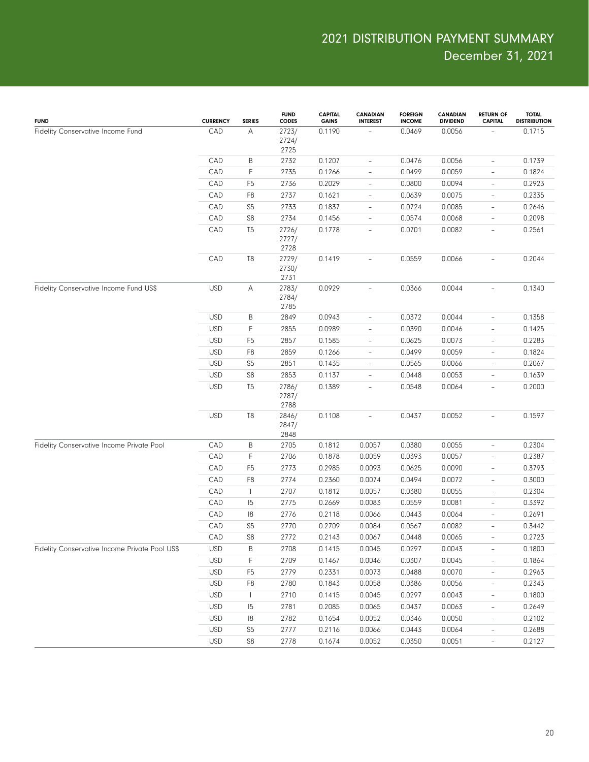# 2021 DISTRIBUTION PAYMENT SUMMARY

## December 31, 2021

| FUND | CURRENCY | SERIES | FUND CODES | CAPITAL GAINS | CANADIAN INTEREST | FOREIGN INCOME | CANADIAN DIVIDEND | RETURN OF CAPITAL | TOTAL DISTRIBUTION |
|---|---|---|---|---|---|---|---|---|---|
| Fidelity Conservative Income Fund | CAD | A | 2723/ 2724/ 2725 | 0.1190 | – | 0.0469 | 0.0056 | – | 0.1715 |
| | CAD | B | 2732 | 0.1207 | – | 0.0476 | 0.0056 | – | 0.1739 |
| | CAD | F | 2735 | 0.1266 | – | 0.0499 | 0.0059 | – | 0.1824 |
| | CAD | F5 | 2736 | 0.2029 | – | 0.0800 | 0.0094 | – | 0.2923 |
| | CAD | F8 | 2737 | 0.1621 | – | 0.0639 | 0.0075 | – | 0.2335 |
| | CAD | S5 | 2733 | 0.1837 | – | 0.0724 | 0.0085 | – | 0.2646 |
| | CAD | S8 | 2734 | 0.1456 | – | 0.0574 | 0.0068 | – | 0.2098 |
| | CAD | T5 | 2726/ 2727/ 2728 | 0.1778 | – | 0.0701 | 0.0082 | – | 0.2561 |
| | CAD | T8 | 2729/ 2730/ 2731 | 0.1419 | – | 0.0559 | 0.0066 | – | 0.2044 |
| Fidelity Conservative Income Fund US$ | USD | A | 2783/ 2784/ 2785 | 0.0929 | – | 0.0366 | 0.0044 | – | 0.1340 |
| | USD | B | 2849 | 0.0943 | – | 0.0372 | 0.0044 | – | 0.1358 |
| | USD | F | 2855 | 0.0989 | – | 0.0390 | 0.0046 | – | 0.1425 |
| | USD | F5 | 2857 | 0.1585 | – | 0.0625 | 0.0073 | – | 0.2283 |
| | USD | F8 | 2859 | 0.1266 | – | 0.0499 | 0.0059 | – | 0.1824 |
| | USD | S5 | 2851 | 0.1435 | – | 0.0565 | 0.0066 | – | 0.2067 |
| | USD | S8 | 2853 | 0.1137 | – | 0.0448 | 0.0053 | – | 0.1639 |
| | USD | T5 | 2786/ 2787/ 2788 | 0.1389 | – | 0.0548 | 0.0064 | – | 0.2000 |
| | USD | T8 | 2846/ 2847/ 2848 | 0.1108 | – | 0.0437 | 0.0052 | – | 0.1597 |
| Fidelity Conservative Income Private Pool | CAD | B | 2705 | 0.1812 | 0.0057 | 0.0380 | 0.0055 | – | 0.2304 |
| | CAD | F | 2706 | 0.1878 | 0.0059 | 0.0393 | 0.0057 | – | 0.2387 |
| | CAD | F5 | 2773 | 0.2985 | 0.0093 | 0.0625 | 0.0090 | – | 0.3793 |
| | CAD | F8 | 2774 | 0.2360 | 0.0074 | 0.0494 | 0.0072 | – | 0.3000 |
| | CAD | I | 2707 | 0.1812 | 0.0057 | 0.0380 | 0.0055 | – | 0.2304 |
| | CAD | I5 | 2775 | 0.2669 | 0.0083 | 0.0559 | 0.0081 | – | 0.3392 |
| | CAD | I8 | 2776 | 0.2118 | 0.0066 | 0.0443 | 0.0064 | – | 0.2691 |
| | CAD | S5 | 2770 | 0.2709 | 0.0084 | 0.0567 | 0.0082 | – | 0.3442 |
| | CAD | S8 | 2772 | 0.2143 | 0.0067 | 0.0448 | 0.0065 | – | 0.2723 |
| Fidelity Conservative Income Private Pool US$ | USD | B | 2708 | 0.1415 | 0.0045 | 0.0297 | 0.0043 | – | 0.1800 |
| | USD | F | 2709 | 0.1467 | 0.0046 | 0.0307 | 0.0045 | – | 0.1864 |
| | USD | F5 | 2779 | 0.2331 | 0.0073 | 0.0488 | 0.0070 | – | 0.2963 |
| | USD | F8 | 2780 | 0.1843 | 0.0058 | 0.0386 | 0.0056 | – | 0.2343 |
| | USD | I | 2710 | 0.1415 | 0.0045 | 0.0297 | 0.0043 | – | 0.1800 |
| | USD | I5 | 2781 | 0.2085 | 0.0065 | 0.0437 | 0.0063 | – | 0.2649 |
| | USD | I8 | 2782 | 0.1654 | 0.0052 | 0.0346 | 0.0050 | – | 0.2102 |
| | USD | S5 | 2777 | 0.2116 | 0.0066 | 0.0443 | 0.0064 | – | 0.2688 |
| | USD | S8 | 2778 | 0.1674 | 0.0052 | 0.0350 | 0.0051 | – | 0.2127 |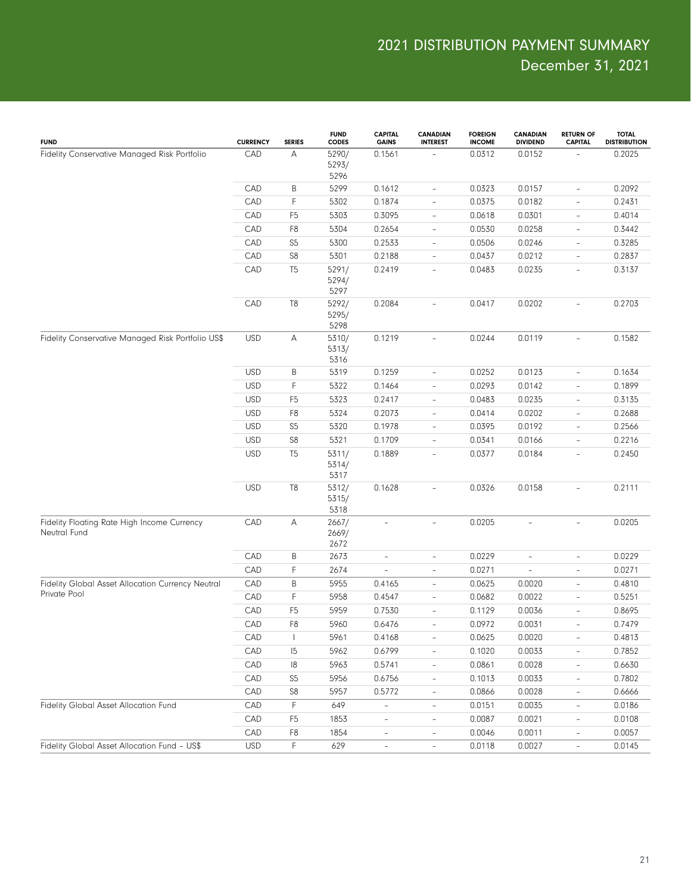# 2021 DISTRIBUTION PAYMENT SUMMARY

December 31, 2021

| FUND | CURRENCY | SERIES | FUND CODES | CAPITAL GAINS | CANADIAN INTEREST | FOREIGN INCOME | CANADIAN DIVIDEND | RETURN OF CAPITAL | TOTAL DISTRIBUTION |
|---|---|---|---|---|---|---|---|---|---|
| Fidelity Conservative Managed Risk Portfolio | CAD | A | 5290/ 5293/ 5296 | 0.1561 | – | 0.0312 | 0.0152 | – | 0.2025 |
| | CAD | B | 5299 | 0.1612 | – | 0.0323 | 0.0157 | – | 0.2092 |
| | CAD | F | 5302 | 0.1874 | – | 0.0375 | 0.0182 | – | 0.2431 |
| | CAD | F5 | 5303 | 0.3095 | – | 0.0618 | 0.0301 | – | 0.4014 |
| | CAD | F8 | 5304 | 0.2654 | – | 0.0530 | 0.0258 | – | 0.3442 |
| | CAD | S5 | 5300 | 0.2533 | – | 0.0506 | 0.0246 | – | 0.3285 |
| | CAD | S8 | 5301 | 0.2188 | – | 0.0437 | 0.0212 | – | 0.2837 |
| | CAD | T5 | 5291/ 5294/ 5297 | 0.2419 | – | 0.0483 | 0.0235 | – | 0.3137 |
| | CAD | T8 | 5292/ 5295/ 5298 | 0.2084 | – | 0.0417 | 0.0202 | – | 0.2703 |
| Fidelity Conservative Managed Risk Portfolio US$ | USD | A | 5310/ 5313/ 5316 | 0.1219 | – | 0.0244 | 0.0119 | – | 0.1582 |
| | USD | B | 5319 | 0.1259 | – | 0.0252 | 0.0123 | – | 0.1634 |
| | USD | F | 5322 | 0.1464 | – | 0.0293 | 0.0142 | – | 0.1899 |
| | USD | F5 | 5323 | 0.2417 | – | 0.0483 | 0.0235 | – | 0.3135 |
| | USD | F8 | 5324 | 0.2073 | – | 0.0414 | 0.0202 | – | 0.2688 |
| | USD | S5 | 5320 | 0.1978 | – | 0.0395 | 0.0192 | – | 0.2566 |
| | USD | S8 | 5321 | 0.1709 | – | 0.0341 | 0.0166 | – | 0.2216 |
| | USD | T5 | 5311/ 5314/ 5317 | 0.1889 | – | 0.0377 | 0.0184 | – | 0.2450 |
| | USD | T8 | 5312/ 5315/ 5318 | 0.1628 | – | 0.0326 | 0.0158 | – | 0.2111 |
| Fidelity Floating Rate High Income Currency Neutral Fund | CAD | A | 2667/ 2669/ 2672 | – | – | 0.0205 | – | – | 0.0205 |
| | CAD | B | 2673 | – | – | 0.0229 | – | – | 0.0229 |
| | CAD | F | 2674 | – | – | 0.0271 | – | – | 0.0271 |
| Fidelity Global Asset Allocation Currency Neutral Private Pool | CAD | B | 5955 | 0.4165 | – | 0.0625 | 0.0020 | – | 0.4810 |
| | CAD | F | 5958 | 0.4547 | – | 0.0682 | 0.0022 | – | 0.5251 |
| | CAD | F5 | 5959 | 0.7530 | – | 0.1129 | 0.0036 | – | 0.8695 |
| | CAD | F8 | 5960 | 0.6476 | – | 0.0972 | 0.0031 | – | 0.7479 |
| | CAD | I | 5961 | 0.4168 | – | 0.0625 | 0.0020 | – | 0.4813 |
| | CAD | I5 | 5962 | 0.6799 | – | 0.1020 | 0.0033 | – | 0.7852 |
| | CAD | I8 | 5963 | 0.5741 | – | 0.0861 | 0.0028 | – | 0.6630 |
| | CAD | S5 | 5956 | 0.6756 | – | 0.1013 | 0.0033 | – | 0.7802 |
| | CAD | S8 | 5957 | 0.5772 | – | 0.0866 | 0.0028 | – | 0.6666 |
| Fidelity Global Asset Allocation Fund | CAD | F | 649 | – | – | 0.0151 | 0.0035 | – | 0.0186 |
| | CAD | F5 | 1853 | – | – | 0.0087 | 0.0021 | – | 0.0108 |
| | CAD | F8 | 1854 | – | – | 0.0046 | 0.0011 | – | 0.0057 |
| Fidelity Global Asset Allocation Fund – US$ | USD | F | 629 | – | – | 0.0118 | 0.0027 | – | 0.0145 |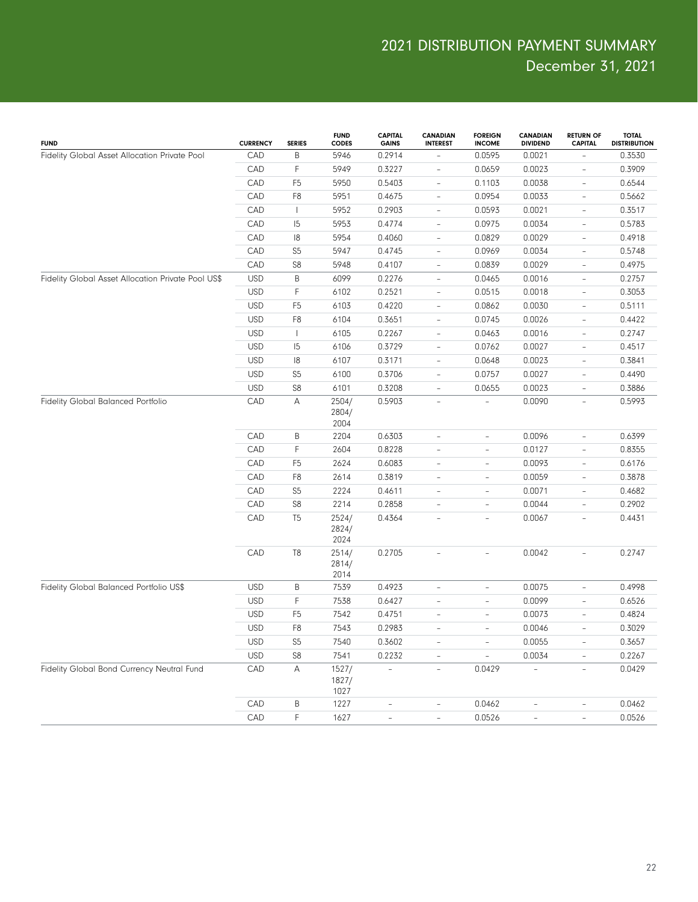# 2021 DISTRIBUTION PAYMENT SUMMARY
## December 31, 2021

| FUND | CURRENCY | SERIES | FUND CODES | CAPITAL GAINS | CANADIAN INTEREST | FOREIGN INCOME | CANADIAN DIVIDEND | RETURN OF CAPITAL | TOTAL DISTRIBUTION |
|---|---|---|---|---|---|---|---|---|---|
| Fidelity Global Asset Allocation Private Pool | CAD | B | 5946 | 0.2914 | – | 0.0595 | 0.0021 | – | 0.3530 |
| | CAD | F | 5949 | 0.3227 | – | 0.0659 | 0.0023 | – | 0.3909 |
| | CAD | F5 | 5950 | 0.5403 | – | 0.1103 | 0.0038 | – | 0.6544 |
| | CAD | F8 | 5951 | 0.4675 | – | 0.0954 | 0.0033 | – | 0.5662 |
| | CAD | I | 5952 | 0.2903 | – | 0.0593 | 0.0021 | – | 0.3517 |
| | CAD | I5 | 5953 | 0.4774 | – | 0.0975 | 0.0034 | – | 0.5783 |
| | CAD | I8 | 5954 | 0.4060 | – | 0.0829 | 0.0029 | – | 0.4918 |
| | CAD | S5 | 5947 | 0.4745 | – | 0.0969 | 0.0034 | – | 0.5748 |
| | CAD | S8 | 5948 | 0.4107 | – | 0.0839 | 0.0029 | – | 0.4975 |
| Fidelity Global Asset Allocation Private Pool US$ | USD | B | 6099 | 0.2276 | – | 0.0465 | 0.0016 | – | 0.2757 |
| | USD | F | 6102 | 0.2521 | – | 0.0515 | 0.0018 | – | 0.3053 |
| | USD | F5 | 6103 | 0.4220 | – | 0.0862 | 0.0030 | – | 0.5111 |
| | USD | F8 | 6104 | 0.3651 | – | 0.0745 | 0.0026 | – | 0.4422 |
| | USD | I | 6105 | 0.2267 | – | 0.0463 | 0.0016 | – | 0.2747 |
| | USD | I5 | 6106 | 0.3729 | – | 0.0762 | 0.0027 | – | 0.4517 |
| | USD | I8 | 6107 | 0.3171 | – | 0.0648 | 0.0023 | – | 0.3841 |
| | USD | S5 | 6100 | 0.3706 | – | 0.0757 | 0.0027 | – | 0.4490 |
| | USD | S8 | 6101 | 0.3208 | – | 0.0655 | 0.0023 | – | 0.3886 |
| Fidelity Global Balanced Portfolio | CAD | A | 2504/ 2804/ 2004 | 0.5903 | – | – | 0.0090 | – | 0.5993 |
| | CAD | B | 2204 | 0.6303 | – | – | 0.0096 | – | 0.6399 |
| | CAD | F | 2604 | 0.8228 | – | – | 0.0127 | – | 0.8355 |
| | CAD | F5 | 2624 | 0.6083 | – | – | 0.0093 | – | 0.6176 |
| | CAD | F8 | 2614 | 0.3819 | – | – | 0.0059 | – | 0.3878 |
| | CAD | S5 | 2224 | 0.4611 | – | – | 0.0071 | – | 0.4682 |
| | CAD | S8 | 2214 | 0.2858 | – | – | 0.0044 | – | 0.2902 |
| | CAD | T5 | 2524/ 2824/ 2024 | 0.4364 | – | – | 0.0067 | – | 0.4431 |
| | CAD | T8 | 2514/ 2814/ 2014 | 0.2705 | – | – | 0.0042 | – | 0.2747 |
| Fidelity Global Balanced Portfolio US$ | USD | B | 7539 | 0.4923 | – | – | 0.0075 | – | 0.4998 |
| | USD | F | 7538 | 0.6427 | – | – | 0.0099 | – | 0.6526 |
| | USD | F5 | 7542 | 0.4751 | – | – | 0.0073 | – | 0.4824 |
| | USD | F8 | 7543 | 0.2983 | – | – | 0.0046 | – | 0.3029 |
| | USD | S5 | 7540 | 0.3602 | – | – | 0.0055 | – | 0.3657 |
| | USD | S8 | 7541 | 0.2232 | – | – | 0.0034 | – | 0.2267 |
| Fidelity Global Bond Currency Neutral Fund | CAD | A | 1527/ 1827/ 1027 | – | – | 0.0429 | – | – | 0.0429 |
| | CAD | B | 1227 | – | – | 0.0462 | – | – | 0.0462 |
| | CAD | F | 1627 | – | – | 0.0526 | – | – | 0.0526 |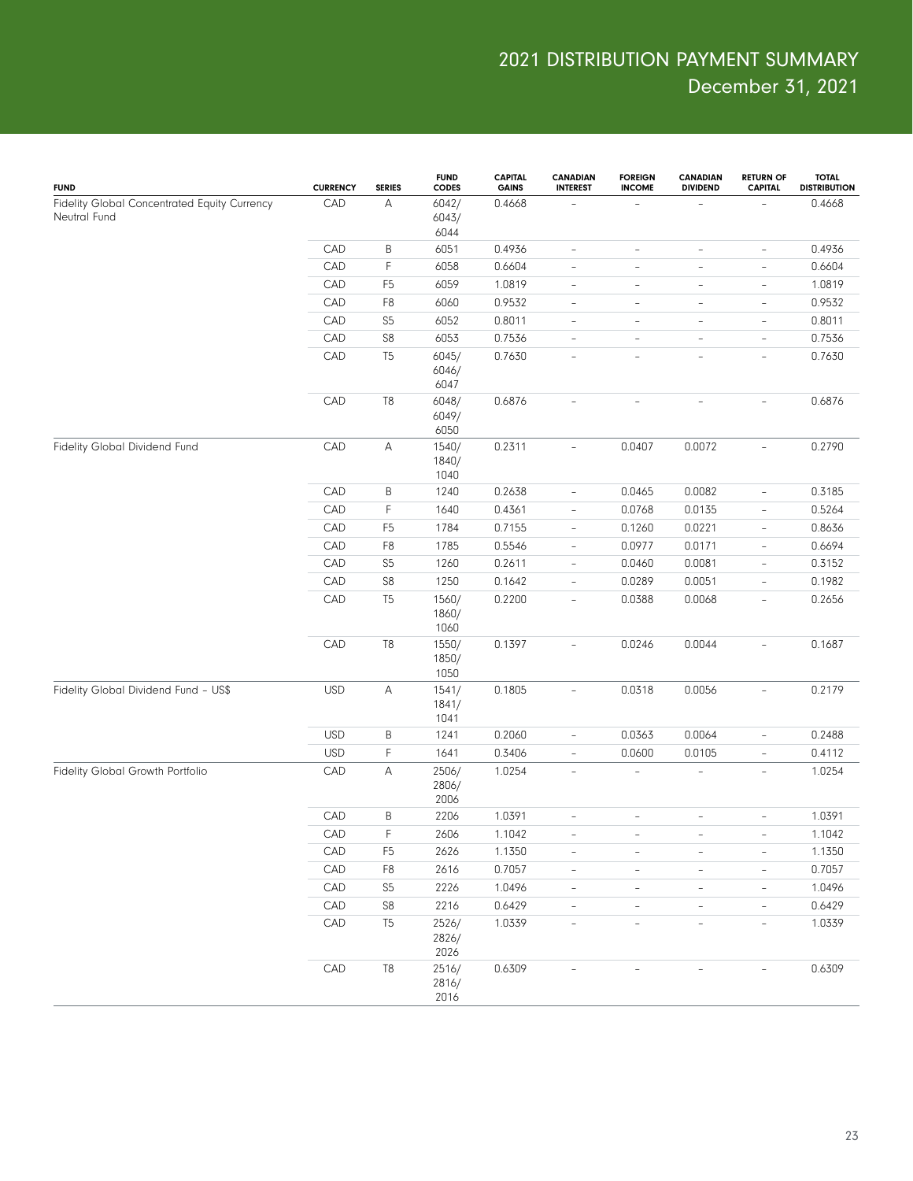# 2021 DISTRIBUTION PAYMENT SUMMARY

December 31, 2021

| FUND | CURRENCY | SERIES | FUND CODES | CAPITAL GAINS | CANADIAN INTEREST | FOREIGN INCOME | CANADIAN DIVIDEND | RETURN OF CAPITAL | TOTAL DISTRIBUTION |
|---|---|---|---|---|---|---|---|---|---|
| Fidelity Global Concentrated Equity Currency Neutral Fund | CAD | A | 6042/ 6043/ 6044 | 0.4668 | – | – | – | – | 0.4668 |
| | CAD | B | 6051 | 0.4936 | – | – | – | – | 0.4936 |
| | CAD | F | 6058 | 0.6604 | – | – | – | – | 0.6604 |
| | CAD | F5 | 6059 | 1.0819 | – | – | – | – | 1.0819 |
| | CAD | F8 | 6060 | 0.9532 | – | – | – | – | 0.9532 |
| | CAD | S5 | 6052 | 0.8011 | – | – | – | – | 0.8011 |
| | CAD | S8 | 6053 | 0.7536 | – | – | – | – | 0.7536 |
| | CAD | T5 | 6045/ 6046/ 6047 | 0.7630 | – | – | – | – | 0.7630 |
| | CAD | T8 | 6048/ 6049/ 6050 | 0.6876 | – | – | – | – | 0.6876 |
| Fidelity Global Dividend Fund | CAD | A | 1540/ 1840/ 1040 | 0.2311 | – | 0.0407 | 0.0072 | – | 0.2790 |
| | CAD | B | 1240 | 0.2638 | – | 0.0465 | 0.0082 | – | 0.3185 |
| | CAD | F | 1640 | 0.4361 | – | 0.0768 | 0.0135 | – | 0.5264 |
| | CAD | F5 | 1784 | 0.7155 | – | 0.1260 | 0.0221 | – | 0.8636 |
| | CAD | F8 | 1785 | 0.5546 | – | 0.0977 | 0.0171 | – | 0.6694 |
| | CAD | S5 | 1260 | 0.2611 | – | 0.0460 | 0.0081 | – | 0.3152 |
| | CAD | S8 | 1250 | 0.1642 | – | 0.0289 | 0.0051 | – | 0.1982 |
| | CAD | T5 | 1560/ 1860/ 1060 | 0.2200 | – | 0.0388 | 0.0068 | – | 0.2656 |
| | CAD | T8 | 1550/ 1850/ 1050 | 0.1397 | – | 0.0246 | 0.0044 | – | 0.1687 |
| Fidelity Global Dividend Fund – US$ | USD | A | 1541/ 1841/ 1041 | 0.1805 | – | 0.0318 | 0.0056 | – | 0.2179 |
| | USD | B | 1241 | 0.2060 | – | 0.0363 | 0.0064 | – | 0.2488 |
| | USD | F | 1641 | 0.3406 | – | 0.0600 | 0.0105 | – | 0.4112 |
| Fidelity Global Growth Portfolio | CAD | A | 2506/ 2806/ 2006 | 1.0254 | – | – | – | – | 1.0254 |
| | CAD | B | 2206 | 1.0391 | – | – | – | – | 1.0391 |
| | CAD | F | 2606 | 1.1042 | – | – | – | – | 1.1042 |
| | CAD | F5 | 2626 | 1.1350 | – | – | – | – | 1.1350 |
| | CAD | F8 | 2616 | 0.7057 | – | – | – | – | 0.7057 |
| | CAD | S5 | 2226 | 1.0496 | – | – | – | – | 1.0496 |
| | CAD | S8 | 2216 | 0.6429 | – | – | – | – | 0.6429 |
| | CAD | T5 | 2526/ 2826/ 2026 | 1.0339 | – | – | – | – | 1.0339 |
| | CAD | T8 | 2516/ 2816/ 2016 | 0.6309 | – | – | – | – | 0.6309 |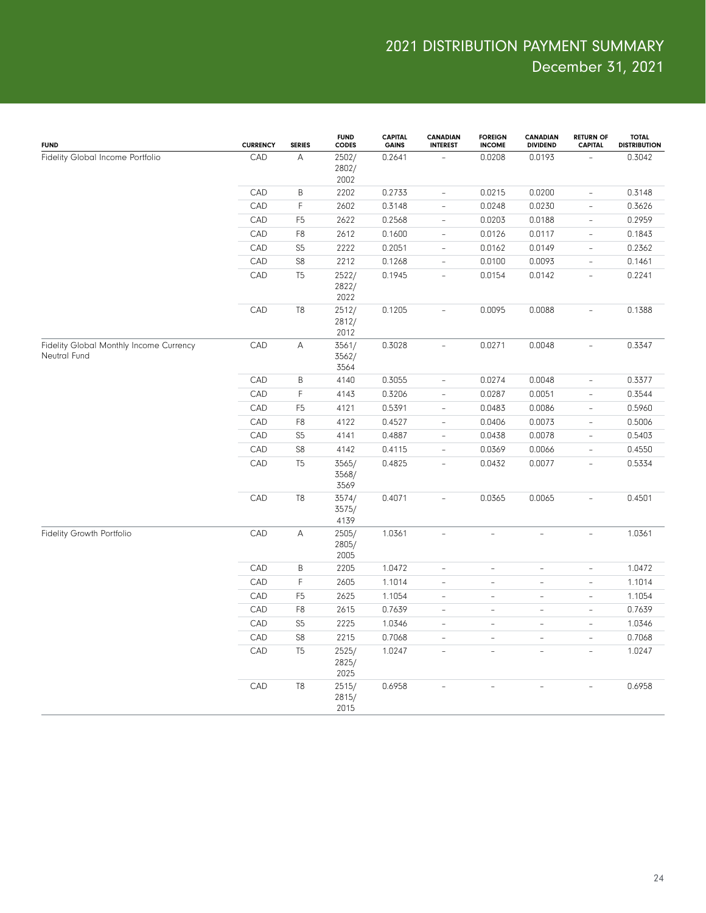# 2021 DISTRIBUTION PAYMENT SUMMARY
## December 31, 2021

| FUND | CURRENCY | SERIES | FUND CODES | CAPITAL GAINS | CANADIAN INTEREST | FOREIGN INCOME | CANADIAN DIVIDEND | RETURN OF CAPITAL | TOTAL DISTRIBUTION |
|---|---|---|---|---|---|---|---|---|---|
| Fidelity Global Income Portfolio | CAD | A | 2502/ 2802/ 2002 | 0.2641 | – | 0.0208 | 0.0193 | – | 0.3042 |
| | CAD | B | 2202 | 0.2733 | – | 0.0215 | 0.0200 | – | 0.3148 |
| | CAD | F | 2602 | 0.3148 | – | 0.0248 | 0.0230 | – | 0.3626 |
| | CAD | F5 | 2622 | 0.2568 | – | 0.0203 | 0.0188 | – | 0.2959 |
| | CAD | F8 | 2612 | 0.1600 | – | 0.0126 | 0.0117 | – | 0.1843 |
| | CAD | S5 | 2222 | 0.2051 | – | 0.0162 | 0.0149 | – | 0.2362 |
| | CAD | S8 | 2212 | 0.1268 | – | 0.0100 | 0.0093 | – | 0.1461 |
| | CAD | T5 | 2522/ 2822/ 2022 | 0.1945 | – | 0.0154 | 0.0142 | – | 0.2241 |
| | CAD | T8 | 2512/ 2812/ 2012 | 0.1205 | – | 0.0095 | 0.0088 | – | 0.1388 |
| Fidelity Global Monthly Income Currency Neutral Fund | CAD | A | 3561/ 3562/ 3564 | 0.3028 | – | 0.0271 | 0.0048 | – | 0.3347 |
| | CAD | B | 4140 | 0.3055 | – | 0.0274 | 0.0048 | – | 0.3377 |
| | CAD | F | 4143 | 0.3206 | – | 0.0287 | 0.0051 | – | 0.3544 |
| | CAD | F5 | 4121 | 0.5391 | – | 0.0483 | 0.0086 | – | 0.5960 |
| | CAD | F8 | 4122 | 0.4527 | – | 0.0406 | 0.0073 | – | 0.5006 |
| | CAD | S5 | 4141 | 0.4887 | – | 0.0438 | 0.0078 | – | 0.5403 |
| | CAD | S8 | 4142 | 0.4115 | – | 0.0369 | 0.0066 | – | 0.4550 |
| | CAD | T5 | 3565/ 3568/ 3569 | 0.4825 | – | 0.0432 | 0.0077 | – | 0.5334 |
| | CAD | T8 | 3574/ 3575/ 4139 | 0.4071 | – | 0.0365 | 0.0065 | – | 0.4501 |
| Fidelity Growth Portfolio | CAD | A | 2505/ 2805/ 2005 | 1.0361 | – | – | – | – | 1.0361 |
| | CAD | B | 2205 | 1.0472 | – | – | – | – | 1.0472 |
| | CAD | F | 2605 | 1.1014 | – | – | – | – | 1.1014 |
| | CAD | F5 | 2625 | 1.1054 | – | – | – | – | 1.1054 |
| | CAD | F8 | 2615 | 0.7639 | – | – | – | – | 0.7639 |
| | CAD | S5 | 2225 | 1.0346 | – | – | – | – | 1.0346 |
| | CAD | S8 | 2215 | 0.7068 | – | – | – | – | 0.7068 |
| | CAD | T5 | 2525/ 2825/ 2025 | 1.0247 | – | – | – | – | 1.0247 |
| | CAD | T8 | 2515/ 2815/ 2015 | 0.6958 | – | – | – | – | 0.6958 |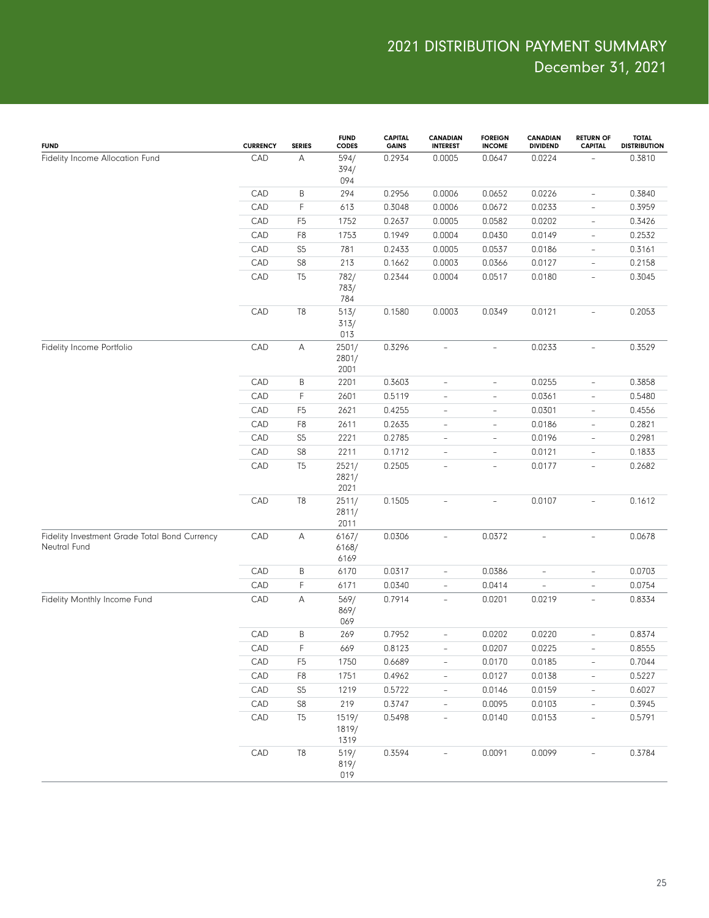# 2021 DISTRIBUTION PAYMENT SUMMARY

## December 31, 2021

| FUND | CURRENCY | SERIES | FUND CODES | CAPITAL GAINS | CANADIAN INTEREST | FOREIGN INCOME | CANADIAN DIVIDEND | RETURN OF CAPITAL | TOTAL DISTRIBUTION |
|---|---|---|---|---|---|---|---|---|---|
| Fidelity Income Allocation Fund | CAD | A | 594/ 394/ 094 | 0.2934 | 0.0005 | 0.0647 | 0.0224 | – | 0.3810 |
| | CAD | B | 294 | 0.2956 | 0.0006 | 0.0652 | 0.0226 | – | 0.3840 |
| | CAD | F | 613 | 0.3048 | 0.0006 | 0.0672 | 0.0233 | – | 0.3959 |
| | CAD | F5 | 1752 | 0.2637 | 0.0005 | 0.0582 | 0.0202 | – | 0.3426 |
| | CAD | F8 | 1753 | 0.1949 | 0.0004 | 0.0430 | 0.0149 | – | 0.2532 |
| | CAD | S5 | 781 | 0.2433 | 0.0005 | 0.0537 | 0.0186 | – | 0.3161 |
| | CAD | S8 | 213 | 0.1662 | 0.0003 | 0.0366 | 0.0127 | – | 0.2158 |
| | CAD | T5 | 782/ 783/ 784 | 0.2344 | 0.0004 | 0.0517 | 0.0180 | – | 0.3045 |
| | CAD | T8 | 513/ 313/ 013 | 0.1580 | 0.0003 | 0.0349 | 0.0121 | – | 0.2053 |
| Fidelity Income Portfolio | CAD | A | 2501/ 2801/ 2001 | 0.3296 | – | – | 0.0233 | – | 0.3529 |
| | CAD | B | 2201 | 0.3603 | – | – | 0.0255 | – | 0.3858 |
| | CAD | F | 2601 | 0.5119 | – | – | 0.0361 | – | 0.5480 |
| | CAD | F5 | 2621 | 0.4255 | – | – | 0.0301 | – | 0.4556 |
| | CAD | F8 | 2611 | 0.2635 | – | – | 0.0186 | – | 0.2821 |
| | CAD | S5 | 2221 | 0.2785 | – | – | 0.0196 | – | 0.2981 |
| | CAD | S8 | 2211 | 0.1712 | – | – | 0.0121 | – | 0.1833 |
| | CAD | T5 | 2521/ 2821/ 2021 | 0.2505 | – | – | 0.0177 | – | 0.2682 |
| | CAD | T8 | 2511/ 2811/ 2011 | 0.1505 | – | – | 0.0107 | – | 0.1612 |
| Fidelity Investment Grade Total Bond Currency Neutral Fund | CAD | A | 6167/ 6168/ 6169 | 0.0306 | – | 0.0372 | – | – | 0.0678 |
| | CAD | B | 6170 | 0.0317 | – | 0.0386 | – | – | 0.0703 |
| | CAD | F | 6171 | 0.0340 | – | 0.0414 | – | – | 0.0754 |
| Fidelity Monthly Income Fund | CAD | A | 569/ 869/ 069 | 0.7914 | – | 0.0201 | 0.0219 | – | 0.8334 |
| | CAD | B | 269 | 0.7952 | – | 0.0202 | 0.0220 | – | 0.8374 |
| | CAD | F | 669 | 0.8123 | – | 0.0207 | 0.0225 | – | 0.8555 |
| | CAD | F5 | 1750 | 0.6689 | – | 0.0170 | 0.0185 | – | 0.7044 |
| | CAD | F8 | 1751 | 0.4962 | – | 0.0127 | 0.0138 | – | 0.5227 |
| | CAD | S5 | 1219 | 0.5722 | – | 0.0146 | 0.0159 | – | 0.6027 |
| | CAD | S8 | 219 | 0.3747 | – | 0.0095 | 0.0103 | – | 0.3945 |
| | CAD | T5 | 1519/ 1819/ 1319 | 0.5498 | – | 0.0140 | 0.0153 | – | 0.5791 |
| | CAD | T8 | 519/ 819/ 019 | 0.3594 | – | 0.0091 | 0.0099 | – | 0.3784 |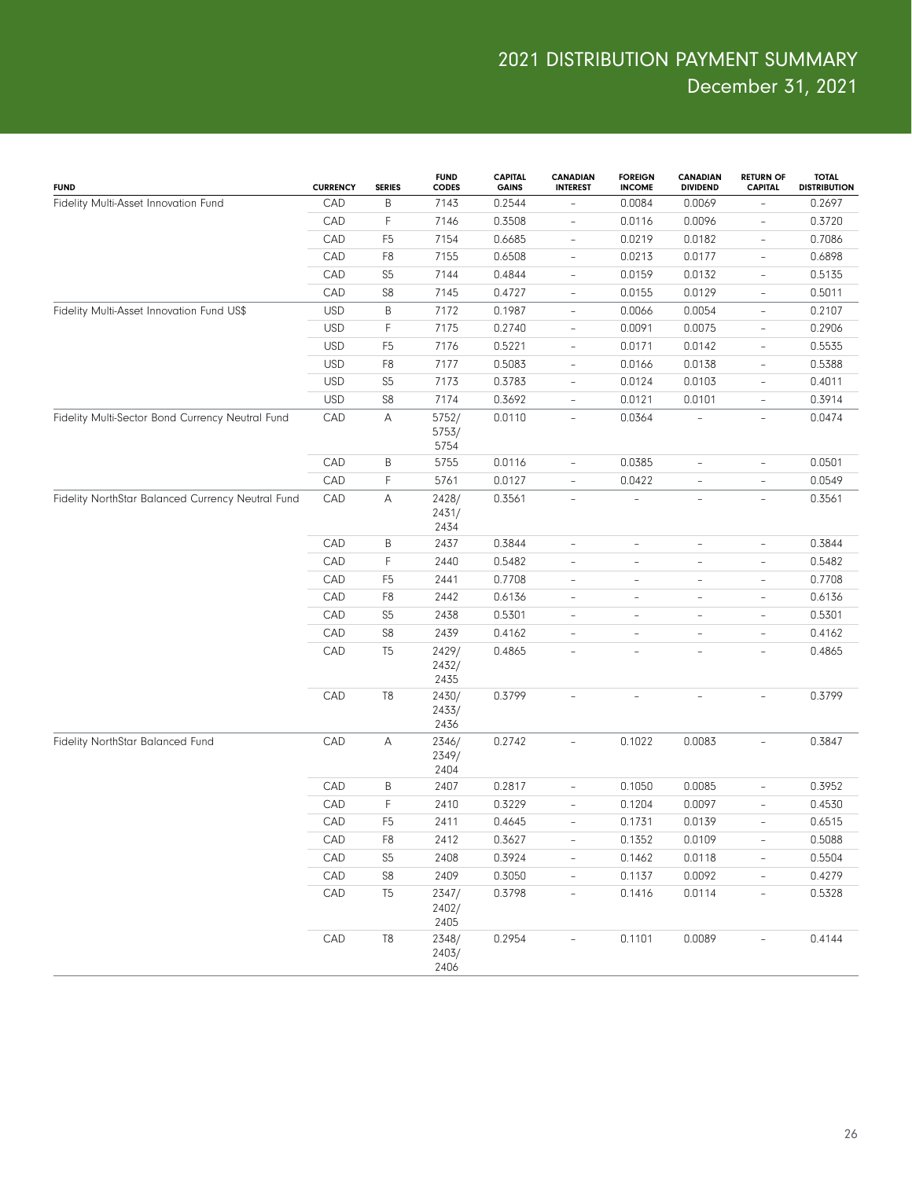# 2021 DISTRIBUTION PAYMENT SUMMARY

## December 31, 2021

| FUND | CURRENCY | SERIES | FUND CODES | CAPITAL GAINS | CANADIAN INTEREST | FOREIGN INCOME | CANADIAN DIVIDEND | RETURN OF CAPITAL | TOTAL DISTRIBUTION |
|---|---|---|---|---|---|---|---|---|---|
| Fidelity Multi-Asset Innovation Fund | CAD | B | 7143 | 0.2544 | – | 0.0084 | 0.0069 | – | 0.2697 |
| | CAD | F | 7146 | 0.3508 | – | 0.0116 | 0.0096 | – | 0.3720 |
| | CAD | F5 | 7154 | 0.6685 | – | 0.0219 | 0.0182 | – | 0.7086 |
| | CAD | F8 | 7155 | 0.6508 | – | 0.0213 | 0.0177 | – | 0.6898 |
| | CAD | S5 | 7144 | 0.4844 | – | 0.0159 | 0.0132 | – | 0.5135 |
| | CAD | S8 | 7145 | 0.4727 | – | 0.0155 | 0.0129 | – | 0.5011 |
| Fidelity Multi-Asset Innovation Fund US$ | USD | B | 7172 | 0.1987 | – | 0.0066 | 0.0054 | – | 0.2107 |
| | USD | F | 7175 | 0.2740 | – | 0.0091 | 0.0075 | – | 0.2906 |
| | USD | F5 | 7176 | 0.5221 | – | 0.0171 | 0.0142 | – | 0.5535 |
| | USD | F8 | 7177 | 0.5083 | – | 0.0166 | 0.0138 | – | 0.5388 |
| | USD | S5 | 7173 | 0.3783 | – | 0.0124 | 0.0103 | – | 0.4011 |
| | USD | S8 | 7174 | 0.3692 | – | 0.0121 | 0.0101 | – | 0.3914 |
| Fidelity Multi-Sector Bond Currency Neutral Fund | CAD | A | 5752/ 5753/ 5754 | 0.0110 | – | 0.0364 | – | – | 0.0474 |
| | CAD | B | 5755 | 0.0116 | – | 0.0385 | – | – | 0.0501 |
| | CAD | F | 5761 | 0.0127 | – | 0.0422 | – | – | 0.0549 |
| Fidelity NorthStar Balanced Currency Neutral Fund | CAD | A | 2428/ 2431/ 2434 | 0.3561 | – | – | – | – | 0.3561 |
| | CAD | B | 2437 | 0.3844 | – | – | – | – | 0.3844 |
| | CAD | F | 2440 | 0.5482 | – | – | – | – | 0.5482 |
| | CAD | F5 | 2441 | 0.7708 | – | – | – | – | 0.7708 |
| | CAD | F8 | 2442 | 0.6136 | – | – | – | – | 0.6136 |
| | CAD | S5 | 2438 | 0.5301 | – | – | – | – | 0.5301 |
| | CAD | S8 | 2439 | 0.4162 | – | – | – | – | 0.4162 |
| | CAD | T5 | 2429/ 2432/ 2435 | 0.4865 | – | – | – | – | 0.4865 |
| | CAD | T8 | 2430/ 2433/ 2436 | 0.3799 | – | – | – | – | 0.3799 |
| Fidelity NorthStar Balanced Fund | CAD | A | 2346/ 2349/ 2404 | 0.2742 | – | 0.1022 | 0.0083 | – | 0.3847 |
| | CAD | B | 2407 | 0.2817 | – | 0.1050 | 0.0085 | – | 0.3952 |
| | CAD | F | 2410 | 0.3229 | – | 0.1204 | 0.0097 | – | 0.4530 |
| | CAD | F5 | 2411 | 0.4645 | – | 0.1731 | 0.0139 | – | 0.6515 |
| | CAD | F8 | 2412 | 0.3627 | – | 0.1352 | 0.0109 | – | 0.5088 |
| | CAD | S5 | 2408 | 0.3924 | – | 0.1462 | 0.0118 | – | 0.5504 |
| | CAD | S8 | 2409 | 0.3050 | – | 0.1137 | 0.0092 | – | 0.4279 |
| | CAD | T5 | 2347/ 2402/ 2405 | 0.3798 | – | 0.1416 | 0.0114 | – | 0.5328 |
| | CAD | T8 | 2348/ 2403/ 2406 | 0.2954 | – | 0.1101 | 0.0089 | – | 0.4144 |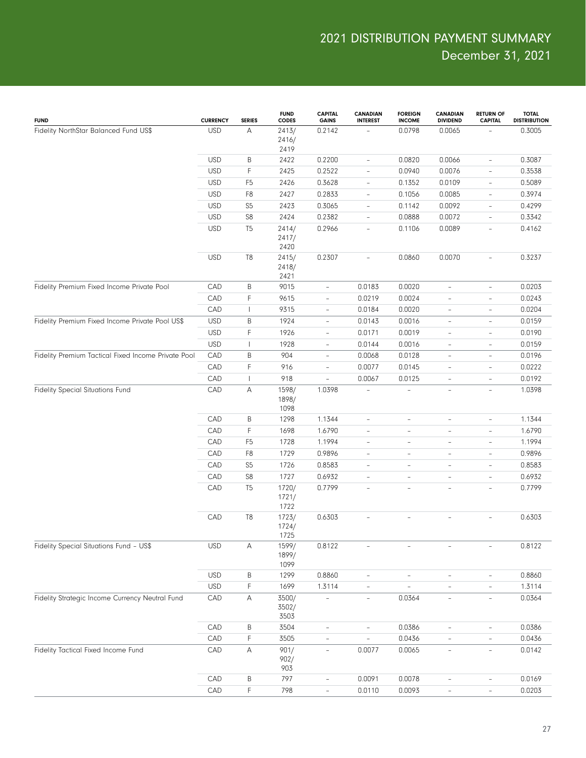# 2021 DISTRIBUTION PAYMENT SUMMARY

## December 31, 2021

| FUND | CURRENCY | SERIES | FUND CODES | CAPITAL GAINS | CANADIAN INTEREST | FOREIGN INCOME | CANADIAN DIVIDEND | RETURN OF CAPITAL | TOTAL DISTRIBUTION |
|---|---|---|---|---|---|---|---|---|---|
| Fidelity NorthStar Balanced Fund US$ | USD | A | 2413/ 2416/ 2419 | 0.2142 | – | 0.0798 | 0.0065 | – | 0.3005 |
| | USD | B | 2422 | 0.2200 | – | 0.0820 | 0.0066 | – | 0.3087 |
| | USD | F | 2425 | 0.2522 | – | 0.0940 | 0.0076 | – | 0.3538 |
| | USD | F5 | 2426 | 0.3628 | – | 0.1352 | 0.0109 | – | 0.5089 |
| | USD | F8 | 2427 | 0.2833 | – | 0.1056 | 0.0085 | – | 0.3974 |
| | USD | S5 | 2423 | 0.3065 | – | 0.1142 | 0.0092 | – | 0.4299 |
| | USD | S8 | 2424 | 0.2382 | – | 0.0888 | 0.0072 | – | 0.3342 |
| | USD | T5 | 2414/ 2417/ 2420 | 0.2966 | – | 0.1106 | 0.0089 | – | 0.4162 |
| | USD | T8 | 2415/ 2418/ 2421 | 0.2307 | – | 0.0860 | 0.0070 | – | 0.3237 |
| Fidelity Premium Fixed Income Private Pool | CAD | B | 9015 | – | 0.0183 | 0.0020 | – | – | 0.0203 |
| | CAD | F | 9615 | – | 0.0219 | 0.0024 | – | – | 0.0243 |
| | CAD | I | 9315 | – | 0.0184 | 0.0020 | – | – | 0.0204 |
| Fidelity Premium Fixed Income Private Pool US$ | USD | B | 1924 | – | 0.0143 | 0.0016 | – | – | 0.0159 |
| | USD | F | 1926 | – | 0.0171 | 0.0019 | – | – | 0.0190 |
| | USD | I | 1928 | – | 0.0144 | 0.0016 | – | – | 0.0159 |
| Fidelity Premium Tactical Fixed Income Private Pool | CAD | B | 904 | – | 0.0068 | 0.0128 | – | – | 0.0196 |
| | CAD | F | 916 | – | 0.0077 | 0.0145 | – | – | 0.0222 |
| | CAD | I | 918 | – | 0.0067 | 0.0125 | – | – | 0.0192 |
| Fidelity Special Situations Fund | CAD | A | 1598/ 1898/ 1098 | 1.0398 | – | – | – | – | 1.0398 |
| | CAD | B | 1298 | 1.1344 | – | – | – | – | 1.1344 |
| | CAD | F | 1698 | 1.6790 | – | – | – | – | 1.6790 |
| | CAD | F5 | 1728 | 1.1994 | – | – | – | – | 1.1994 |
| | CAD | F8 | 1729 | 0.9896 | – | – | – | – | 0.9896 |
| | CAD | S5 | 1726 | 0.8583 | – | – | – | – | 0.8583 |
| | CAD | S8 | 1727 | 0.6932 | – | – | – | – | 0.6932 |
| | CAD | T5 | 1720/ 1721/ 1722 | 0.7799 | – | – | – | – | 0.7799 |
| | CAD | T8 | 1723/ 1724/ 1725 | 0.6303 | – | – | – | – | 0.6303 |
| Fidelity Special Situations Fund – US$ | USD | A | 1599/ 1899/ 1099 | 0.8122 | – | – | – | – | 0.8122 |
| | USD | B | 1299 | 0.8860 | – | – | – | – | 0.8860 |
| | USD | F | 1699 | 1.3114 | – | – | – | – | 1.3114 |
| Fidelity Strategic Income Currency Neutral Fund | CAD | A | 3500/ 3502/ 3503 | – | – | 0.0364 | – | – | 0.0364 |
| | CAD | B | 3504 | – | – | 0.0386 | – | – | 0.0386 |
| | CAD | F | 3505 | – | – | 0.0436 | – | – | 0.0436 |
| Fidelity Tactical Fixed Income Fund | CAD | A | 901/ 902/ 903 | – | 0.0077 | 0.0065 | – | – | 0.0142 |
| | CAD | B | 797 | – | 0.0091 | 0.0078 | – | – | 0.0169 |
| | CAD | F | 798 | – | 0.0110 | 0.0093 | – | – | 0.0203 |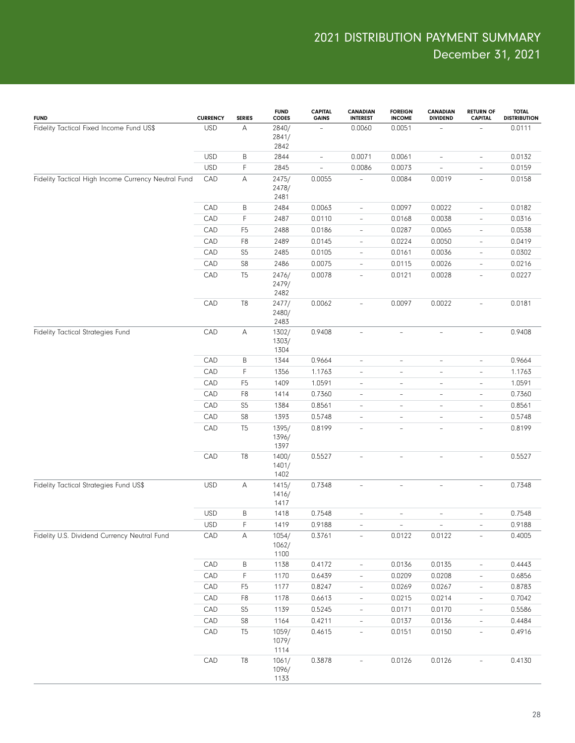# 2021 DISTRIBUTION PAYMENT SUMMARY

## December 31, 2021

| FUND | CURRENCY | SERIES | FUND CODES | CAPITAL GAINS | CANADIAN INTEREST | FOREIGN INCOME | CANADIAN DIVIDEND | RETURN OF CAPITAL | TOTAL DISTRIBUTION |
|---|---|---|---|---|---|---|---|---|---|
| Fidelity Tactical Fixed Income Fund US$ | USD | A | 2840/ 2841/ 2842 | – | 0.0060 | 0.0051 | – | – | 0.0111 |
| | USD | B | 2844 | – | 0.0071 | 0.0061 | – | – | 0.0132 |
| | USD | F | 2845 | – | 0.0086 | 0.0073 | – | – | 0.0159 |
| Fidelity Tactical High Income Currency Neutral Fund | CAD | A | 2475/ 2478/ 2481 | 0.0055 | – | 0.0084 | 0.0019 | – | 0.0158 |
| | CAD | B | 2484 | 0.0063 | – | 0.0097 | 0.0022 | – | 0.0182 |
| | CAD | F | 2487 | 0.0110 | – | 0.0168 | 0.0038 | – | 0.0316 |
| | CAD | F5 | 2488 | 0.0186 | – | 0.0287 | 0.0065 | – | 0.0538 |
| | CAD | F8 | 2489 | 0.0145 | – | 0.0224 | 0.0050 | – | 0.0419 |
| | CAD | S5 | 2485 | 0.0105 | – | 0.0161 | 0.0036 | – | 0.0302 |
| | CAD | S8 | 2486 | 0.0075 | – | 0.0115 | 0.0026 | – | 0.0216 |
| | CAD | T5 | 2476/ 2479/ 2482 | 0.0078 | – | 0.0121 | 0.0028 | – | 0.0227 |
| | CAD | T8 | 2477/ 2480/ 2483 | 0.0062 | – | 0.0097 | 0.0022 | – | 0.0181 |
| Fidelity Tactical Strategies Fund | CAD | A | 1302/ 1303/ 1304 | 0.9408 | – | – | – | – | 0.9408 |
| | CAD | B | 1344 | 0.9664 | – | – | – | – | 0.9664 |
| | CAD | F | 1356 | 1.1763 | – | – | – | – | 1.1763 |
| | CAD | F5 | 1409 | 1.0591 | – | – | – | – | 1.0591 |
| | CAD | F8 | 1414 | 0.7360 | – | – | – | – | 0.7360 |
| | CAD | S5 | 1384 | 0.8561 | – | – | – | – | 0.8561 |
| | CAD | S8 | 1393 | 0.5748 | – | – | – | – | 0.5748 |
| | CAD | T5 | 1395/ 1396/ 1397 | 0.8199 | – | – | – | – | 0.8199 |
| | CAD | T8 | 1400/ 1401/ 1402 | 0.5527 | – | – | – | – | 0.5527 |
| Fidelity Tactical Strategies Fund US$ | USD | A | 1415/ 1416/ 1417 | 0.7348 | – | – | – | – | 0.7348 |
| | USD | B | 1418 | 0.7548 | – | – | – | – | 0.7548 |
| | USD | F | 1419 | 0.9188 | – | – | – | – | 0.9188 |
| Fidelity U.S. Dividend Currency Neutral Fund | CAD | A | 1054/ 1062/ 1100 | 0.3761 | – | 0.0122 | 0.0122 | – | 0.4005 |
| | CAD | B | 1138 | 0.4172 | – | 0.0136 | 0.0135 | – | 0.4443 |
| | CAD | F | 1170 | 0.6439 | – | 0.0209 | 0.0208 | – | 0.6856 |
| | CAD | F5 | 1177 | 0.8247 | – | 0.0269 | 0.0267 | – | 0.8783 |
| | CAD | F8 | 1178 | 0.6613 | – | 0.0215 | 0.0214 | – | 0.7042 |
| | CAD | S5 | 1139 | 0.5245 | – | 0.0171 | 0.0170 | – | 0.5586 |
| | CAD | S8 | 1164 | 0.4211 | – | 0.0137 | 0.0136 | – | 0.4484 |
| | CAD | T5 | 1059/ 1079/ 1114 | 0.4615 | – | 0.0151 | 0.0150 | – | 0.4916 |
| | CAD | T8 | 1061/ 1096/ 1133 | 0.3878 | – | 0.0126 | 0.0126 | – | 0.4130 |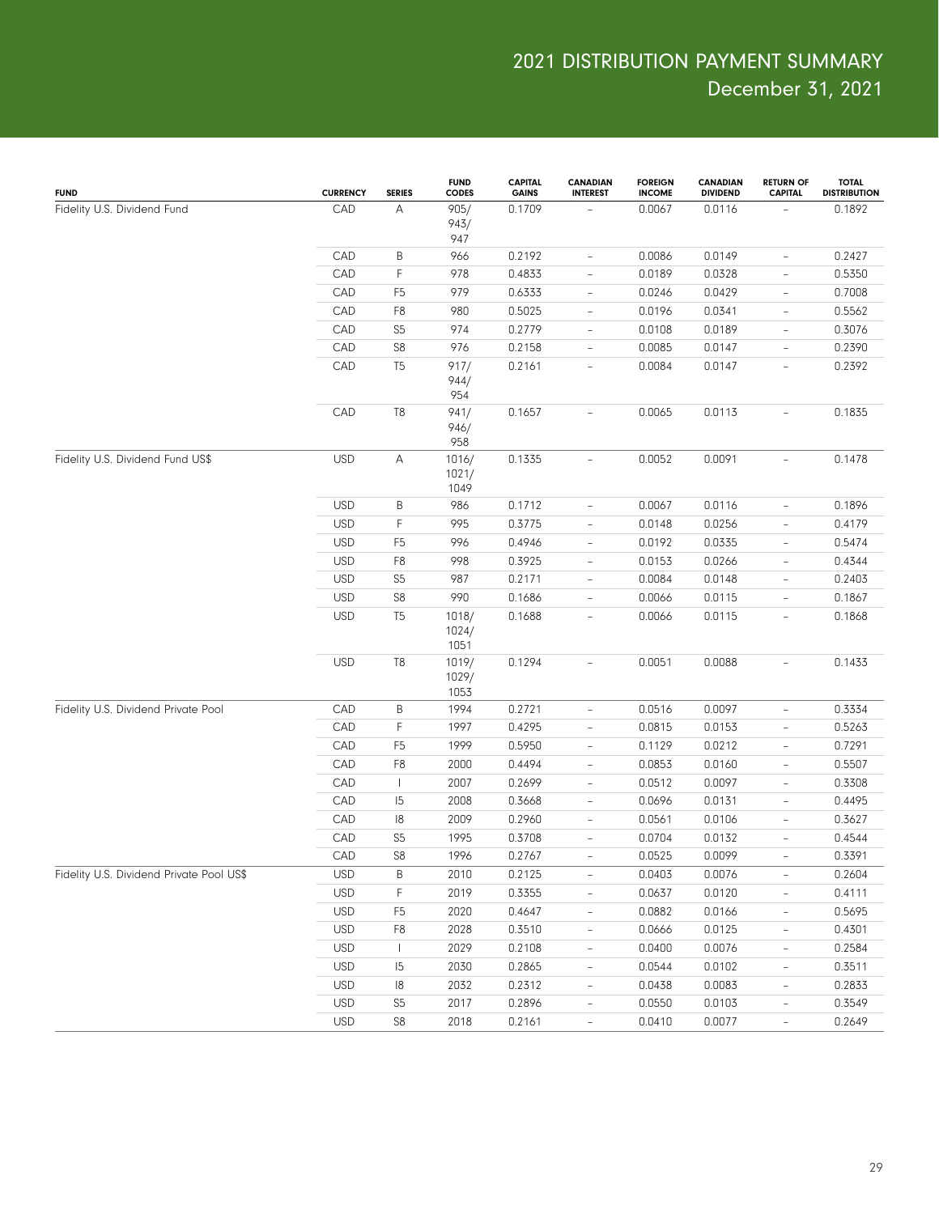# 2021 DISTRIBUTION PAYMENT SUMMARY
## December 31, 2021

| FUND | CURRENCY | SERIES | FUND CODES | CAPITAL GAINS | CANADIAN INTEREST | FOREIGN INCOME | CANADIAN DIVIDEND | RETURN OF CAPITAL | TOTAL DISTRIBUTION |
|---|---|---|---|---|---|---|---|---|---|
| Fidelity U.S. Dividend Fund | CAD | A | 905/ 943/ 947 | 0.1709 | – | 0.0067 | 0.0116 | – | 0.1892 |
| | CAD | B | 966 | 0.2192 | – | 0.0086 | 0.0149 | – | 0.2427 |
| | CAD | F | 978 | 0.4833 | – | 0.0189 | 0.0328 | – | 0.5350 |
| | CAD | F5 | 979 | 0.6333 | – | 0.0246 | 0.0429 | – | 0.7008 |
| | CAD | F8 | 980 | 0.5025 | – | 0.0196 | 0.0341 | – | 0.5562 |
| | CAD | S5 | 974 | 0.2779 | – | 0.0108 | 0.0189 | – | 0.3076 |
| | CAD | S8 | 976 | 0.2158 | – | 0.0085 | 0.0147 | – | 0.2390 |
| | CAD | T5 | 917/ 944/ 954 | 0.2161 | – | 0.0084 | 0.0147 | – | 0.2392 |
| | CAD | T8 | 941/ 946/ 958 | 0.1657 | – | 0.0065 | 0.0113 | – | 0.1835 |
| Fidelity U.S. Dividend Fund US$ | USD | A | 1016/ 1021/ 1049 | 0.1335 | – | 0.0052 | 0.0091 | – | 0.1478 |
| | USD | B | 986 | 0.1712 | – | 0.0067 | 0.0116 | – | 0.1896 |
| | USD | F | 995 | 0.3775 | – | 0.0148 | 0.0256 | – | 0.4179 |
| | USD | F5 | 996 | 0.4946 | – | 0.0192 | 0.0335 | – | 0.5474 |
| | USD | F8 | 998 | 0.3925 | – | 0.0153 | 0.0266 | – | 0.4344 |
| | USD | S5 | 987 | 0.2171 | – | 0.0084 | 0.0148 | – | 0.2403 |
| | USD | S8 | 990 | 0.1686 | – | 0.0066 | 0.0115 | – | 0.1867 |
| | USD | T5 | 1018/ 1024/ 1051 | 0.1688 | – | 0.0066 | 0.0115 | – | 0.1868 |
| | USD | T8 | 1019/ 1029/ 1053 | 0.1294 | – | 0.0051 | 0.0088 | – | 0.1433 |
| Fidelity U.S. Dividend Private Pool | CAD | B | 1994 | 0.2721 | – | 0.0516 | 0.0097 | – | 0.3334 |
| | CAD | F | 1997 | 0.4295 | – | 0.0815 | 0.0153 | – | 0.5263 |
| | CAD | F5 | 1999 | 0.5950 | – | 0.1129 | 0.0212 | – | 0.7291 |
| | CAD | F8 | 2000 | 0.4494 | – | 0.0853 | 0.0160 | – | 0.5507 |
| | CAD | I | 2007 | 0.2699 | – | 0.0512 | 0.0097 | – | 0.3308 |
| | CAD | I5 | 2008 | 0.3668 | – | 0.0696 | 0.0131 | – | 0.4495 |
| | CAD | I8 | 2009 | 0.2960 | – | 0.0561 | 0.0106 | – | 0.3627 |
| | CAD | S5 | 1995 | 0.3708 | – | 0.0704 | 0.0132 | – | 0.4544 |
| | CAD | S8 | 1996 | 0.2767 | – | 0.0525 | 0.0099 | – | 0.3391 |
| Fidelity U.S. Dividend Private Pool US$ | USD | B | 2010 | 0.2125 | – | 0.0403 | 0.0076 | – | 0.2604 |
| | USD | F | 2019 | 0.3355 | – | 0.0637 | 0.0120 | – | 0.4111 |
| | USD | F5 | 2020 | 0.4647 | – | 0.0882 | 0.0166 | – | 0.5695 |
| | USD | F8 | 2028 | 0.3510 | – | 0.0666 | 0.0125 | – | 0.4301 |
| | USD | I | 2029 | 0.2108 | – | 0.0400 | 0.0076 | – | 0.2584 |
| | USD | I5 | 2030 | 0.2865 | – | 0.0544 | 0.0102 | – | 0.3511 |
| | USD | I8 | 2032 | 0.2312 | – | 0.0438 | 0.0083 | – | 0.2833 |
| | USD | S5 | 2017 | 0.2896 | – | 0.0550 | 0.0103 | – | 0.3549 |
| | USD | S8 | 2018 | 0.2161 | – | 0.0410 | 0.0077 | – | 0.2649 |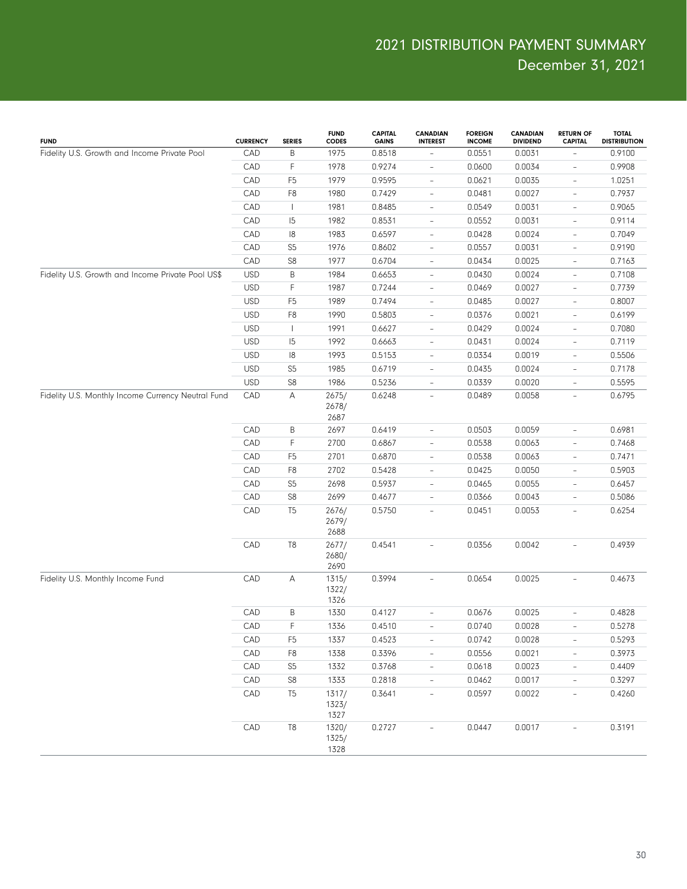# 2021 DISTRIBUTION PAYMENT SUMMARY

## December 31, 2021

| FUND | CURRENCY | SERIES | FUND CODES | CAPITAL GAINS | CANADIAN INTEREST | FOREIGN INCOME | CANADIAN DIVIDEND | RETURN OF CAPITAL | TOTAL DISTRIBUTION |
|---|---|---|---|---|---|---|---|---|---|
| Fidelity U.S. Growth and Income Private Pool | CAD | B | 1975 | 0.8518 | – | 0.0551 | 0.0031 | – | 0.9100 |
| | CAD | F | 1978 | 0.9274 | – | 0.0600 | 0.0034 | – | 0.9908 |
| | CAD | F5 | 1979 | 0.9595 | – | 0.0621 | 0.0035 | – | 1.0251 |
| | CAD | F8 | 1980 | 0.7429 | – | 0.0481 | 0.0027 | – | 0.7937 |
| | CAD | I | 1981 | 0.8485 | – | 0.0549 | 0.0031 | – | 0.9065 |
| | CAD | I5 | 1982 | 0.8531 | – | 0.0552 | 0.0031 | – | 0.9114 |
| | CAD | I8 | 1983 | 0.6597 | – | 0.0428 | 0.0024 | – | 0.7049 |
| | CAD | S5 | 1976 | 0.8602 | – | 0.0557 | 0.0031 | – | 0.9190 |
| | CAD | S8 | 1977 | 0.6704 | – | 0.0434 | 0.0025 | – | 0.7163 |
| Fidelity U.S. Growth and Income Private Pool US$ | USD | B | 1984 | 0.6653 | – | 0.0430 | 0.0024 | – | 0.7108 |
| | USD | F | 1987 | 0.7244 | – | 0.0469 | 0.0027 | – | 0.7739 |
| | USD | F5 | 1989 | 0.7494 | – | 0.0485 | 0.0027 | – | 0.8007 |
| | USD | F8 | 1990 | 0.5803 | – | 0.0376 | 0.0021 | – | 0.6199 |
| | USD | I | 1991 | 0.6627 | – | 0.0429 | 0.0024 | – | 0.7080 |
| | USD | I5 | 1992 | 0.6663 | – | 0.0431 | 0.0024 | – | 0.7119 |
| | USD | I8 | 1993 | 0.5153 | – | 0.0334 | 0.0019 | – | 0.5506 |
| | USD | S5 | 1985 | 0.6719 | – | 0.0435 | 0.0024 | – | 0.7178 |
| | USD | S8 | 1986 | 0.5236 | – | 0.0339 | 0.0020 | – | 0.5595 |
| Fidelity U.S. Monthly Income Currency Neutral Fund | CAD | A | 2675/ 2678/ 2687 | 0.6248 | – | 0.0489 | 0.0058 | – | 0.6795 |
| | CAD | B | 2697 | 0.6419 | – | 0.0503 | 0.0059 | – | 0.6981 |
| | CAD | F | 2700 | 0.6867 | – | 0.0538 | 0.0063 | – | 0.7468 |
| | CAD | F5 | 2701 | 0.6870 | – | 0.0538 | 0.0063 | – | 0.7471 |
| | CAD | F8 | 2702 | 0.5428 | – | 0.0425 | 0.0050 | – | 0.5903 |
| | CAD | S5 | 2698 | 0.5937 | – | 0.0465 | 0.0055 | – | 0.6457 |
| | CAD | S8 | 2699 | 0.4677 | – | 0.0366 | 0.0043 | – | 0.5086 |
| | CAD | T5 | 2676/ 2679/ 2688 | 0.5750 | – | 0.0451 | 0.0053 | – | 0.6254 |
| | CAD | T8 | 2677/ 2680/ 2690 | 0.4541 | – | 0.0356 | 0.0042 | – | 0.4939 |
| Fidelity U.S. Monthly Income Fund | CAD | A | 1315/ 1322/ 1326 | 0.3994 | – | 0.0654 | 0.0025 | – | 0.4673 |
| | CAD | B | 1330 | 0.4127 | – | 0.0676 | 0.0025 | – | 0.4828 |
| | CAD | F | 1336 | 0.4510 | – | 0.0740 | 0.0028 | – | 0.5278 |
| | CAD | F5 | 1337 | 0.4523 | – | 0.0742 | 0.0028 | – | 0.5293 |
| | CAD | F8 | 1338 | 0.3396 | – | 0.0556 | 0.0021 | – | 0.3973 |
| | CAD | S5 | 1332 | 0.3768 | – | 0.0618 | 0.0023 | – | 0.4409 |
| | CAD | S8 | 1333 | 0.2818 | – | 0.0462 | 0.0017 | – | 0.3297 |
| | CAD | T5 | 1317/ 1323/ 1327 | 0.3641 | – | 0.0597 | 0.0022 | – | 0.4260 |
| | CAD | T8 | 1320/ 1325/ 1328 | 0.2727 | – | 0.0447 | 0.0017 | – | 0.3191 |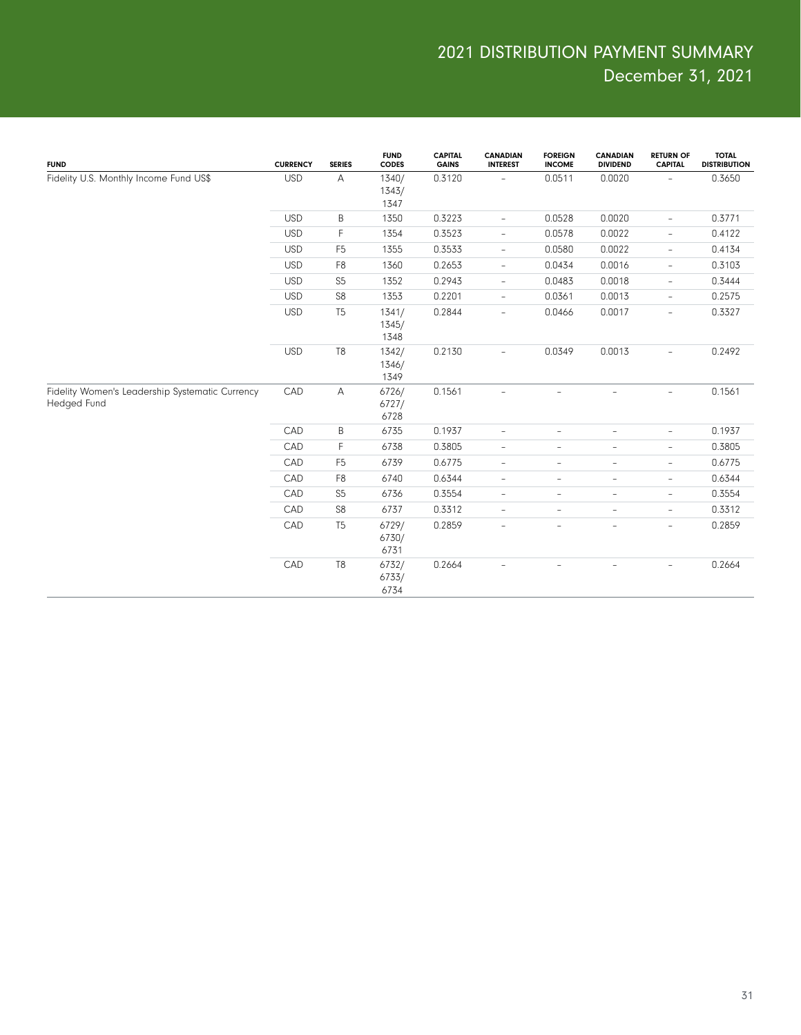# 2021 DISTRIBUTION PAYMENT SUMMARY

## December 31, 2021

| FUND | CURRENCY | SERIES | FUND CODES | CAPITAL GAINS | CANADIAN INTEREST | FOREIGN INCOME | CANADIAN DIVIDEND | RETURN OF CAPITAL | TOTAL DISTRIBUTION |
|---|---|---|---|---|---|---|---|---|---|
| Fidelity U.S. Monthly Income Fund US$ | USD | A | 1340/ 1343/ 1347 | 0.3120 | – | 0.0511 | 0.0020 | – | 0.3650 |
| | USD | B | 1350 | 0.3223 | – | 0.0528 | 0.0020 | – | 0.3771 |
| | USD | F | 1354 | 0.3523 | – | 0.0578 | 0.0022 | – | 0.4122 |
| | USD | F5 | 1355 | 0.3533 | – | 0.0580 | 0.0022 | – | 0.4134 |
| | USD | F8 | 1360 | 0.2653 | – | 0.0434 | 0.0016 | – | 0.3103 |
| | USD | S5 | 1352 | 0.2943 | – | 0.0483 | 0.0018 | – | 0.3444 |
| | USD | S8 | 1353 | 0.2201 | – | 0.0361 | 0.0013 | – | 0.2575 |
| | USD | T5 | 1341/ 1345/ 1348 | 0.2844 | – | 0.0466 | 0.0017 | – | 0.3327 |
| | USD | T8 | 1342/ 1346/ 1349 | 0.2130 | – | 0.0349 | 0.0013 | – | 0.2492 |
| Fidelity Women's Leadership Systematic Currency Hedged Fund | CAD | A | 6726/ 6727/ 6728 | 0.1561 | – | – | – | – | 0.1561 |
| | CAD | B | 6735 | 0.1937 | – | – | – | – | 0.1937 |
| | CAD | F | 6738 | 0.3805 | – | – | – | – | 0.3805 |
| | CAD | F5 | 6739 | 0.6775 | – | – | – | – | 0.6775 |
| | CAD | F8 | 6740 | 0.6344 | – | – | – | – | 0.6344 |
| | CAD | S5 | 6736 | 0.3554 | – | – | – | – | 0.3554 |
| | CAD | S8 | 6737 | 0.3312 | – | – | – | – | 0.3312 |
| | CAD | T5 | 6729/ 6730/ 6731 | 0.2859 | – | – | – | – | 0.2859 |
| | CAD | T8 | 6732/ 6733/ 6734 | 0.2664 | – | – | – | – | 0.2664 |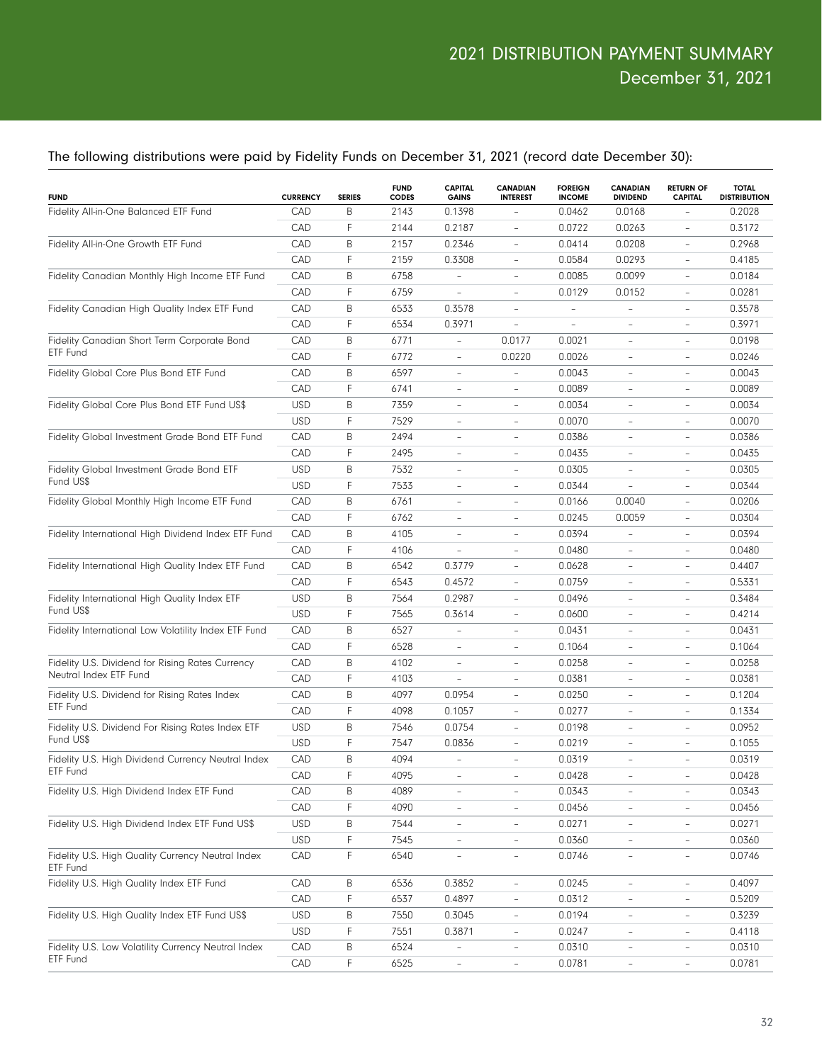# 2021 DISTRIBUTION PAYMENT SUMMARY

## December 31, 2021

The following distributions were paid by Fidelity Funds on December 31, 2021 (record date December 30):

| FUND | CURRENCY | SERIES | FUND CODES | CAPITAL GAINS | CANADIAN INTEREST | FOREIGN INCOME | CANADIAN DIVIDEND | RETURN OF CAPITAL | TOTAL DISTRIBUTION |
|---|---|---|---|---|---|---|---|---|---|
| Fidelity All-in-One Balanced ETF Fund | CAD | B | 2143 | 0.1398 | – | 0.0462 | 0.0168 | – | 0.2028 |
| | CAD | F | 2144 | 0.2187 | – | 0.0722 | 0.0263 | – | 0.3172 |
| Fidelity All-in-One Growth ETF Fund | CAD | B | 2157 | 0.2346 | – | 0.0414 | 0.0208 | – | 0.2968 |
| | CAD | F | 2159 | 0.3308 | – | 0.0584 | 0.0293 | – | 0.4185 |
| Fidelity Canadian Monthly High Income ETF Fund | CAD | B | 6758 | – | – | 0.0085 | 0.0099 | – | 0.0184 |
| | CAD | F | 6759 | – | – | 0.0129 | 0.0152 | – | 0.0281 |
| Fidelity Canadian High Quality Index ETF Fund | CAD | B | 6533 | 0.3578 | – | – | – | – | 0.3578 |
| | CAD | F | 6534 | 0.3971 | – | – | – | – | 0.3971 |
| Fidelity Canadian Short Term Corporate Bond ETF Fund | CAD | B | 6771 | – | 0.0177 | 0.0021 | – | – | 0.0198 |
| | CAD | F | 6772 | – | 0.0220 | 0.0026 | – | – | 0.0246 |
| Fidelity Global Core Plus Bond ETF Fund | CAD | B | 6597 | – | – | 0.0043 | – | – | 0.0043 |
| | CAD | F | 6741 | – | – | 0.0089 | – | – | 0.0089 |
| Fidelity Global Core Plus Bond ETF Fund US$ | USD | B | 7359 | – | – | 0.0034 | – | – | 0.0034 |
| | USD | F | 7529 | – | – | 0.0070 | – | – | 0.0070 |
| Fidelity Global Investment Grade Bond ETF Fund | CAD | B | 2494 | – | – | 0.0386 | – | – | 0.0386 |
| | CAD | F | 2495 | – | – | 0.0435 | – | – | 0.0435 |
| Fidelity Global Investment Grade Bond ETF Fund US$ | USD | B | 7532 | – | – | 0.0305 | – | – | 0.0305 |
| | USD | F | 7533 | – | – | 0.0344 | – | – | 0.0344 |
| Fidelity Global Monthly High Income ETF Fund | CAD | B | 6761 | – | – | 0.0166 | 0.0040 | – | 0.0206 |
| | CAD | F | 6762 | – | – | 0.0245 | 0.0059 | – | 0.0304 |
| Fidelity International High Dividend Index ETF Fund | CAD | B | 4105 | – | – | 0.0394 | – | – | 0.0394 |
| | CAD | F | 4106 | – | – | 0.0480 | – | – | 0.0480 |
| Fidelity International High Quality Index ETF Fund | CAD | B | 6542 | 0.3779 | – | 0.0628 | – | – | 0.4407 |
| | CAD | F | 6543 | 0.4572 | – | 0.0759 | – | – | 0.5331 |
| Fidelity International High Quality Index ETF Fund US$ | USD | B | 7564 | 0.2987 | – | 0.0496 | – | – | 0.3484 |
| | USD | F | 7565 | 0.3614 | – | 0.0600 | – | – | 0.4214 |
| Fidelity International Low Volatility Index ETF Fund | CAD | B | 6527 | – | – | 0.0431 | – | – | 0.0431 |
| | CAD | F | 6528 | – | – | 0.1064 | – | – | 0.1064 |
| Fidelity U.S. Dividend for Rising Rates Currency Neutral Index ETF Fund | CAD | B | 4102 | – | – | 0.0258 | – | – | 0.0258 |
| | CAD | F | 4103 | – | – | 0.0381 | – | – | 0.0381 |
| Fidelity U.S. Dividend for Rising Rates Index ETF Fund | CAD | B | 4097 | 0.0954 | – | 0.0250 | – | – | 0.1204 |
| | CAD | F | 4098 | 0.1057 | – | 0.0277 | – | – | 0.1334 |
| Fidelity U.S. Dividend For Rising Rates Index ETF Fund US$ | USD | B | 7546 | 0.0754 | – | 0.0198 | – | – | 0.0952 |
| | USD | F | 7547 | 0.0836 | – | 0.0219 | – | – | 0.1055 |
| Fidelity U.S. High Dividend Currency Neutral Index ETF Fund | CAD | B | 4094 | – | – | 0.0319 | – | – | 0.0319 |
| | CAD | F | 4095 | – | – | 0.0428 | – | – | 0.0428 |
| Fidelity U.S. High Dividend Index ETF Fund | CAD | B | 4089 | – | – | 0.0343 | – | – | 0.0343 |
| | CAD | F | 4090 | – | – | 0.0456 | – | – | 0.0456 |
| Fidelity U.S. High Dividend Index ETF Fund US$ | USD | B | 7544 | – | – | 0.0271 | – | – | 0.0271 |
| | USD | F | 7545 | – | – | 0.0360 | – | – | 0.0360 |
| Fidelity U.S. High Quality Currency Neutral Index ETF Fund | CAD | F | 6540 | – | – | 0.0746 | – | – | 0.0746 |
| Fidelity U.S. High Quality Index ETF Fund | CAD | B | 6536 | 0.3852 | – | 0.0245 | – | – | 0.4097 |
| | CAD | F | 6537 | 0.4897 | – | 0.0312 | – | – | 0.5209 |
| Fidelity U.S. High Quality Index ETF Fund US$ | USD | B | 7550 | 0.3045 | – | 0.0194 | – | – | 0.3239 |
| | USD | F | 7551 | 0.3871 | – | 0.0247 | – | – | 0.4118 |
| Fidelity U.S. Low Volatility Currency Neutral Index ETF Fund | CAD | B | 6524 | – | – | 0.0310 | – | – | 0.0310 |
| | CAD | F | 6525 | – | – | 0.0781 | – | – | 0.0781 |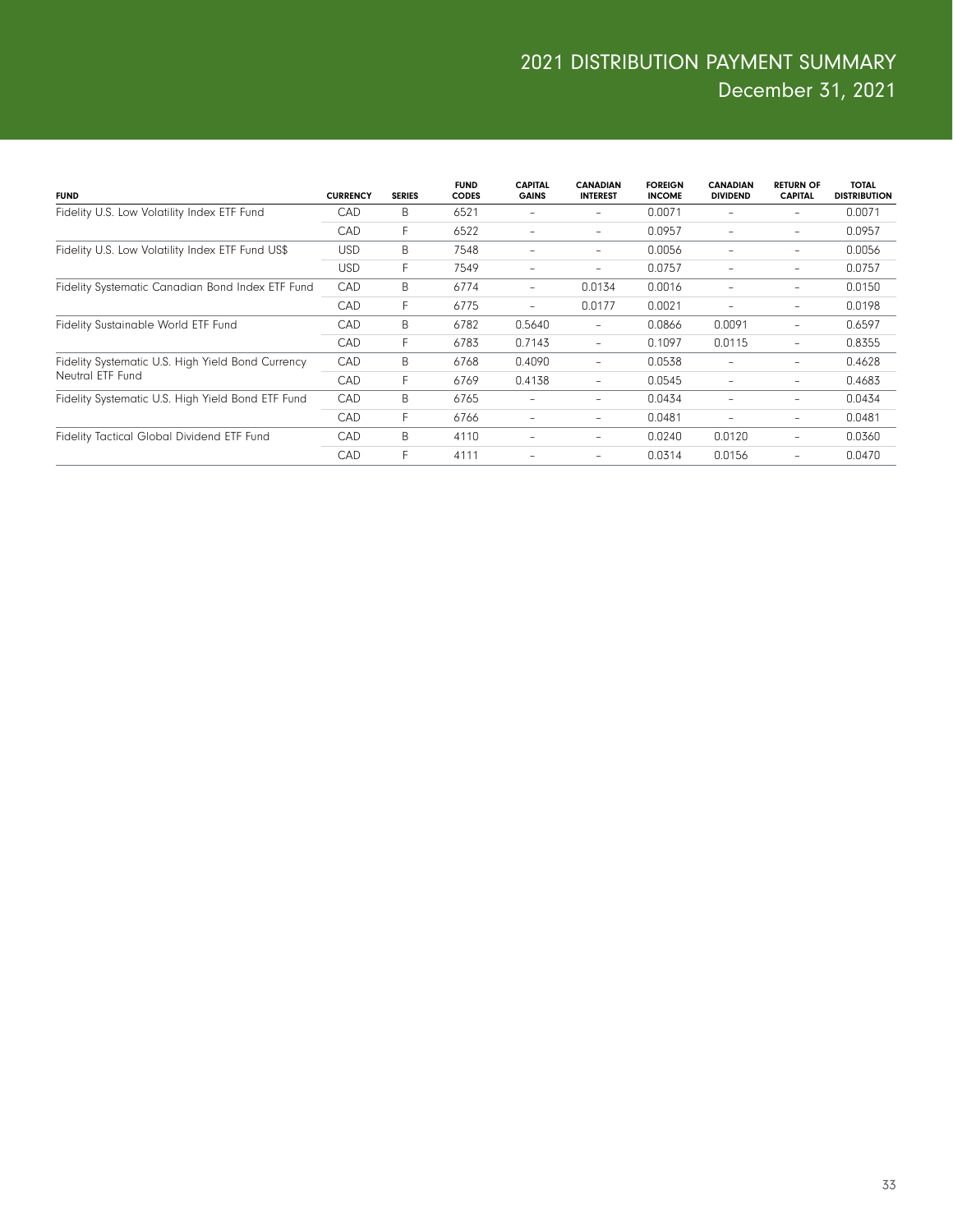# 2021 DISTRIBUTION PAYMENT SUMMARY

## December 31, 2021

| FUND | CURRENCY | SERIES | FUND CODES | CAPITAL GAINS | CANADIAN INTEREST | FOREIGN INCOME | CANADIAN DIVIDEND | RETURN OF CAPITAL | TOTAL DISTRIBUTION |
|---|---|---|---|---|---|---|---|---|---|
| Fidelity U.S. Low Volatility Index ETF Fund | CAD | B | 6521 | – | – | 0.0071 | – | – | 0.0071 |
| | CAD | F | 6522 | – | – | 0.0957 | – | – | 0.0957 |
| Fidelity U.S. Low Volatility Index ETF Fund US$ | USD | B | 7548 | – | – | 0.0056 | – | – | 0.0056 |
| | USD | F | 7549 | – | – | 0.0757 | – | – | 0.0757 |
| Fidelity Systematic Canadian Bond Index ETF Fund | CAD | B | 6774 | – | 0.0134 | 0.0016 | – | – | 0.0150 |
| | CAD | F | 6775 | – | 0.0177 | 0.0021 | – | – | 0.0198 |
| Fidelity Sustainable World ETF Fund | CAD | B | 6782 | 0.5640 | – | 0.0866 | 0.0091 | – | 0.6597 |
| | CAD | F | 6783 | 0.7143 | – | 0.1097 | 0.0115 | – | 0.8355 |
| Fidelity Systematic U.S. High Yield Bond Currency Neutral ETF Fund | CAD | B | 6768 | 0.4090 | – | 0.0538 | – | – | 0.4628 |
| | CAD | F | 6769 | 0.4138 | – | 0.0545 | – | – | 0.4683 |
| Fidelity Systematic U.S. High Yield Bond ETF Fund | CAD | B | 6765 | – | – | 0.0434 | – | – | 0.0434 |
| | CAD | F | 6766 | – | – | 0.0481 | – | – | 0.0481 |
| Fidelity Tactical Global Dividend ETF Fund | CAD | B | 4110 | – | – | 0.0240 | 0.0120 | – | 0.0360 |
| | CAD | F | 4111 | – | – | 0.0314 | 0.0156 | – | 0.0470 |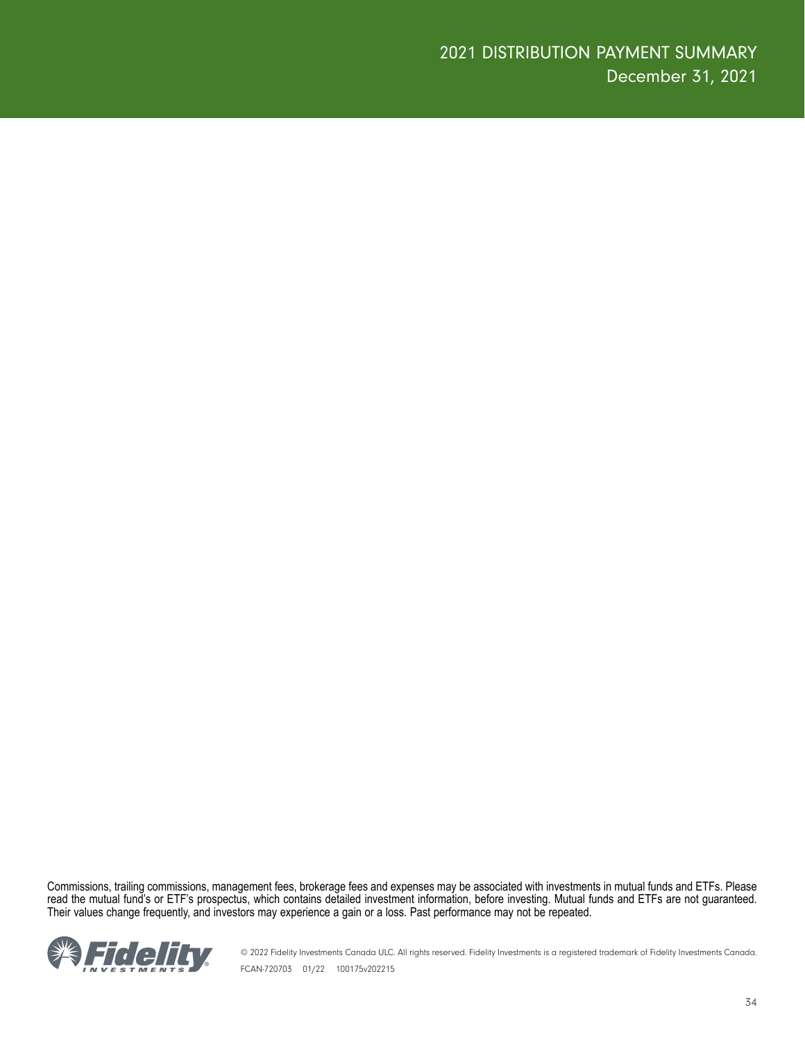Commissions, trailing commissions, management fees, brokerage fees and expenses may be associated with investments in mutual funds and ETFs. Please read the mutual fund's or ETF's prospectus, which contains detailed investment information, before investing. Mutual funds and ETFs are not guaranteed. Their values change frequently, and investors may experience a gain or a loss. Past performance may not be repeated.

© 2022 Fidelity Investments Canada ULC. All rights reserved. Fidelity Investments is a registered trademark of Fidelity Investments Canada.

FCAN-720703 01/22 100175v202215